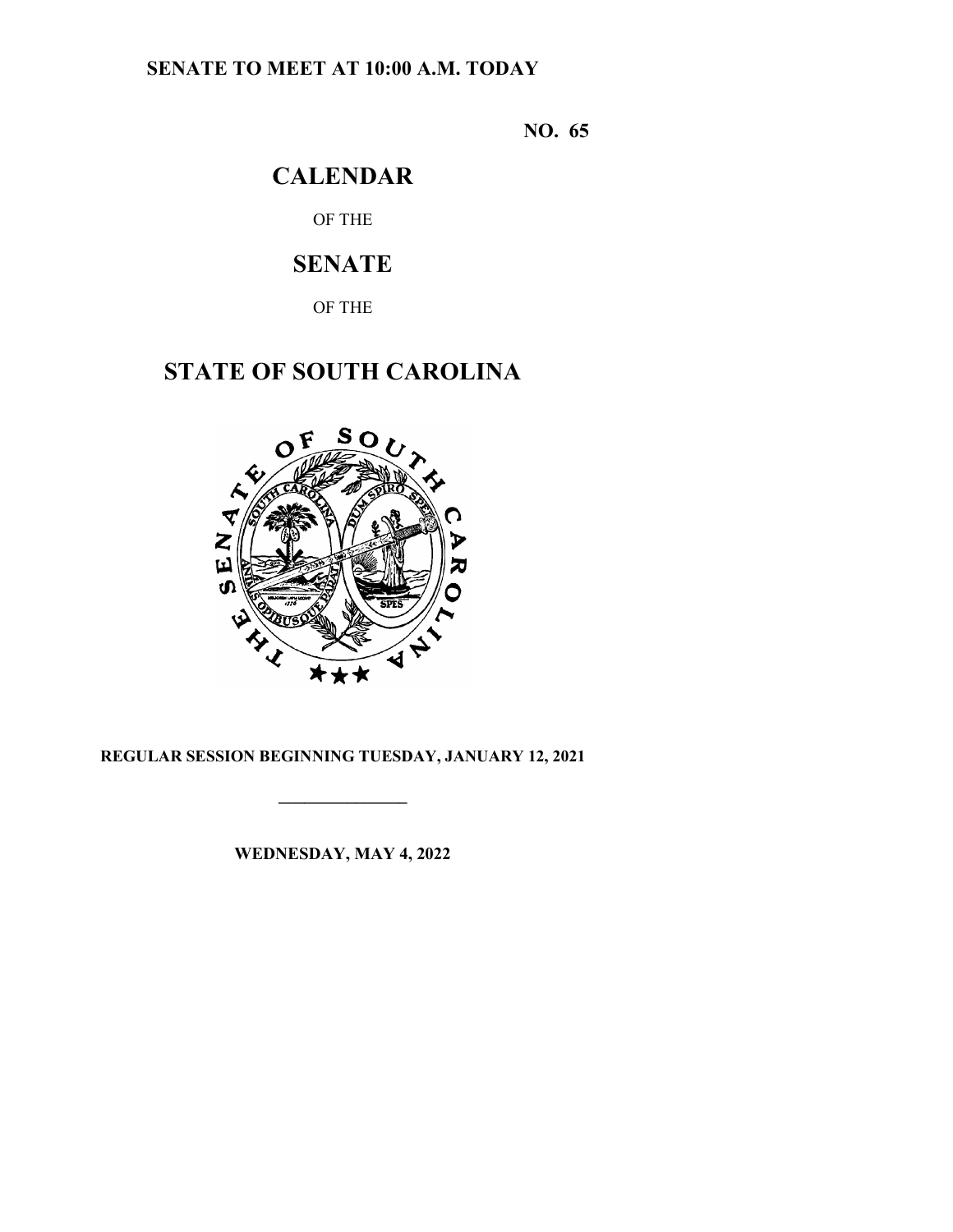**SENATE TO MEET AT 10:00 A.M. TODAY**

**NO. 65**

# CALENDAR

OF THE

# SENATE

OF THE

# STATE OF SOUTH CAROLINA

**REGULAR SESSION BEGINNING TUESDAY, JANUARY 12, 2021**

---

**WEDNESDAY, MAY 4, 2022**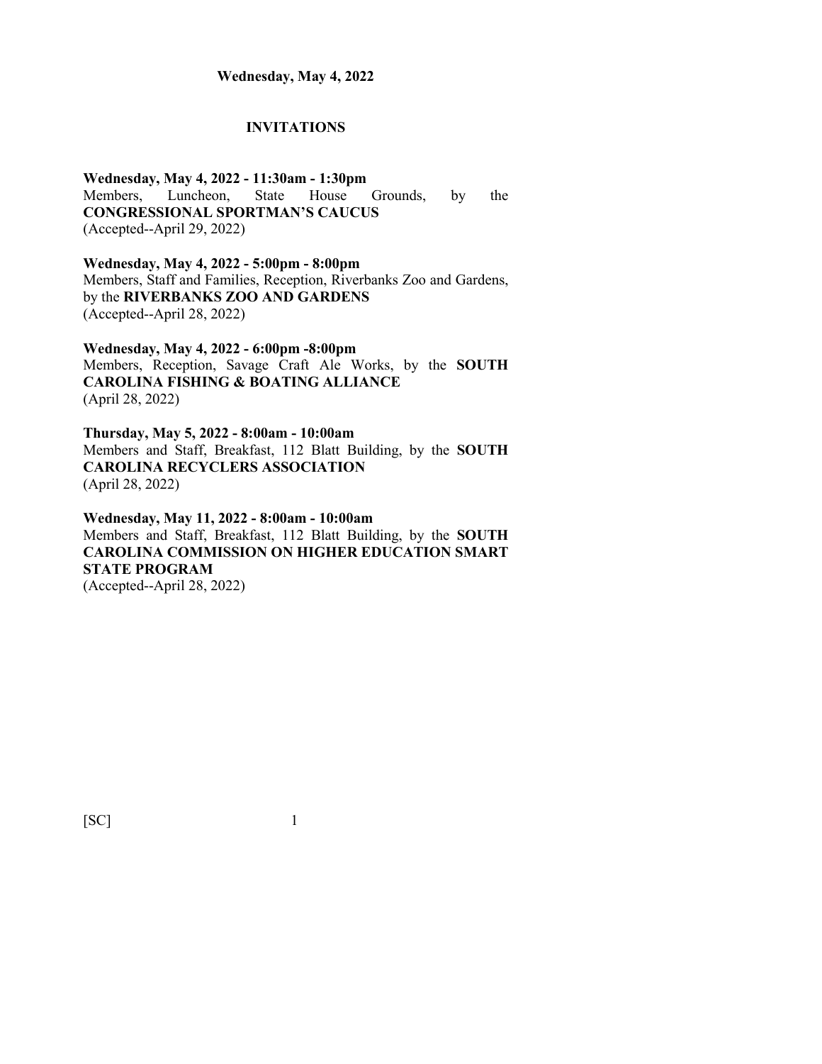**Wednesday, May 4, 2022**

## INVITATIONS

**Wednesday, May 4, 2022 - 11:30am - 1:30pm**
Members, Luncheon, State House Grounds, by the **CONGRESSIONAL SPORTMAN'S CAUCUS**
(Accepted--April 29, 2022)

**Wednesday, May 4, 2022 - 5:00pm - 8:00pm**
Members, Staff and Families, Reception, Riverbanks Zoo and Gardens, by the **RIVERBANKS ZOO AND GARDENS**
(Accepted--April 28, 2022)

**Wednesday, May 4, 2022 - 6:00pm -8:00pm**
Members, Reception, Savage Craft Ale Works, by the **SOUTH CAROLINA FISHING & BOATING ALLIANCE**
(April 28, 2022)

**Thursday, May 5, 2022 - 8:00am - 10:00am**
Members and Staff, Breakfast, 112 Blatt Building, by the **SOUTH CAROLINA RECYCLERS ASSOCIATION**
(April 28, 2022)

**Wednesday, May 11, 2022 - 8:00am - 10:00am**
Members and Staff, Breakfast, 112 Blatt Building, by the **SOUTH CAROLINA COMMISSION ON HIGHER EDUCATION SMART STATE PROGRAM**
(Accepted--April 28, 2022)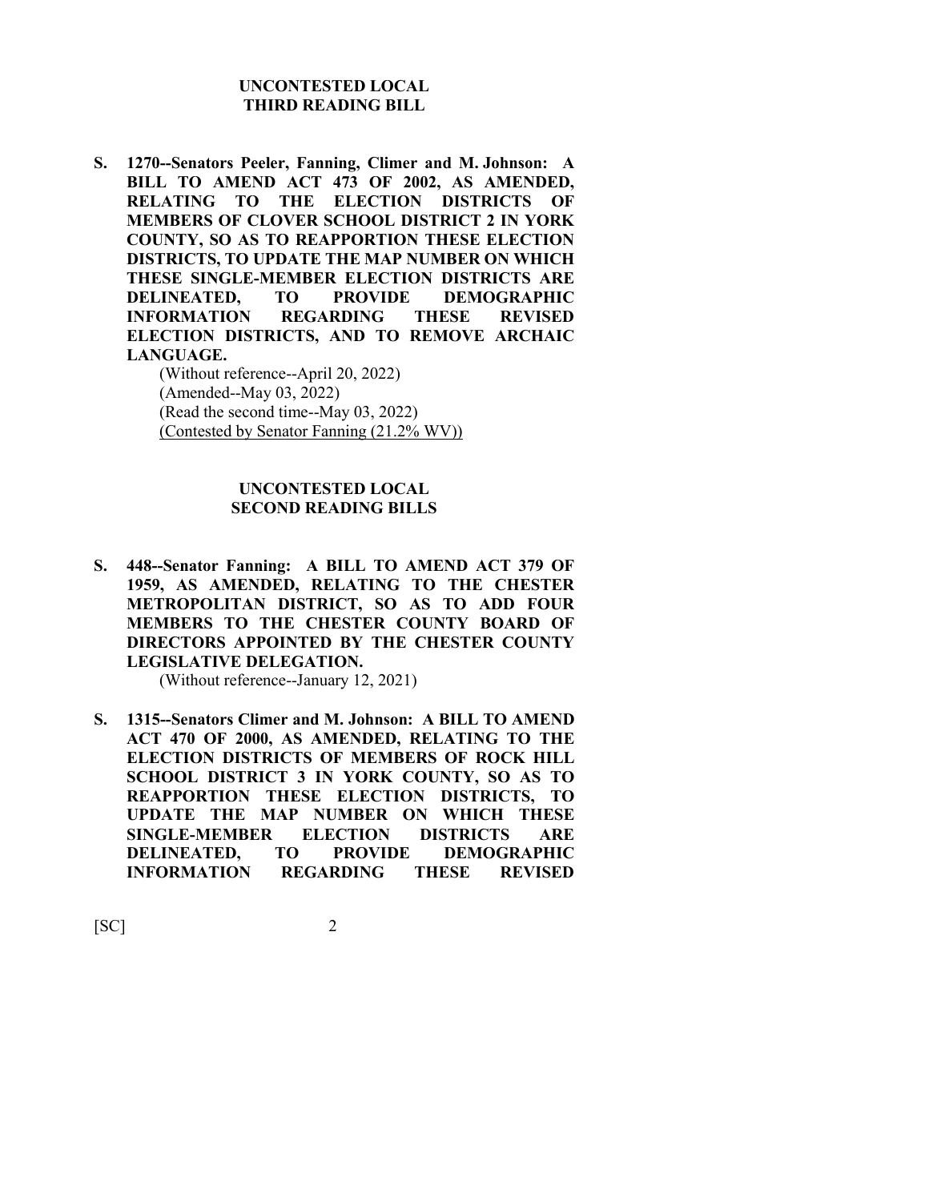## UNCONTESTED LOCAL THIRD READING BILL

**S. 1270--Senators Peeler, Fanning, Climer and M. Johnson: A BILL TO AMEND ACT 473 OF 2002, AS AMENDED, RELATING TO THE ELECTION DISTRICTS OF MEMBERS OF CLOVER SCHOOL DISTRICT 2 IN YORK COUNTY, SO AS TO REAPPORTION THESE ELECTION DISTRICTS, TO UPDATE THE MAP NUMBER ON WHICH THESE SINGLE-MEMBER ELECTION DISTRICTS ARE DELINEATED, TO PROVIDE DEMOGRAPHIC INFORMATION REGARDING THESE REVISED ELECTION DISTRICTS, AND TO REMOVE ARCHAIC LANGUAGE.**

(Without reference--April 20, 2022)
(Amended--May 03, 2022)
(Read the second time--May 03, 2022)
(Contested by Senator Fanning (21.2% WV))

## UNCONTESTED LOCAL SECOND READING BILLS

**S. 448--Senator Fanning: A BILL TO AMEND ACT 379 OF 1959, AS AMENDED, RELATING TO THE CHESTER METROPOLITAN DISTRICT, SO AS TO ADD FOUR MEMBERS TO THE CHESTER COUNTY BOARD OF DIRECTORS APPOINTED BY THE CHESTER COUNTY LEGISLATIVE DELEGATION.**

(Without reference--January 12, 2021)

**S. 1315--Senators Climer and M. Johnson: A BILL TO AMEND ACT 470 OF 2000, AS AMENDED, RELATING TO THE ELECTION DISTRICTS OF MEMBERS OF ROCK HILL SCHOOL DISTRICT 3 IN YORK COUNTY, SO AS TO REAPPORTION THESE ELECTION DISTRICTS, TO UPDATE THE MAP NUMBER ON WHICH THESE SINGLE-MEMBER ELECTION DISTRICTS ARE DELINEATED, TO PROVIDE DEMOGRAPHIC INFORMATION REGARDING THESE REVISED**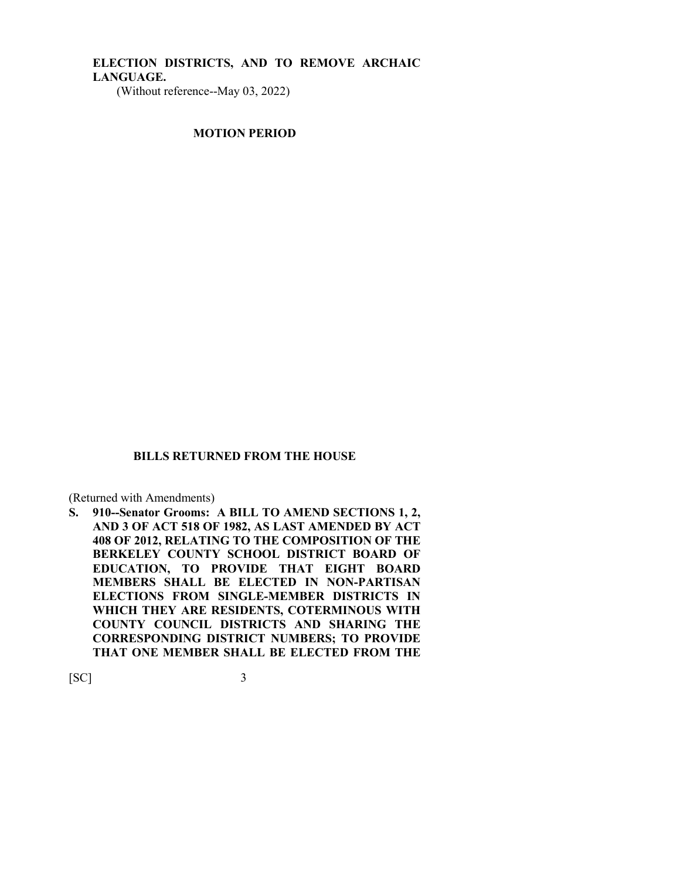**ELECTION DISTRICTS, AND TO REMOVE ARCHAIC LANGUAGE.**
(Without reference--May 03, 2022)

## MOTION PERIOD

## BILLS RETURNED FROM THE HOUSE

(Returned with Amendments)

**S. 910--Senator Grooms: A BILL TO AMEND SECTIONS 1, 2, AND 3 OF ACT 518 OF 1982, AS LAST AMENDED BY ACT 408 OF 2012, RELATING TO THE COMPOSITION OF THE BERKELEY COUNTY SCHOOL DISTRICT BOARD OF EDUCATION, TO PROVIDE THAT EIGHT BOARD MEMBERS SHALL BE ELECTED IN NON-PARTISAN ELECTIONS FROM SINGLE-MEMBER DISTRICTS IN WHICH THEY ARE RESIDENTS, COTERMINOUS WITH COUNTY COUNCIL DISTRICTS AND SHARING THE CORRESPONDING DISTRICT NUMBERS; TO PROVIDE THAT ONE MEMBER SHALL BE ELECTED FROM THE**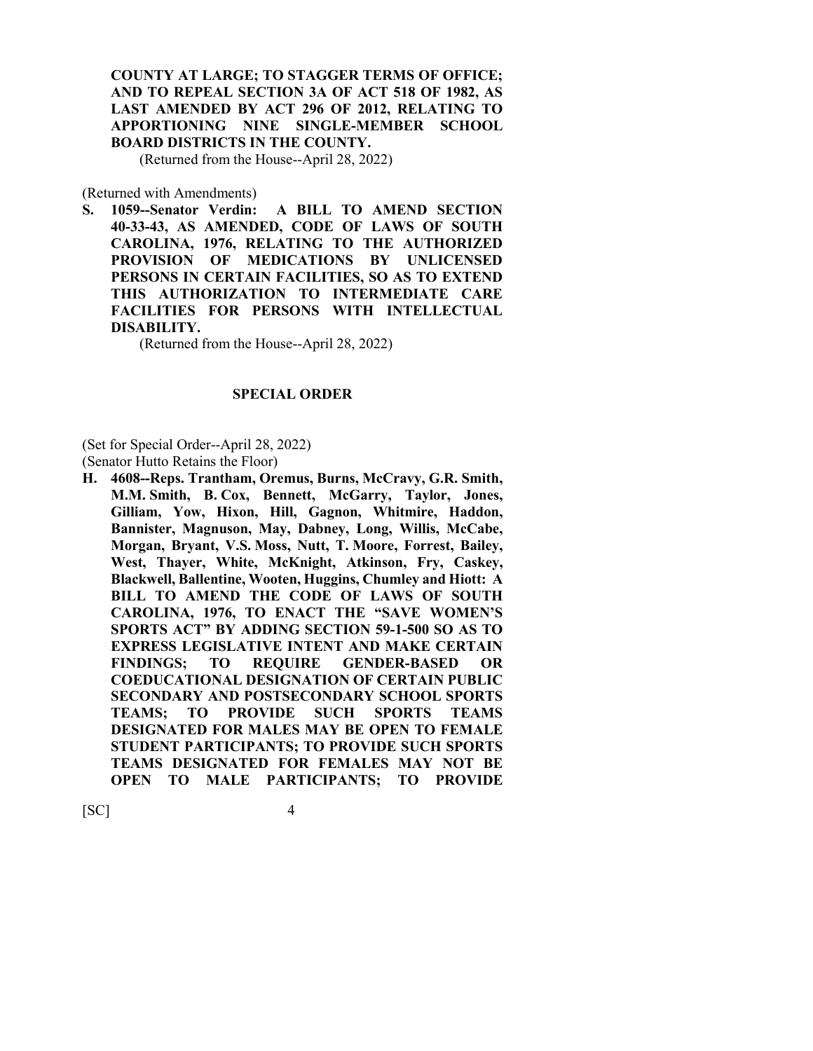**COUNTY AT LARGE; TO STAGGER TERMS OF OFFICE; AND TO REPEAL SECTION 3A OF ACT 518 OF 1982, AS LAST AMENDED BY ACT 296 OF 2012, RELATING TO APPORTIONING NINE SINGLE-MEMBER SCHOOL BOARD DISTRICTS IN THE COUNTY.**

(Returned from the House--April 28, 2022)

(Returned with Amendments)

**S. 1059--Senator Verdin: A BILL TO AMEND SECTION 40-33-43, AS AMENDED, CODE OF LAWS OF SOUTH CAROLINA, 1976, RELATING TO THE AUTHORIZED PROVISION OF MEDICATIONS BY UNLICENSED PERSONS IN CERTAIN FACILITIES, SO AS TO EXTEND THIS AUTHORIZATION TO INTERMEDIATE CARE FACILITIES FOR PERSONS WITH INTELLECTUAL DISABILITY.**

(Returned from the House--April 28, 2022)

## SPECIAL ORDER

(Set for Special Order--April 28, 2022)

(Senator Hutto Retains the Floor)

**H. 4608--Reps. Trantham, Oremus, Burns, McCravy, G.R. Smith, M.M. Smith, B. Cox, Bennett, McGarry, Taylor, Jones, Gilliam, Yow, Hixon, Hill, Gagnon, Whitmire, Haddon, Bannister, Magnuson, May, Dabney, Long, Willis, McCabe, Morgan, Bryant, V.S. Moss, Nutt, T. Moore, Forrest, Bailey, West, Thayer, White, McKnight, Atkinson, Fry, Caskey, Blackwell, Ballentine, Wooten, Huggins, Chumley and Hiott: A BILL TO AMEND THE CODE OF LAWS OF SOUTH CAROLINA, 1976, TO ENACT THE "SAVE WOMEN'S SPORTS ACT" BY ADDING SECTION 59-1-500 SO AS TO EXPRESS LEGISLATIVE INTENT AND MAKE CERTAIN FINDINGS; TO REQUIRE GENDER-BASED OR COEDUCATIONAL DESIGNATION OF CERTAIN PUBLIC SECONDARY AND POSTSECONDARY SCHOOL SPORTS TEAMS; TO PROVIDE SUCH SPORTS TEAMS DESIGNATED FOR MALES MAY BE OPEN TO FEMALE STUDENT PARTICIPANTS; TO PROVIDE SUCH SPORTS TEAMS DESIGNATED FOR FEMALES MAY NOT BE OPEN TO MALE PARTICIPANTS; TO PROVIDE**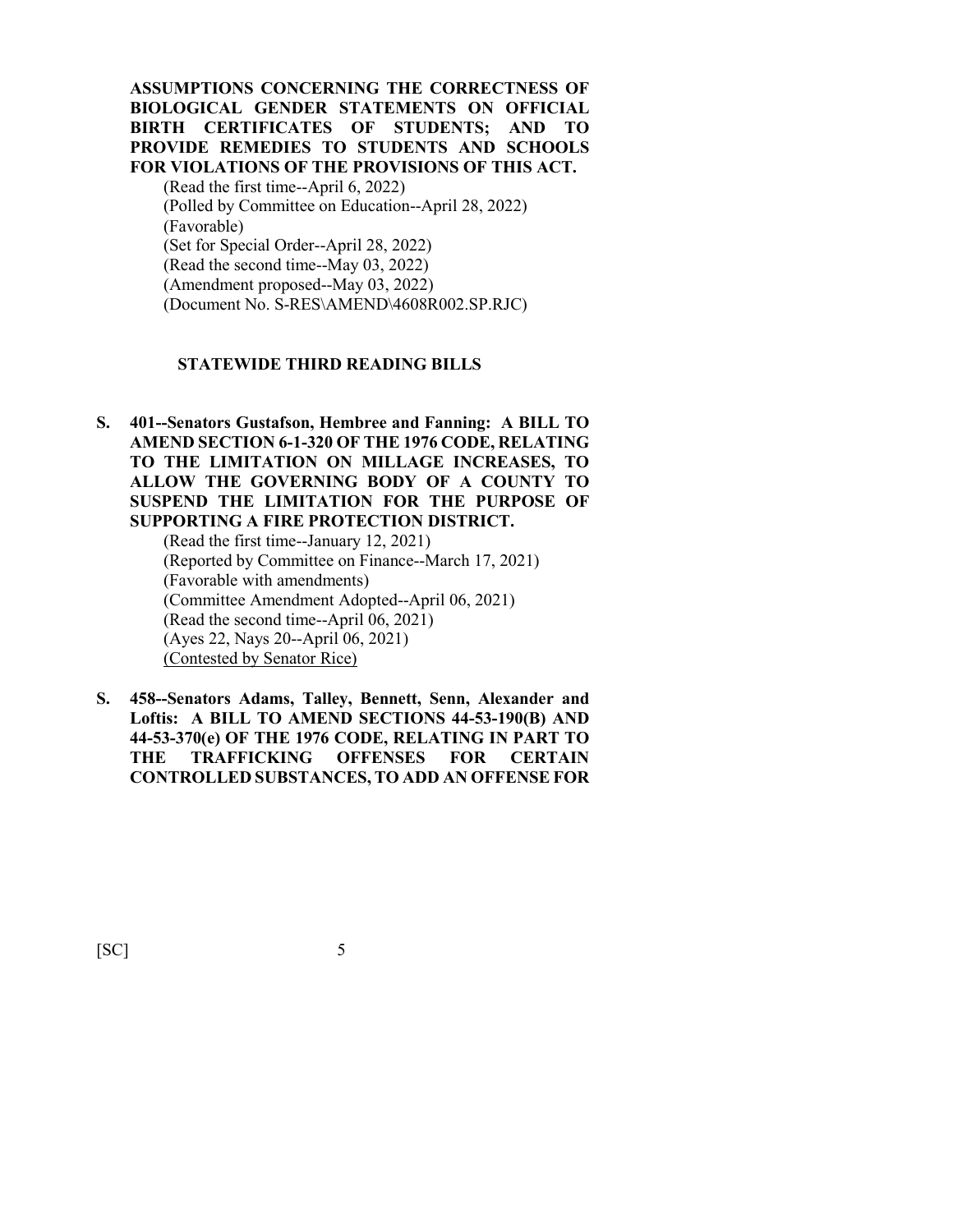**ASSUMPTIONS CONCERNING THE CORRECTNESS OF BIOLOGICAL GENDER STATEMENTS ON OFFICIAL BIRTH CERTIFICATES OF STUDENTS; AND TO PROVIDE REMEDIES TO STUDENTS AND SCHOOLS FOR VIOLATIONS OF THE PROVISIONS OF THIS ACT.**

(Read the first time--April 6, 2022)
(Polled by Committee on Education--April 28, 2022)
(Favorable)
(Set for Special Order--April 28, 2022)
(Read the second time--May 03, 2022)
(Amendment proposed--May 03, 2022)
(Document No. S-RES\AMEND\4608R002.SP.RJC)

## STATEWIDE THIRD READING BILLS

**S. 401--Senators Gustafson, Hembree and Fanning: A BILL TO AMEND SECTION 6-1-320 OF THE 1976 CODE, RELATING TO THE LIMITATION ON MILLAGE INCREASES, TO ALLOW THE GOVERNING BODY OF A COUNTY TO SUSPEND THE LIMITATION FOR THE PURPOSE OF SUPPORTING A FIRE PROTECTION DISTRICT.**

(Read the first time--January 12, 2021)
(Reported by Committee on Finance--March 17, 2021)
(Favorable with amendments)
(Committee Amendment Adopted--April 06, 2021)
(Read the second time--April 06, 2021)
(Ayes 22, Nays 20--April 06, 2021)
<u>(Contested by Senator Rice)</u>

**S. 458--Senators Adams, Talley, Bennett, Senn, Alexander and Loftis: A BILL TO AMEND SECTIONS 44-53-190(B) AND 44-53-370(e) OF THE 1976 CODE, RELATING IN PART TO THE TRAFFICKING OFFENSES FOR CERTAIN CONTROLLED SUBSTANCES, TO ADD AN OFFENSE FOR**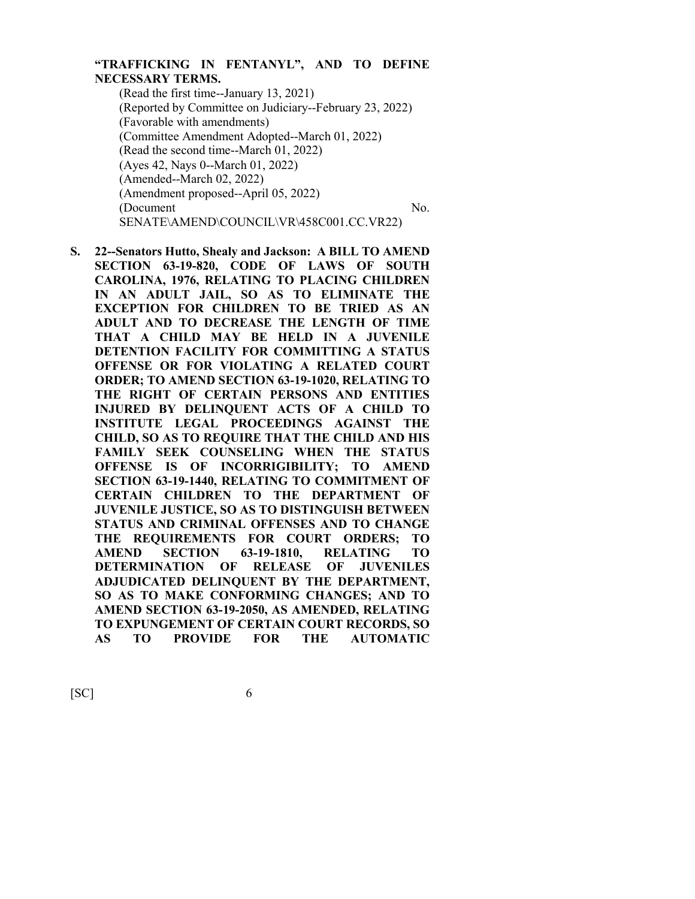**"TRAFFICKING IN FENTANYL", AND TO DEFINE NECESSARY TERMS.**

(Read the first time--January 13, 2021)
(Reported by Committee on Judiciary--February 23, 2022)
(Favorable with amendments)
(Committee Amendment Adopted--March 01, 2022)
(Read the second time--March 01, 2022)
(Ayes 42, Nays 0--March 01, 2022)
(Amended--March 02, 2022)
(Amendment proposed--April 05, 2022)
(Document No. SENATE\AMEND\COUNCIL\VR\458C001.CC.VR22)

**S. 22--Senators Hutto, Shealy and Jackson: A BILL TO AMEND SECTION 63-19-820, CODE OF LAWS OF SOUTH CAROLINA, 1976, RELATING TO PLACING CHILDREN IN AN ADULT JAIL, SO AS TO ELIMINATE THE EXCEPTION FOR CHILDREN TO BE TRIED AS AN ADULT AND TO DECREASE THE LENGTH OF TIME THAT A CHILD MAY BE HELD IN A JUVENILE DETENTION FACILITY FOR COMMITTING A STATUS OFFENSE OR FOR VIOLATING A RELATED COURT ORDER; TO AMEND SECTION 63-19-1020, RELATING TO THE RIGHT OF CERTAIN PERSONS AND ENTITIES INJURED BY DELINQUENT ACTS OF A CHILD TO INSTITUTE LEGAL PROCEEDINGS AGAINST THE CHILD, SO AS TO REQUIRE THAT THE CHILD AND HIS FAMILY SEEK COUNSELING WHEN THE STATUS OFFENSE IS OF INCORRIGIBILITY; TO AMEND SECTION 63-19-1440, RELATING TO COMMITMENT OF CERTAIN CHILDREN TO THE DEPARTMENT OF JUVENILE JUSTICE, SO AS TO DISTINGUISH BETWEEN STATUS AND CRIMINAL OFFENSES AND TO CHANGE THE REQUIREMENTS FOR COURT ORDERS; TO AMEND SECTION 63-19-1810, RELATING TO DETERMINATION OF RELEASE OF JUVENILES ADJUDICATED DELINQUENT BY THE DEPARTMENT, SO AS TO MAKE CONFORMING CHANGES; AND TO AMEND SECTION 63-19-2050, AS AMENDED, RELATING TO EXPUNGEMENT OF CERTAIN COURT RECORDS, SO AS TO PROVIDE FOR THE AUTOMATIC**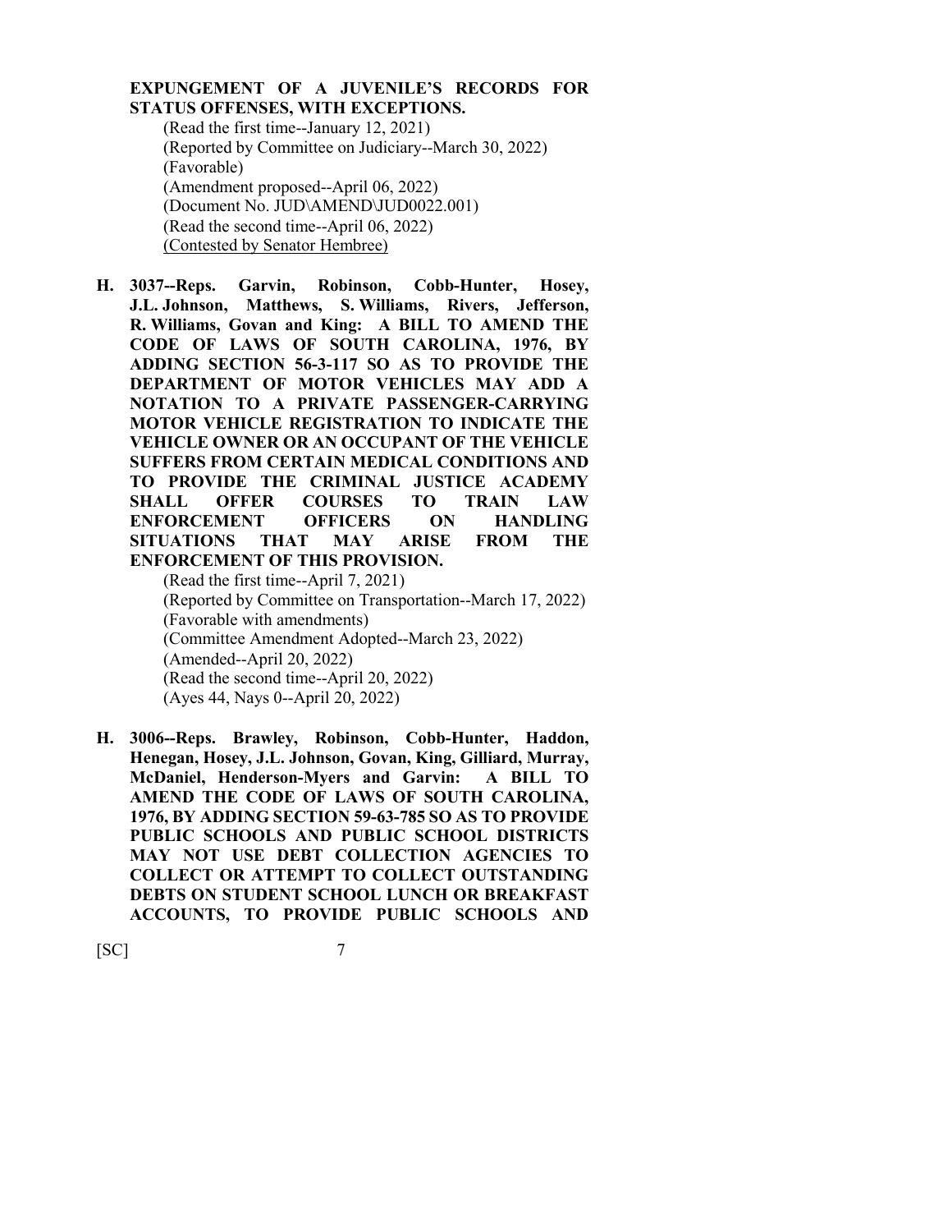**EXPUNGEMENT OF A JUVENILE'S RECORDS FOR STATUS OFFENSES, WITH EXCEPTIONS.**

(Read the first time--January 12, 2021)
(Reported by Committee on Judiciary--March 30, 2022)
(Favorable)
(Amendment proposed--April 06, 2022)
(Document No. JUD\AMEND\JUD0022.001)
(Read the second time--April 06, 2022)
<u>(Contested by Senator Hembree)</u>

**H. 3037--Reps. Garvin, Robinson, Cobb-Hunter, Hosey, J.L. Johnson, Matthews, S. Williams, Rivers, Jefferson, R. Williams, Govan and King: A BILL TO AMEND THE CODE OF LAWS OF SOUTH CAROLINA, 1976, BY ADDING SECTION 56-3-117 SO AS TO PROVIDE THE DEPARTMENT OF MOTOR VEHICLES MAY ADD A NOTATION TO A PRIVATE PASSENGER-CARRYING MOTOR VEHICLE REGISTRATION TO INDICATE THE VEHICLE OWNER OR AN OCCUPANT OF THE VEHICLE SUFFERS FROM CERTAIN MEDICAL CONDITIONS AND TO PROVIDE THE CRIMINAL JUSTICE ACADEMY SHALL OFFER COURSES TO TRAIN LAW ENFORCEMENT OFFICERS ON HANDLING SITUATIONS THAT MAY ARISE FROM THE ENFORCEMENT OF THIS PROVISION.**

(Read the first time--April 7, 2021)
(Reported by Committee on Transportation--March 17, 2022)
(Favorable with amendments)
(Committee Amendment Adopted--March 23, 2022)
(Amended--April 20, 2022)
(Read the second time--April 20, 2022)
(Ayes 44, Nays 0--April 20, 2022)

**H. 3006--Reps. Brawley, Robinson, Cobb-Hunter, Haddon, Henegan, Hosey, J.L. Johnson, Govan, King, Gilliard, Murray, McDaniel, Henderson-Myers and Garvin: A BILL TO AMEND THE CODE OF LAWS OF SOUTH CAROLINA, 1976, BY ADDING SECTION 59-63-785 SO AS TO PROVIDE PUBLIC SCHOOLS AND PUBLIC SCHOOL DISTRICTS MAY NOT USE DEBT COLLECTION AGENCIES TO COLLECT OR ATTEMPT TO COLLECT OUTSTANDING DEBTS ON STUDENT SCHOOL LUNCH OR BREAKFAST ACCOUNTS, TO PROVIDE PUBLIC SCHOOLS AND**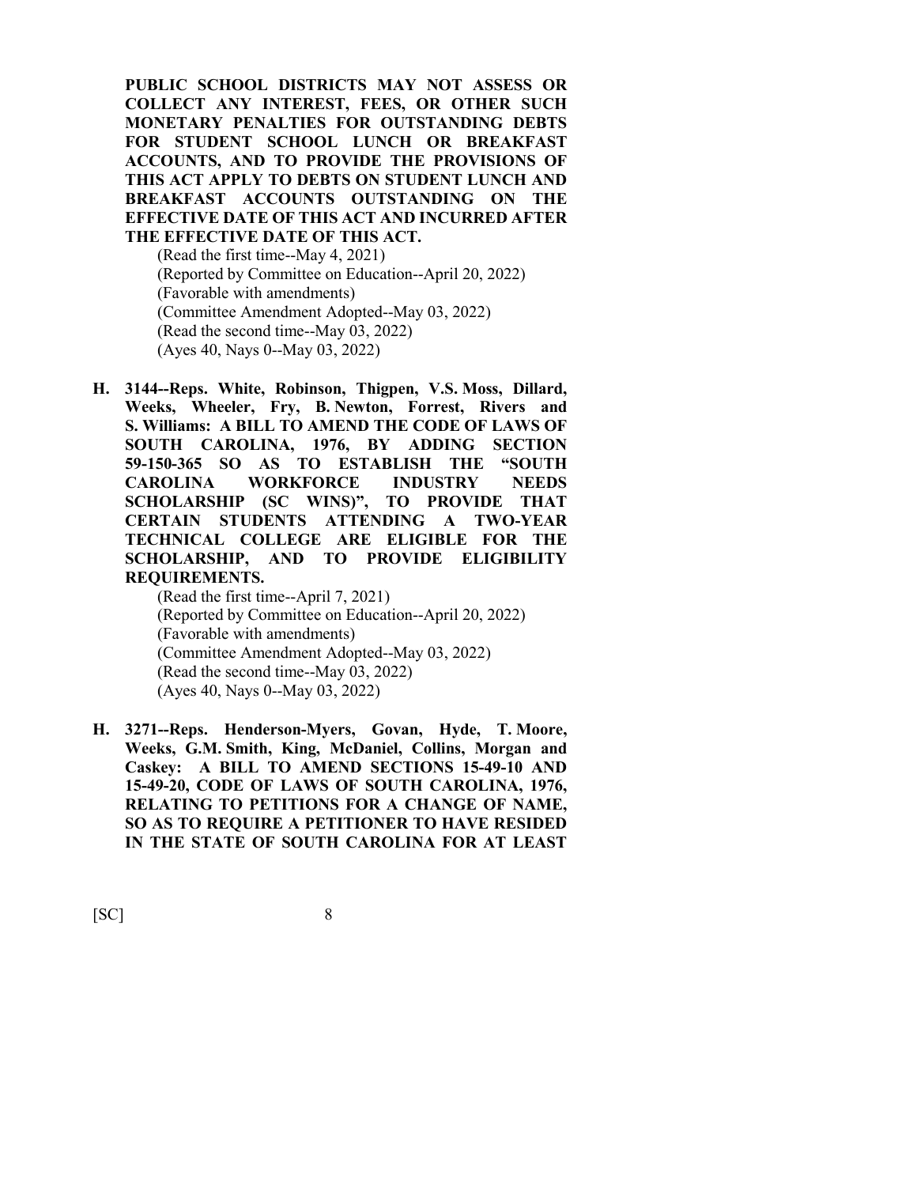**PUBLIC SCHOOL DISTRICTS MAY NOT ASSESS OR COLLECT ANY INTEREST, FEES, OR OTHER SUCH MONETARY PENALTIES FOR OUTSTANDING DEBTS FOR STUDENT SCHOOL LUNCH OR BREAKFAST ACCOUNTS, AND TO PROVIDE THE PROVISIONS OF THIS ACT APPLY TO DEBTS ON STUDENT LUNCH AND BREAKFAST ACCOUNTS OUTSTANDING ON THE EFFECTIVE DATE OF THIS ACT AND INCURRED AFTER THE EFFECTIVE DATE OF THIS ACT.**

(Read the first time--May 4, 2021)
(Reported by Committee on Education--April 20, 2022)
(Favorable with amendments)
(Committee Amendment Adopted--May 03, 2022)
(Read the second time--May 03, 2022)
(Ayes 40, Nays 0--May 03, 2022)

**H. 3144--Reps. White, Robinson, Thigpen, V.S. Moss, Dillard, Weeks, Wheeler, Fry, B. Newton, Forrest, Rivers and S. Williams: A BILL TO AMEND THE CODE OF LAWS OF SOUTH CAROLINA, 1976, BY ADDING SECTION 59-150-365 SO AS TO ESTABLISH THE "SOUTH CAROLINA WORKFORCE INDUSTRY NEEDS SCHOLARSHIP (SC WINS)", TO PROVIDE THAT CERTAIN STUDENTS ATTENDING A TWO-YEAR TECHNICAL COLLEGE ARE ELIGIBLE FOR THE SCHOLARSHIP, AND TO PROVIDE ELIGIBILITY REQUIREMENTS.**

(Read the first time--April 7, 2021)
(Reported by Committee on Education--April 20, 2022)
(Favorable with amendments)
(Committee Amendment Adopted--May 03, 2022)
(Read the second time--May 03, 2022)
(Ayes 40, Nays 0--May 03, 2022)

**H. 3271--Reps. Henderson-Myers, Govan, Hyde, T. Moore, Weeks, G.M. Smith, King, McDaniel, Collins, Morgan and Caskey: A BILL TO AMEND SECTIONS 15-49-10 AND 15-49-20, CODE OF LAWS OF SOUTH CAROLINA, 1976, RELATING TO PETITIONS FOR A CHANGE OF NAME, SO AS TO REQUIRE A PETITIONER TO HAVE RESIDED IN THE STATE OF SOUTH CAROLINA FOR AT LEAST**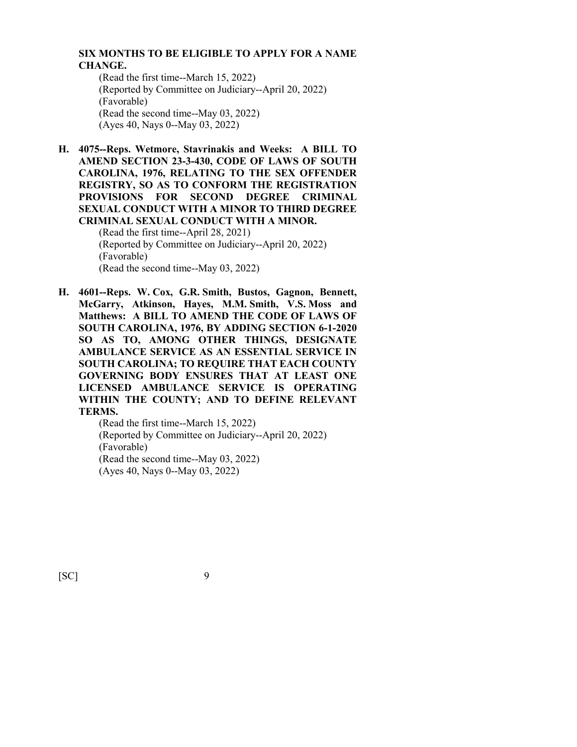**SIX MONTHS TO BE ELIGIBLE TO APPLY FOR A NAME CHANGE.**

(Read the first time--March 15, 2022)
(Reported by Committee on Judiciary--April 20, 2022)
(Favorable)
(Read the second time--May 03, 2022)
(Ayes 40, Nays 0--May 03, 2022)

**H. 4075--Reps. Wetmore, Stavrinakis and Weeks: A BILL TO AMEND SECTION 23-3-430, CODE OF LAWS OF SOUTH CAROLINA, 1976, RELATING TO THE SEX OFFENDER REGISTRY, SO AS TO CONFORM THE REGISTRATION PROVISIONS FOR SECOND DEGREE CRIMINAL SEXUAL CONDUCT WITH A MINOR TO THIRD DEGREE CRIMINAL SEXUAL CONDUCT WITH A MINOR.**

(Read the first time--April 28, 2021)
(Reported by Committee on Judiciary--April 20, 2022)
(Favorable)
(Read the second time--May 03, 2022)

**H. 4601--Reps. W. Cox, G.R. Smith, Bustos, Gagnon, Bennett, McGarry, Atkinson, Hayes, M.M. Smith, V.S. Moss and Matthews: A BILL TO AMEND THE CODE OF LAWS OF SOUTH CAROLINA, 1976, BY ADDING SECTION 6-1-2020 SO AS TO, AMONG OTHER THINGS, DESIGNATE AMBULANCE SERVICE AS AN ESSENTIAL SERVICE IN SOUTH CAROLINA; TO REQUIRE THAT EACH COUNTY GOVERNING BODY ENSURES THAT AT LEAST ONE LICENSED AMBULANCE SERVICE IS OPERATING WITHIN THE COUNTY; AND TO DEFINE RELEVANT TERMS.**

(Read the first time--March 15, 2022)
(Reported by Committee on Judiciary--April 20, 2022)
(Favorable)
(Read the second time--May 03, 2022)
(Ayes 40, Nays 0--May 03, 2022)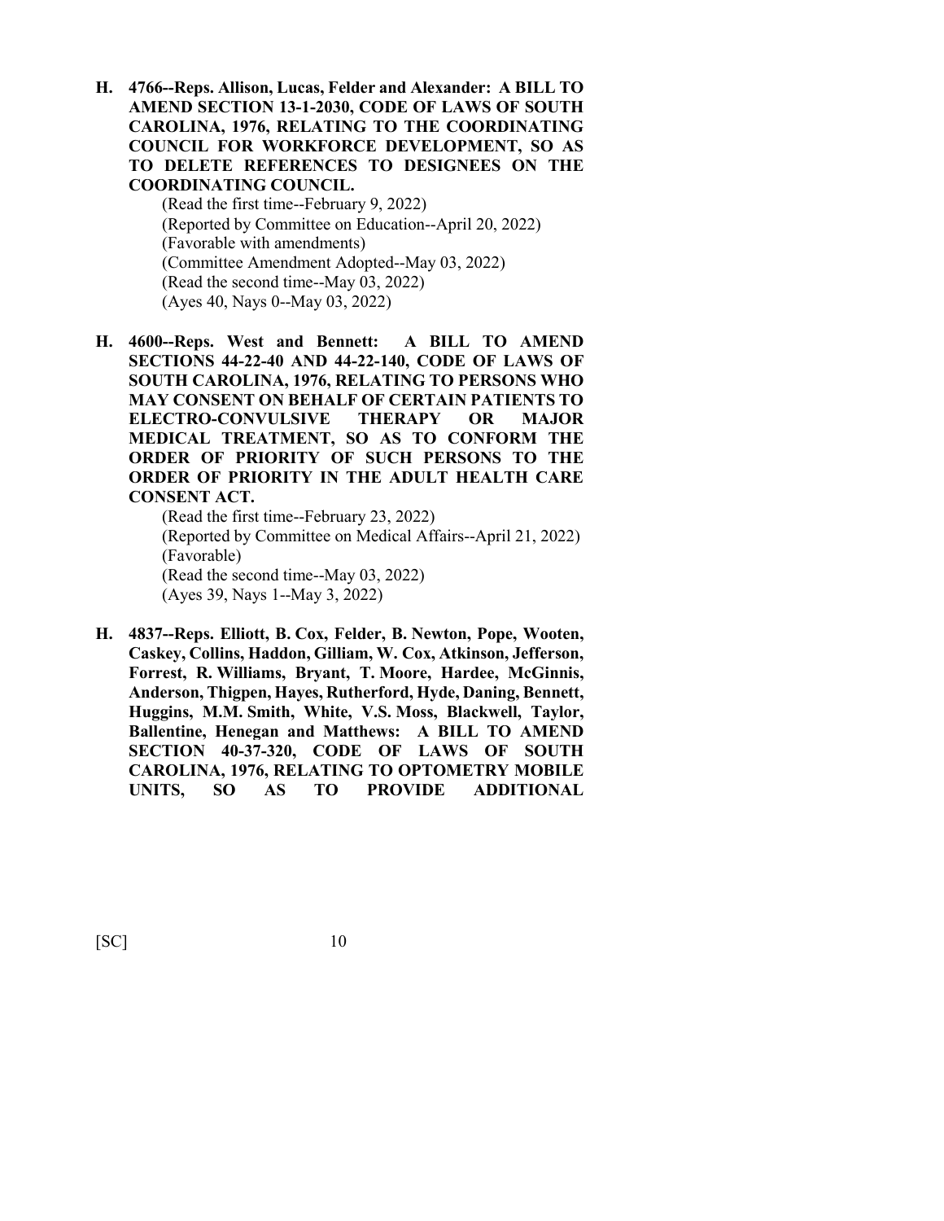**H. 4766--Reps. Allison, Lucas, Felder and Alexander: A BILL TO AMEND SECTION 13-1-2030, CODE OF LAWS OF SOUTH CAROLINA, 1976, RELATING TO THE COORDINATING COUNCIL FOR WORKFORCE DEVELOPMENT, SO AS TO DELETE REFERENCES TO DESIGNEES ON THE COORDINATING COUNCIL.**

(Read the first time--February 9, 2022)
(Reported by Committee on Education--April 20, 2022)
(Favorable with amendments)
(Committee Amendment Adopted--May 03, 2022)
(Read the second time--May 03, 2022)
(Ayes 40, Nays 0--May 03, 2022)

**H. 4600--Reps. West and Bennett: A BILL TO AMEND SECTIONS 44-22-40 AND 44-22-140, CODE OF LAWS OF SOUTH CAROLINA, 1976, RELATING TO PERSONS WHO MAY CONSENT ON BEHALF OF CERTAIN PATIENTS TO ELECTRO-CONVULSIVE THERAPY OR MAJOR MEDICAL TREATMENT, SO AS TO CONFORM THE ORDER OF PRIORITY OF SUCH PERSONS TO THE ORDER OF PRIORITY IN THE ADULT HEALTH CARE CONSENT ACT.**

(Read the first time--February 23, 2022)
(Reported by Committee on Medical Affairs--April 21, 2022)
(Favorable)
(Read the second time--May 03, 2022)
(Ayes 39, Nays 1--May 3, 2022)

**H. 4837--Reps. Elliott, B. Cox, Felder, B. Newton, Pope, Wooten, Caskey, Collins, Haddon, Gilliam, W. Cox, Atkinson, Jefferson, Forrest, R. Williams, Bryant, T. Moore, Hardee, McGinnis, Anderson, Thigpen, Hayes, Rutherford, Hyde, Daning, Bennett, Huggins, M.M. Smith, White, V.S. Moss, Blackwell, Taylor, Ballentine, Henegan and Matthews: A BILL TO AMEND SECTION 40-37-320, CODE OF LAWS OF SOUTH CAROLINA, 1976, RELATING TO OPTOMETRY MOBILE UNITS, SO AS TO PROVIDE ADDITIONAL**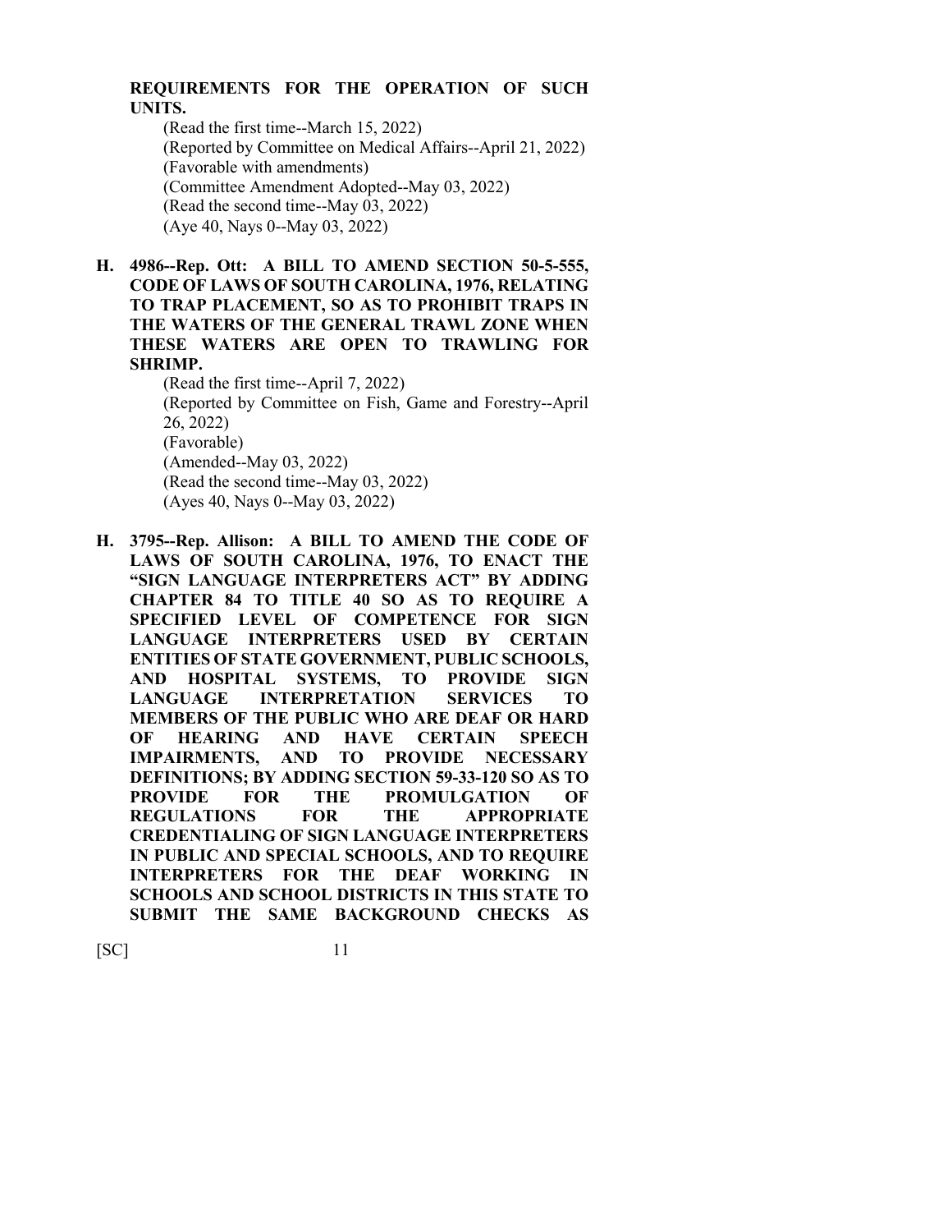**REQUIREMENTS FOR THE OPERATION OF SUCH UNITS.**

(Read the first time--March 15, 2022)
(Reported by Committee on Medical Affairs--April 21, 2022)
(Favorable with amendments)
(Committee Amendment Adopted--May 03, 2022)
(Read the second time--May 03, 2022)
(Aye 40, Nays 0--May 03, 2022)

**H. 4986--Rep. Ott: A BILL TO AMEND SECTION 50-5-555, CODE OF LAWS OF SOUTH CAROLINA, 1976, RELATING TO TRAP PLACEMENT, SO AS TO PROHIBIT TRAPS IN THE WATERS OF THE GENERAL TRAWL ZONE WHEN THESE WATERS ARE OPEN TO TRAWLING FOR SHRIMP.**

(Read the first time--April 7, 2022)
(Reported by Committee on Fish, Game and Forestry--April 26, 2022)
(Favorable)
(Amended--May 03, 2022)
(Read the second time--May 03, 2022)
(Ayes 40, Nays 0--May 03, 2022)

**H. 3795--Rep. Allison: A BILL TO AMEND THE CODE OF LAWS OF SOUTH CAROLINA, 1976, TO ENACT THE "SIGN LANGUAGE INTERPRETERS ACT" BY ADDING CHAPTER 84 TO TITLE 40 SO AS TO REQUIRE A SPECIFIED LEVEL OF COMPETENCE FOR SIGN LANGUAGE INTERPRETERS USED BY CERTAIN ENTITIES OF STATE GOVERNMENT, PUBLIC SCHOOLS, AND HOSPITAL SYSTEMS, TO PROVIDE SIGN LANGUAGE INTERPRETATION SERVICES TO MEMBERS OF THE PUBLIC WHO ARE DEAF OR HARD OF HEARING AND HAVE CERTAIN SPEECH IMPAIRMENTS, AND TO PROVIDE NECESSARY DEFINITIONS; BY ADDING SECTION 59-33-120 SO AS TO PROVIDE FOR THE PROMULGATION OF REGULATIONS FOR THE APPROPRIATE CREDENTIALING OF SIGN LANGUAGE INTERPRETERS IN PUBLIC AND SPECIAL SCHOOLS, AND TO REQUIRE INTERPRETERS FOR THE DEAF WORKING IN SCHOOLS AND SCHOOL DISTRICTS IN THIS STATE TO SUBMIT THE SAME BACKGROUND CHECKS AS**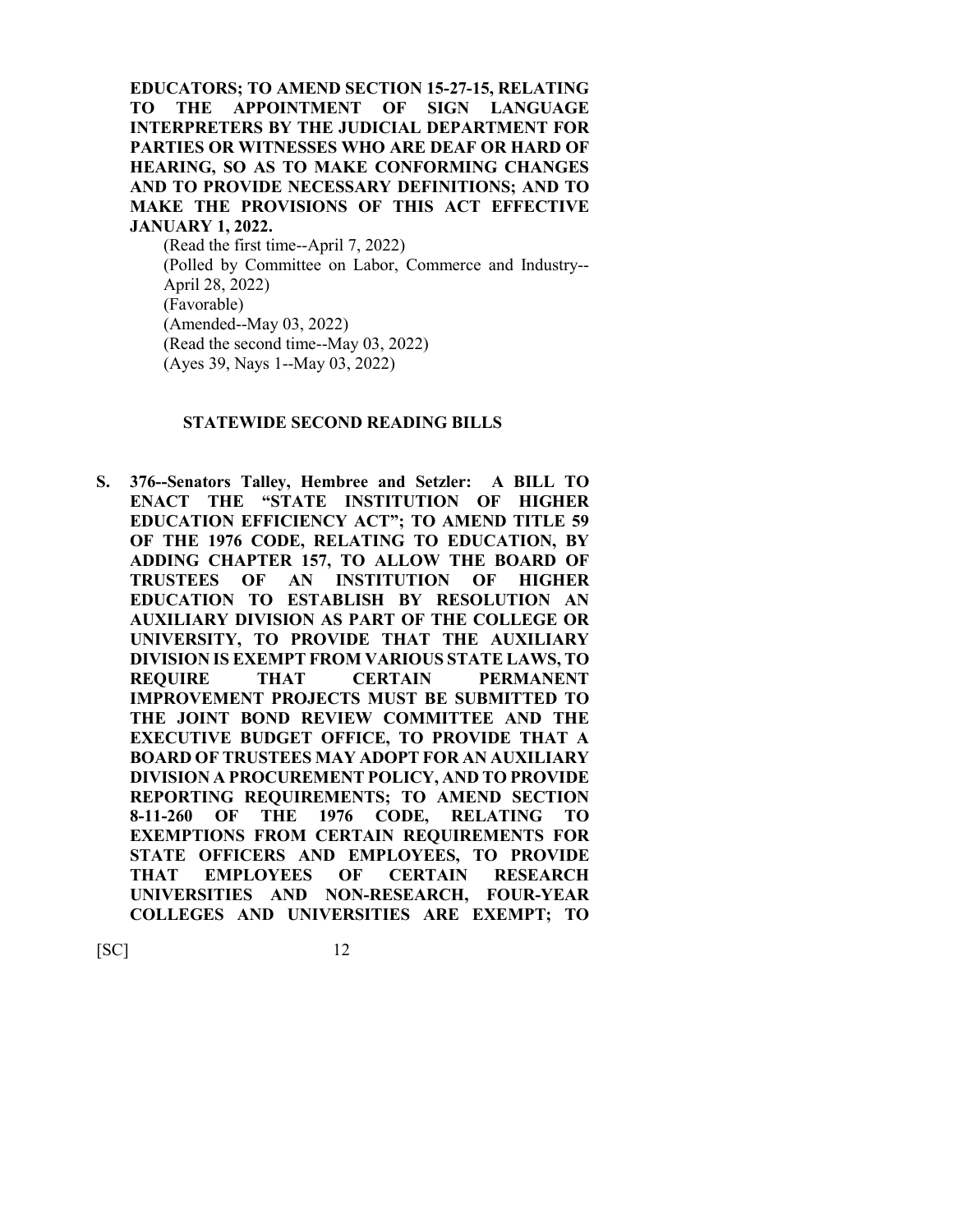**EDUCATORS; TO AMEND SECTION 15-27-15, RELATING TO THE APPOINTMENT OF SIGN LANGUAGE INTERPRETERS BY THE JUDICIAL DEPARTMENT FOR PARTIES OR WITNESSES WHO ARE DEAF OR HARD OF HEARING, SO AS TO MAKE CONFORMING CHANGES AND TO PROVIDE NECESSARY DEFINITIONS; AND TO MAKE THE PROVISIONS OF THIS ACT EFFECTIVE JANUARY 1, 2022.**

(Read the first time--April 7, 2022)
(Polled by Committee on Labor, Commerce and Industry--April 28, 2022)
(Favorable)
(Amended--May 03, 2022)
(Read the second time--May 03, 2022)
(Ayes 39, Nays 1--May 03, 2022)

## STATEWIDE SECOND READING BILLS

**S. 376--Senators Talley, Hembree and Setzler: A BILL TO ENACT THE "STATE INSTITUTION OF HIGHER EDUCATION EFFICIENCY ACT"; TO AMEND TITLE 59 OF THE 1976 CODE, RELATING TO EDUCATION, BY ADDING CHAPTER 157, TO ALLOW THE BOARD OF TRUSTEES OF AN INSTITUTION OF HIGHER EDUCATION TO ESTABLISH BY RESOLUTION AN AUXILIARY DIVISION AS PART OF THE COLLEGE OR UNIVERSITY, TO PROVIDE THAT THE AUXILIARY DIVISION IS EXEMPT FROM VARIOUS STATE LAWS, TO REQUIRE THAT CERTAIN PERMANENT IMPROVEMENT PROJECTS MUST BE SUBMITTED TO THE JOINT BOND REVIEW COMMITTEE AND THE EXECUTIVE BUDGET OFFICE, TO PROVIDE THAT A BOARD OF TRUSTEES MAY ADOPT FOR AN AUXILIARY DIVISION A PROCUREMENT POLICY, AND TO PROVIDE REPORTING REQUIREMENTS; TO AMEND SECTION 8-11-260 OF THE 1976 CODE, RELATING TO EXEMPTIONS FROM CERTAIN REQUIREMENTS FOR STATE OFFICERS AND EMPLOYEES, TO PROVIDE THAT EMPLOYEES OF CERTAIN RESEARCH UNIVERSITIES AND NON-RESEARCH, FOUR-YEAR COLLEGES AND UNIVERSITIES ARE EXEMPT; TO**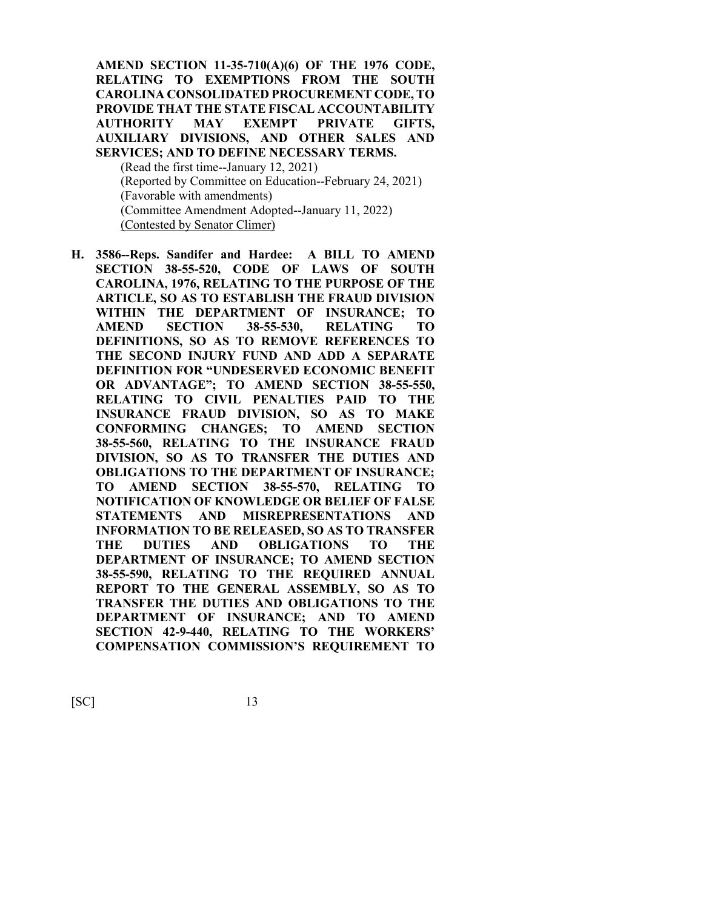**AMEND SECTION 11-35-710(A)(6) OF THE 1976 CODE, RELATING TO EXEMPTIONS FROM THE SOUTH CAROLINA CONSOLIDATED PROCUREMENT CODE, TO PROVIDE THAT THE STATE FISCAL ACCOUNTABILITY AUTHORITY MAY EXEMPT PRIVATE GIFTS, AUXILIARY DIVISIONS, AND OTHER SALES AND SERVICES; AND TO DEFINE NECESSARY TERMS.**

(Read the first time--January 12, 2021)
(Reported by Committee on Education--February 24, 2021)
(Favorable with amendments)
(Committee Amendment Adopted--January 11, 2022)
<u>(Contested by Senator Climer)</u>

**H. 3586--Reps. Sandifer and Hardee: A BILL TO AMEND SECTION 38-55-520, CODE OF LAWS OF SOUTH CAROLINA, 1976, RELATING TO THE PURPOSE OF THE ARTICLE, SO AS TO ESTABLISH THE FRAUD DIVISION WITHIN THE DEPARTMENT OF INSURANCE; TO AMEND SECTION 38-55-530, RELATING TO DEFINITIONS, SO AS TO REMOVE REFERENCES TO THE SECOND INJURY FUND AND ADD A SEPARATE DEFINITION FOR "UNDESERVED ECONOMIC BENEFIT OR ADVANTAGE"; TO AMEND SECTION 38-55-550, RELATING TO CIVIL PENALTIES PAID TO THE INSURANCE FRAUD DIVISION, SO AS TO MAKE CONFORMING CHANGES; TO AMEND SECTION 38-55-560, RELATING TO THE INSURANCE FRAUD DIVISION, SO AS TO TRANSFER THE DUTIES AND OBLIGATIONS TO THE DEPARTMENT OF INSURANCE; TO AMEND SECTION 38-55-570, RELATING TO NOTIFICATION OF KNOWLEDGE OR BELIEF OF FALSE STATEMENTS AND MISREPRESENTATIONS AND INFORMATION TO BE RELEASED, SO AS TO TRANSFER THE DUTIES AND OBLIGATIONS TO THE DEPARTMENT OF INSURANCE; TO AMEND SECTION 38-55-590, RELATING TO THE REQUIRED ANNUAL REPORT TO THE GENERAL ASSEMBLY, SO AS TO TRANSFER THE DUTIES AND OBLIGATIONS TO THE DEPARTMENT OF INSURANCE; AND TO AMEND SECTION 42-9-440, RELATING TO THE WORKERS' COMPENSATION COMMISSION'S REQUIREMENT TO**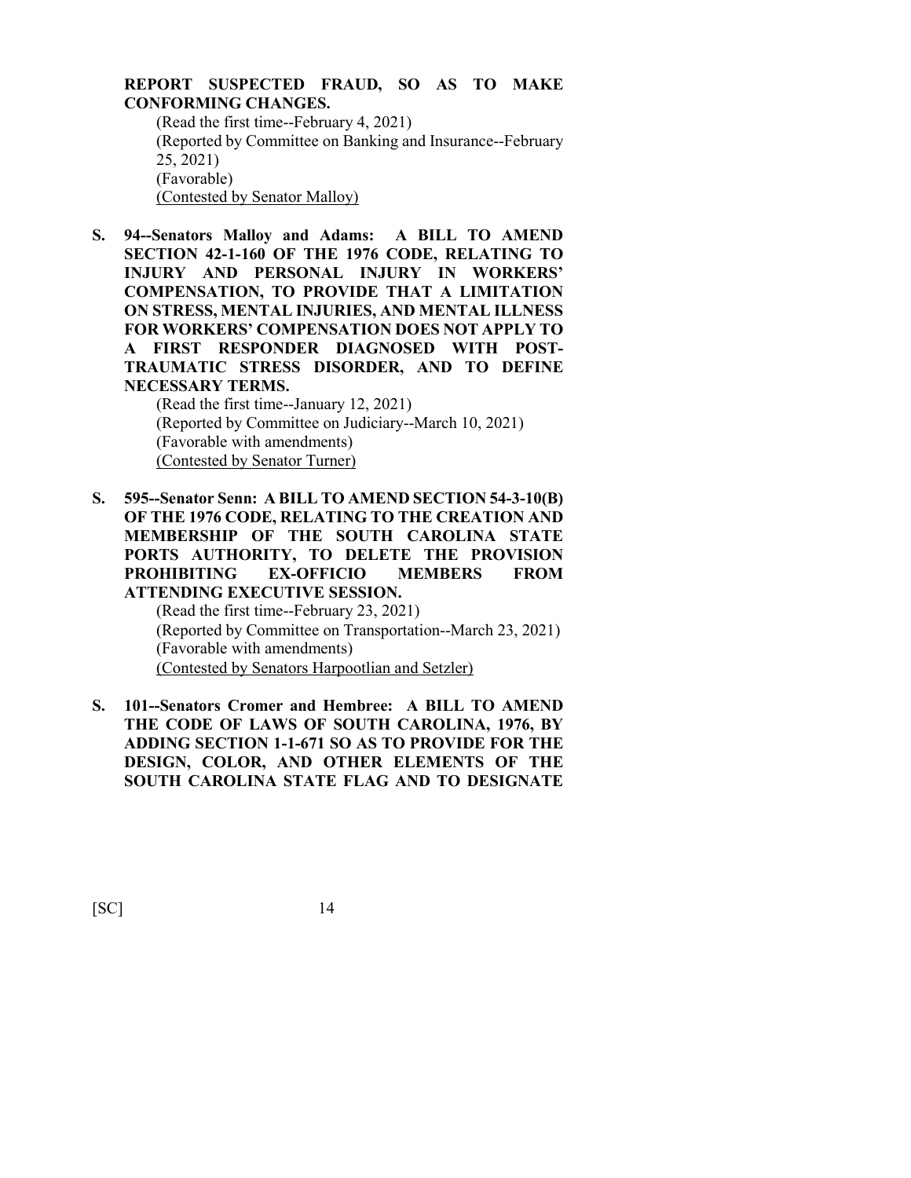**REPORT SUSPECTED FRAUD, SO AS TO MAKE CONFORMING CHANGES.**

(Read the first time--February 4, 2021)
(Reported by Committee on Banking and Insurance--February 25, 2021)
(Favorable)
<u>(Contested by Senator Malloy)</u>

**S. 94--Senators Malloy and Adams: A BILL TO AMEND SECTION 42-1-160 OF THE 1976 CODE, RELATING TO INJURY AND PERSONAL INJURY IN WORKERS' COMPENSATION, TO PROVIDE THAT A LIMITATION ON STRESS, MENTAL INJURIES, AND MENTAL ILLNESS FOR WORKERS' COMPENSATION DOES NOT APPLY TO A FIRST RESPONDER DIAGNOSED WITH POST-TRAUMATIC STRESS DISORDER, AND TO DEFINE NECESSARY TERMS.**

(Read the first time--January 12, 2021)
(Reported by Committee on Judiciary--March 10, 2021)
(Favorable with amendments)
<u>(Contested by Senator Turner)</u>

**S. 595--Senator Senn: A BILL TO AMEND SECTION 54-3-10(B) OF THE 1976 CODE, RELATING TO THE CREATION AND MEMBERSHIP OF THE SOUTH CAROLINA STATE PORTS AUTHORITY, TO DELETE THE PROVISION PROHIBITING EX-OFFICIO MEMBERS FROM ATTENDING EXECUTIVE SESSION.**

(Read the first time--February 23, 2021)
(Reported by Committee on Transportation--March 23, 2021)
(Favorable with amendments)
<u>(Contested by Senators Harpootlian and Setzler)</u>

**S. 101--Senators Cromer and Hembree: A BILL TO AMEND THE CODE OF LAWS OF SOUTH CAROLINA, 1976, BY ADDING SECTION 1-1-671 SO AS TO PROVIDE FOR THE DESIGN, COLOR, AND OTHER ELEMENTS OF THE SOUTH CAROLINA STATE FLAG AND TO DESIGNATE**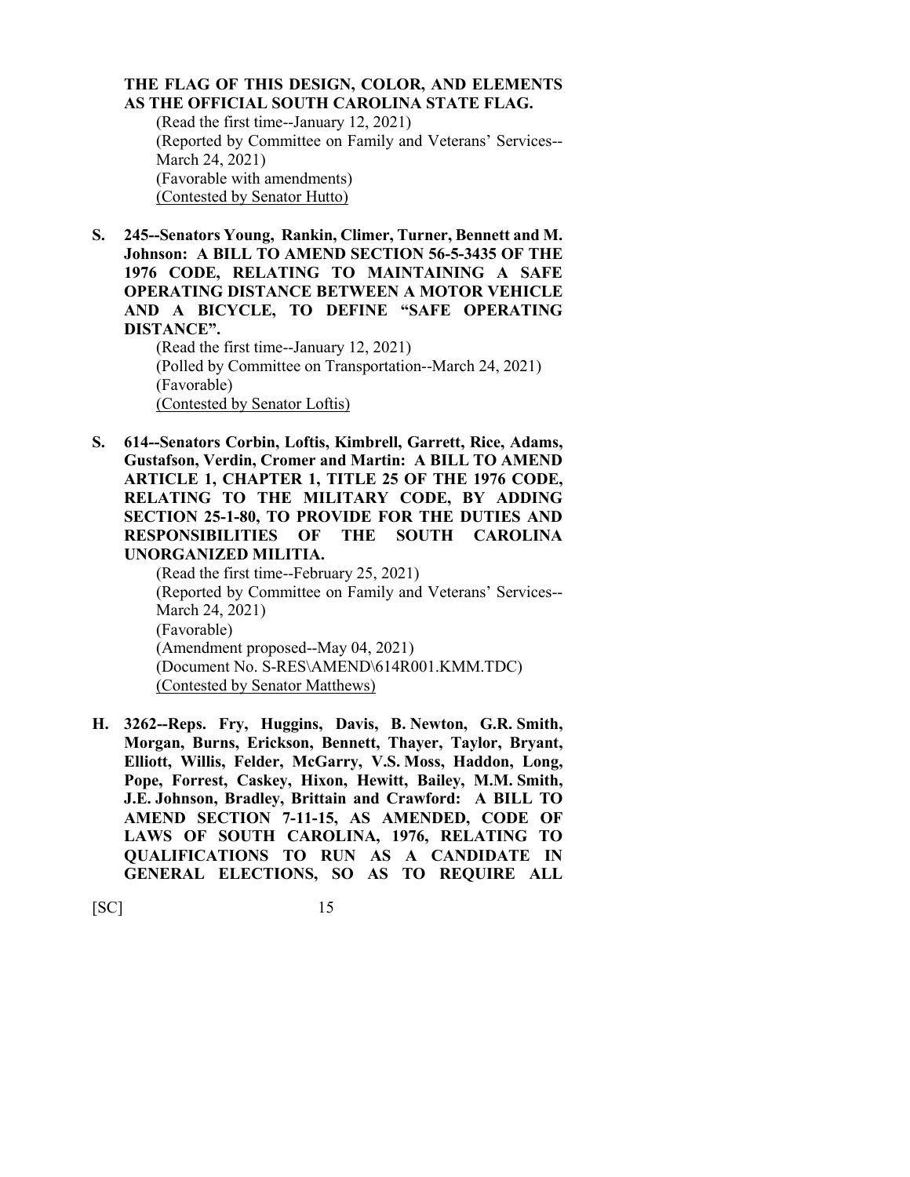**THE FLAG OF THIS DESIGN, COLOR, AND ELEMENTS AS THE OFFICIAL SOUTH CAROLINA STATE FLAG.**

(Read the first time--January 12, 2021)
(Reported by Committee on Family and Veterans' Services--March 24, 2021)
(Favorable with amendments)
(Contested by Senator Hutto)

**S. 245--Senators Young, Rankin, Climer, Turner, Bennett and M. Johnson: A BILL TO AMEND SECTION 56-5-3435 OF THE 1976 CODE, RELATING TO MAINTAINING A SAFE OPERATING DISTANCE BETWEEN A MOTOR VEHICLE AND A BICYCLE, TO DEFINE "SAFE OPERATING DISTANCE".**

(Read the first time--January 12, 2021)
(Polled by Committee on Transportation--March 24, 2021)
(Favorable)
(Contested by Senator Loftis)

**S. 614--Senators Corbin, Loftis, Kimbrell, Garrett, Rice, Adams, Gustafson, Verdin, Cromer and Martin: A BILL TO AMEND ARTICLE 1, CHAPTER 1, TITLE 25 OF THE 1976 CODE, RELATING TO THE MILITARY CODE, BY ADDING SECTION 25-1-80, TO PROVIDE FOR THE DUTIES AND RESPONSIBILITIES OF THE SOUTH CAROLINA UNORGANIZED MILITIA.**

(Read the first time--February 25, 2021)
(Reported by Committee on Family and Veterans' Services--March 24, 2021)
(Favorable)
(Amendment proposed--May 04, 2021)
(Document No. S-RES\AMEND\614R001.KMM.TDC)
(Contested by Senator Matthews)

**H. 3262--Reps. Fry, Huggins, Davis, B. Newton, G.R. Smith, Morgan, Burns, Erickson, Bennett, Thayer, Taylor, Bryant, Elliott, Willis, Felder, McGarry, V.S. Moss, Haddon, Long, Pope, Forrest, Caskey, Hixon, Hewitt, Bailey, M.M. Smith, J.E. Johnson, Bradley, Brittain and Crawford: A BILL TO AMEND SECTION 7-11-15, AS AMENDED, CODE OF LAWS OF SOUTH CAROLINA, 1976, RELATING TO QUALIFICATIONS TO RUN AS A CANDIDATE IN GENERAL ELECTIONS, SO AS TO REQUIRE ALL**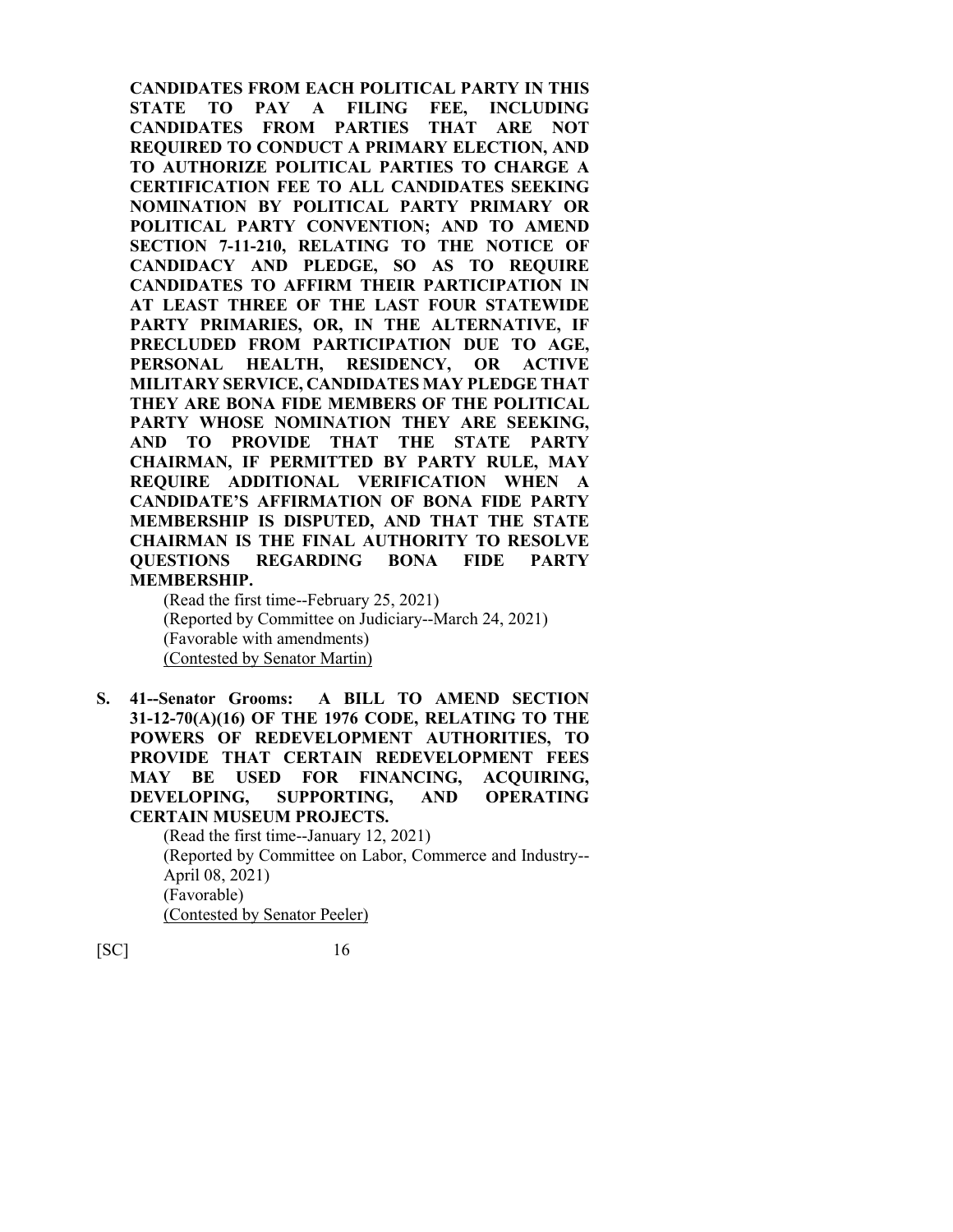**CANDIDATES FROM EACH POLITICAL PARTY IN THIS STATE TO PAY A FILING FEE, INCLUDING CANDIDATES FROM PARTIES THAT ARE NOT REQUIRED TO CONDUCT A PRIMARY ELECTION, AND TO AUTHORIZE POLITICAL PARTIES TO CHARGE A CERTIFICATION FEE TO ALL CANDIDATES SEEKING NOMINATION BY POLITICAL PARTY PRIMARY OR POLITICAL PARTY CONVENTION; AND TO AMEND SECTION 7-11-210, RELATING TO THE NOTICE OF CANDIDACY AND PLEDGE, SO AS TO REQUIRE CANDIDATES TO AFFIRM THEIR PARTICIPATION IN AT LEAST THREE OF THE LAST FOUR STATEWIDE PARTY PRIMARIES, OR, IN THE ALTERNATIVE, IF PRECLUDED FROM PARTICIPATION DUE TO AGE, PERSONAL HEALTH, RESIDENCY, OR ACTIVE MILITARY SERVICE, CANDIDATES MAY PLEDGE THAT THEY ARE BONA FIDE MEMBERS OF THE POLITICAL PARTY WHOSE NOMINATION THEY ARE SEEKING, AND TO PROVIDE THAT THE STATE PARTY CHAIRMAN, IF PERMITTED BY PARTY RULE, MAY REQUIRE ADDITIONAL VERIFICATION WHEN A CANDIDATE'S AFFIRMATION OF BONA FIDE PARTY MEMBERSHIP IS DISPUTED, AND THAT THE STATE CHAIRMAN IS THE FINAL AUTHORITY TO RESOLVE QUESTIONS REGARDING BONA FIDE PARTY MEMBERSHIP.**

(Read the first time--February 25, 2021)
(Reported by Committee on Judiciary--March 24, 2021)
(Favorable with amendments)
(Contested by Senator Martin)

**S. 41--Senator Grooms: A BILL TO AMEND SECTION 31-12-70(A)(16) OF THE 1976 CODE, RELATING TO THE POWERS OF REDEVELOPMENT AUTHORITIES, TO PROVIDE THAT CERTAIN REDEVELOPMENT FEES MAY BE USED FOR FINANCING, ACQUIRING, DEVELOPING, SUPPORTING, AND OPERATING CERTAIN MUSEUM PROJECTS.**

(Read the first time--January 12, 2021)
(Reported by Committee on Labor, Commerce and Industry--April 08, 2021)
(Favorable)
(Contested by Senator Peeler)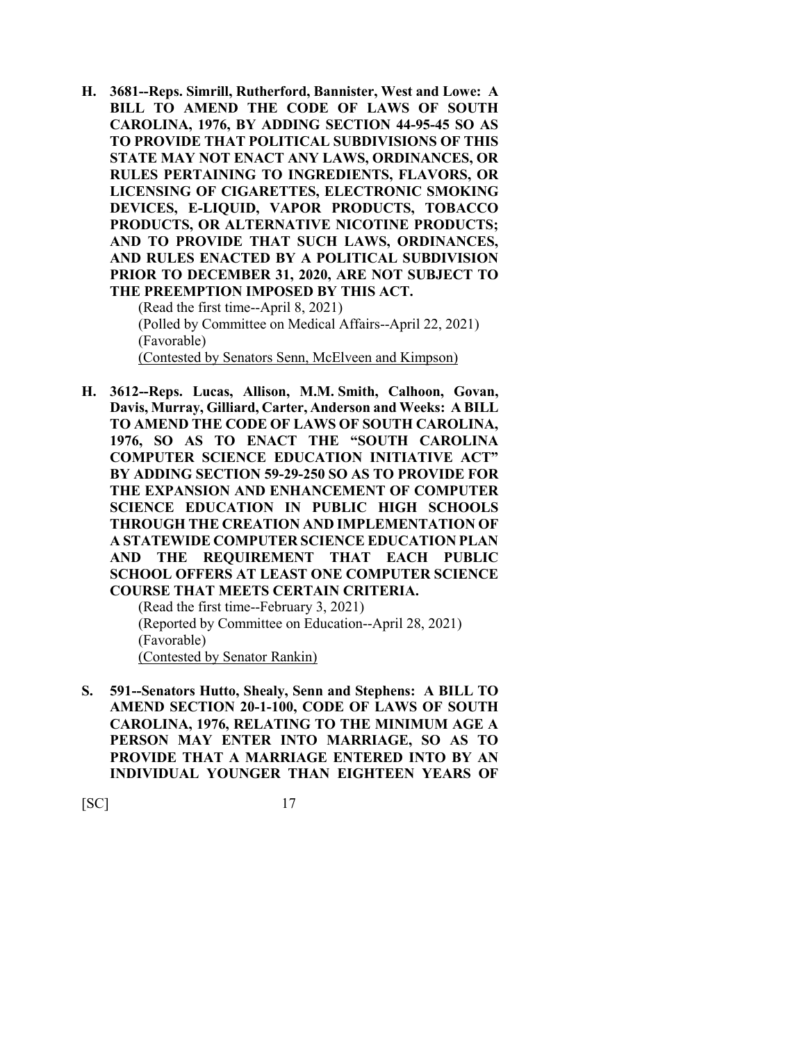**H. 3681--Reps. Simrill, Rutherford, Bannister, West and Lowe: A BILL TO AMEND THE CODE OF LAWS OF SOUTH CAROLINA, 1976, BY ADDING SECTION 44-95-45 SO AS TO PROVIDE THAT POLITICAL SUBDIVISIONS OF THIS STATE MAY NOT ENACT ANY LAWS, ORDINANCES, OR RULES PERTAINING TO INGREDIENTS, FLAVORS, OR LICENSING OF CIGARETTES, ELECTRONIC SMOKING DEVICES, E-LIQUID, VAPOR PRODUCTS, TOBACCO PRODUCTS, OR ALTERNATIVE NICOTINE PRODUCTS; AND TO PROVIDE THAT SUCH LAWS, ORDINANCES, AND RULES ENACTED BY A POLITICAL SUBDIVISION PRIOR TO DECEMBER 31, 2020, ARE NOT SUBJECT TO THE PREEMPTION IMPOSED BY THIS ACT.**

(Read the first time--April 8, 2021)
(Polled by Committee on Medical Affairs--April 22, 2021)
(Favorable)
(Contested by Senators Senn, McElveen and Kimpson)

**H. 3612--Reps. Lucas, Allison, M.M. Smith, Calhoon, Govan, Davis, Murray, Gilliard, Carter, Anderson and Weeks: A BILL TO AMEND THE CODE OF LAWS OF SOUTH CAROLINA, 1976, SO AS TO ENACT THE "SOUTH CAROLINA COMPUTER SCIENCE EDUCATION INITIATIVE ACT" BY ADDING SECTION 59-29-250 SO AS TO PROVIDE FOR THE EXPANSION AND ENHANCEMENT OF COMPUTER SCIENCE EDUCATION IN PUBLIC HIGH SCHOOLS THROUGH THE CREATION AND IMPLEMENTATION OF A STATEWIDE COMPUTER SCIENCE EDUCATION PLAN AND THE REQUIREMENT THAT EACH PUBLIC SCHOOL OFFERS AT LEAST ONE COMPUTER SCIENCE COURSE THAT MEETS CERTAIN CRITERIA.**

(Read the first time--February 3, 2021)
(Reported by Committee on Education--April 28, 2021)
(Favorable)
(Contested by Senator Rankin)

**S. 591--Senators Hutto, Shealy, Senn and Stephens: A BILL TO AMEND SECTION 20-1-100, CODE OF LAWS OF SOUTH CAROLINA, 1976, RELATING TO THE MINIMUM AGE A PERSON MAY ENTER INTO MARRIAGE, SO AS TO PROVIDE THAT A MARRIAGE ENTERED INTO BY AN INDIVIDUAL YOUNGER THAN EIGHTEEN YEARS OF**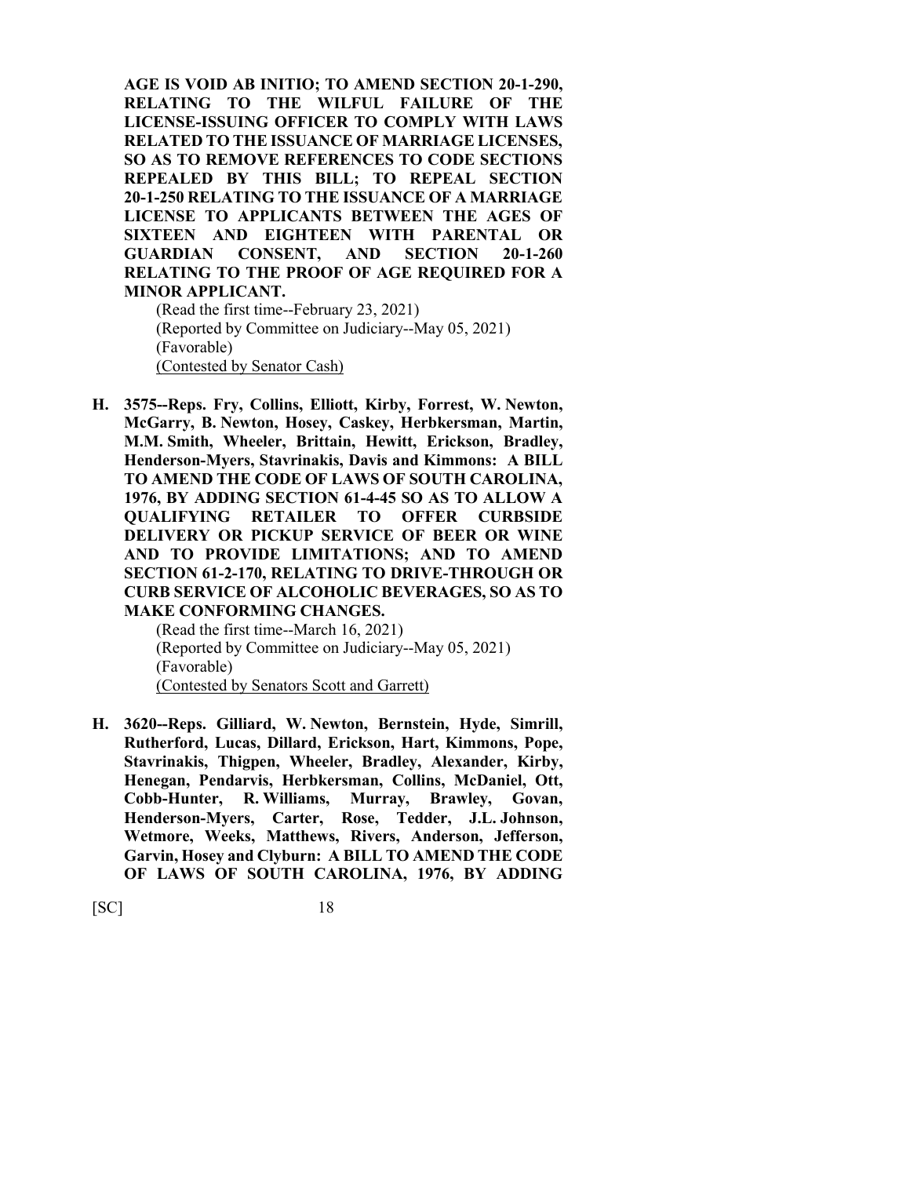**AGE IS VOID AB INITIO; TO AMEND SECTION 20-1-290, RELATING TO THE WILFUL FAILURE OF THE LICENSE-ISSUING OFFICER TO COMPLY WITH LAWS RELATED TO THE ISSUANCE OF MARRIAGE LICENSES, SO AS TO REMOVE REFERENCES TO CODE SECTIONS REPEALED BY THIS BILL; TO REPEAL SECTION 20-1-250 RELATING TO THE ISSUANCE OF A MARRIAGE LICENSE TO APPLICANTS BETWEEN THE AGES OF SIXTEEN AND EIGHTEEN WITH PARENTAL OR GUARDIAN CONSENT, AND SECTION 20-1-260 RELATING TO THE PROOF OF AGE REQUIRED FOR A MINOR APPLICANT.**

(Read the first time--February 23, 2021)
(Reported by Committee on Judiciary--May 05, 2021)
(Favorable)
(Contested by Senator Cash)

**H. 3575--Reps. Fry, Collins, Elliott, Kirby, Forrest, W. Newton, McGarry, B. Newton, Hosey, Caskey, Herbkersman, Martin, M.M. Smith, Wheeler, Brittain, Hewitt, Erickson, Bradley, Henderson-Myers, Stavrinakis, Davis and Kimmons: A BILL TO AMEND THE CODE OF LAWS OF SOUTH CAROLINA, 1976, BY ADDING SECTION 61-4-45 SO AS TO ALLOW A QUALIFYING RETAILER TO OFFER CURBSIDE DELIVERY OR PICKUP SERVICE OF BEER OR WINE AND TO PROVIDE LIMITATIONS; AND TO AMEND SECTION 61-2-170, RELATING TO DRIVE-THROUGH OR CURB SERVICE OF ALCOHOLIC BEVERAGES, SO AS TO MAKE CONFORMING CHANGES.**

(Read the first time--March 16, 2021)
(Reported by Committee on Judiciary--May 05, 2021)
(Favorable)
(Contested by Senators Scott and Garrett)

**H. 3620--Reps. Gilliard, W. Newton, Bernstein, Hyde, Simrill, Rutherford, Lucas, Dillard, Erickson, Hart, Kimmons, Pope, Stavrinakis, Thigpen, Wheeler, Bradley, Alexander, Kirby, Henegan, Pendarvis, Herbkersman, Collins, McDaniel, Ott, Cobb-Hunter, R. Williams, Murray, Brawley, Govan, Henderson-Myers, Carter, Rose, Tedder, J.L. Johnson, Wetmore, Weeks, Matthews, Rivers, Anderson, Jefferson, Garvin, Hosey and Clyburn: A BILL TO AMEND THE CODE OF LAWS OF SOUTH CAROLINA, 1976, BY ADDING**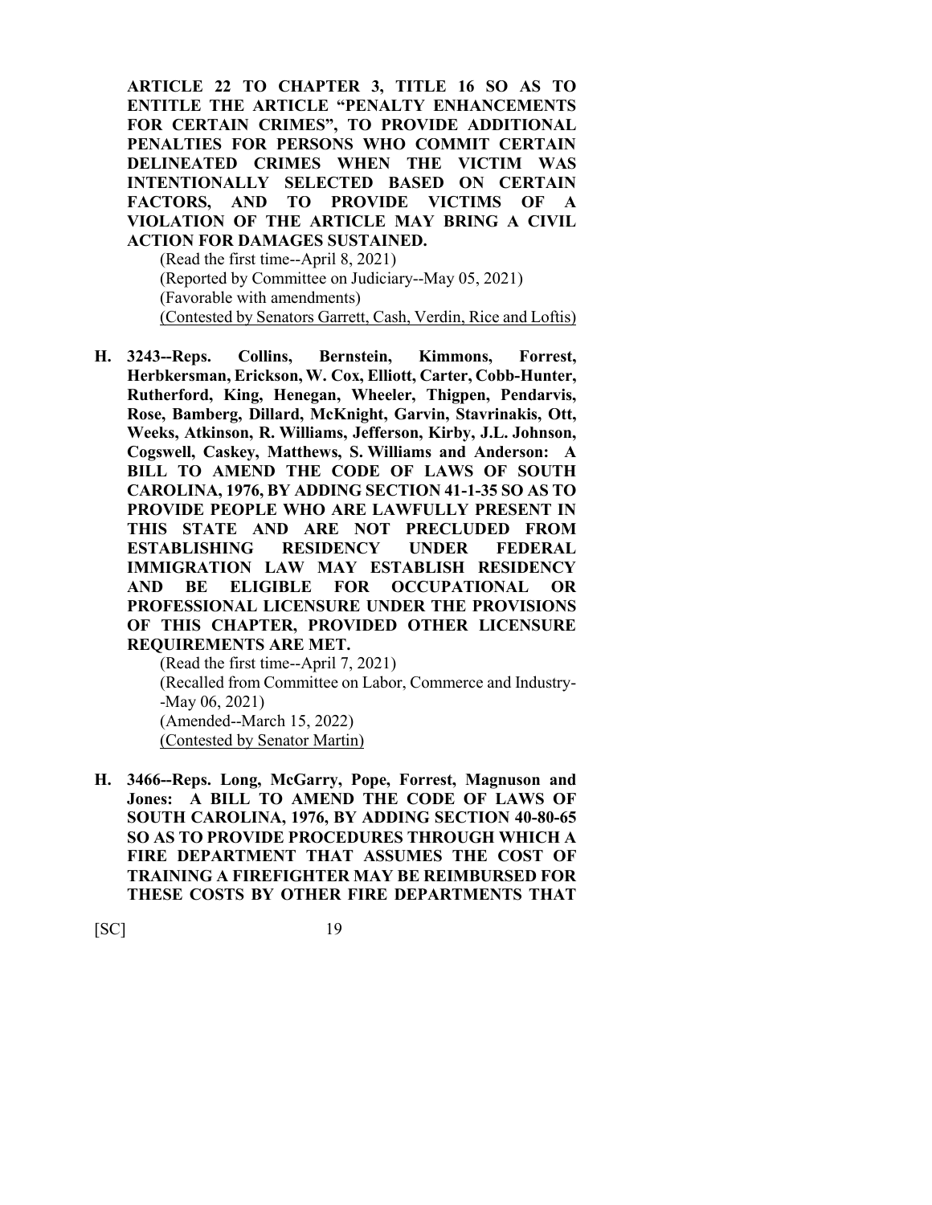**ARTICLE 22 TO CHAPTER 3, TITLE 16 SO AS TO ENTITLE THE ARTICLE "PENALTY ENHANCEMENTS FOR CERTAIN CRIMES", TO PROVIDE ADDITIONAL PENALTIES FOR PERSONS WHO COMMIT CERTAIN DELINEATED CRIMES WHEN THE VICTIM WAS INTENTIONALLY SELECTED BASED ON CERTAIN FACTORS, AND TO PROVIDE VICTIMS OF A VIOLATION OF THE ARTICLE MAY BRING A CIVIL ACTION FOR DAMAGES SUSTAINED.**

(Read the first time--April 8, 2021)
(Reported by Committee on Judiciary--May 05, 2021)
(Favorable with amendments)
(Contested by Senators Garrett, Cash, Verdin, Rice and Loftis)

**H. 3243--Reps. Collins, Bernstein, Kimmons, Forrest, Herbkersman, Erickson, W. Cox, Elliott, Carter, Cobb-Hunter, Rutherford, King, Henegan, Wheeler, Thigpen, Pendarvis, Rose, Bamberg, Dillard, McKnight, Garvin, Stavrinakis, Ott, Weeks, Atkinson, R. Williams, Jefferson, Kirby, J.L. Johnson, Cogswell, Caskey, Matthews, S. Williams and Anderson: A BILL TO AMEND THE CODE OF LAWS OF SOUTH CAROLINA, 1976, BY ADDING SECTION 41-1-35 SO AS TO PROVIDE PEOPLE WHO ARE LAWFULLY PRESENT IN THIS STATE AND ARE NOT PRECLUDED FROM ESTABLISHING RESIDENCY UNDER FEDERAL IMMIGRATION LAW MAY ESTABLISH RESIDENCY AND BE ELIGIBLE FOR OCCUPATIONAL OR PROFESSIONAL LICENSURE UNDER THE PROVISIONS OF THIS CHAPTER, PROVIDED OTHER LICENSURE REQUIREMENTS ARE MET.**

(Read the first time--April 7, 2021)
(Recalled from Committee on Labor, Commerce and Industry--May 06, 2021)
(Amended--March 15, 2022)
(Contested by Senator Martin)

**H. 3466--Reps. Long, McGarry, Pope, Forrest, Magnuson and Jones: A BILL TO AMEND THE CODE OF LAWS OF SOUTH CAROLINA, 1976, BY ADDING SECTION 40-80-65 SO AS TO PROVIDE PROCEDURES THROUGH WHICH A FIRE DEPARTMENT THAT ASSUMES THE COST OF TRAINING A FIREFIGHTER MAY BE REIMBURSED FOR THESE COSTS BY OTHER FIRE DEPARTMENTS THAT**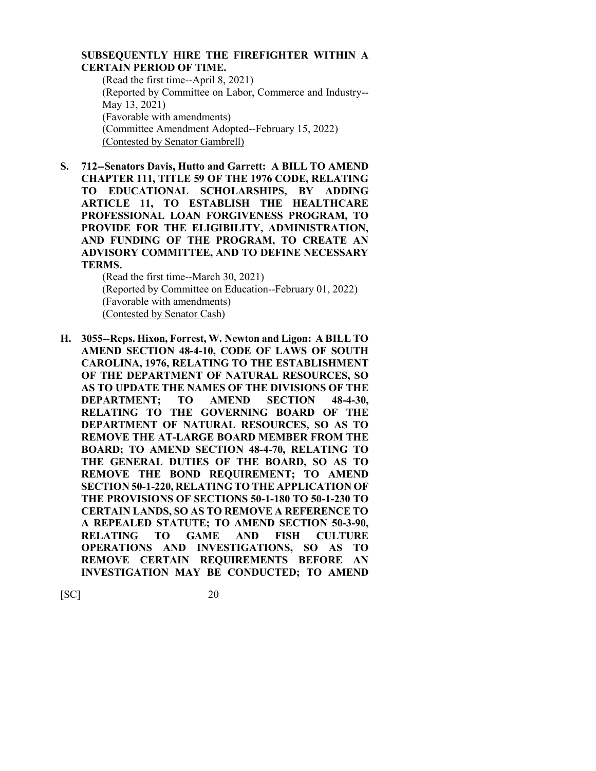**SUBSEQUENTLY HIRE THE FIREFIGHTER WITHIN A CERTAIN PERIOD OF TIME.**

(Read the first time--April 8, 2021)
(Reported by Committee on Labor, Commerce and Industry--May 13, 2021)
(Favorable with amendments)
(Committee Amendment Adopted--February 15, 2022)
(Contested by Senator Gambrell)

**S. 712--Senators Davis, Hutto and Garrett: A BILL TO AMEND CHAPTER 111, TITLE 59 OF THE 1976 CODE, RELATING TO EDUCATIONAL SCHOLARSHIPS, BY ADDING ARTICLE 11, TO ESTABLISH THE HEALTHCARE PROFESSIONAL LOAN FORGIVENESS PROGRAM, TO PROVIDE FOR THE ELIGIBILITY, ADMINISTRATION, AND FUNDING OF THE PROGRAM, TO CREATE AN ADVISORY COMMITTEE, AND TO DEFINE NECESSARY TERMS.**

(Read the first time--March 30, 2021)
(Reported by Committee on Education--February 01, 2022)
(Favorable with amendments)
(Contested by Senator Cash)

**H. 3055--Reps. Hixon, Forrest, W. Newton and Ligon: A BILL TO AMEND SECTION 48-4-10, CODE OF LAWS OF SOUTH CAROLINA, 1976, RELATING TO THE ESTABLISHMENT OF THE DEPARTMENT OF NATURAL RESOURCES, SO AS TO UPDATE THE NAMES OF THE DIVISIONS OF THE DEPARTMENT; TO AMEND SECTION 48-4-30, RELATING TO THE GOVERNING BOARD OF THE DEPARTMENT OF NATURAL RESOURCES, SO AS TO REMOVE THE AT-LARGE BOARD MEMBER FROM THE BOARD; TO AMEND SECTION 48-4-70, RELATING TO THE GENERAL DUTIES OF THE BOARD, SO AS TO REMOVE THE BOND REQUIREMENT; TO AMEND SECTION 50-1-220, RELATING TO THE APPLICATION OF THE PROVISIONS OF SECTIONS 50-1-180 TO 50-1-230 TO CERTAIN LANDS, SO AS TO REMOVE A REFERENCE TO A REPEALED STATUTE; TO AMEND SECTION 50-3-90, RELATING TO GAME AND FISH CULTURE OPERATIONS AND INVESTIGATIONS, SO AS TO REMOVE CERTAIN REQUIREMENTS BEFORE AN INVESTIGATION MAY BE CONDUCTED; TO AMEND**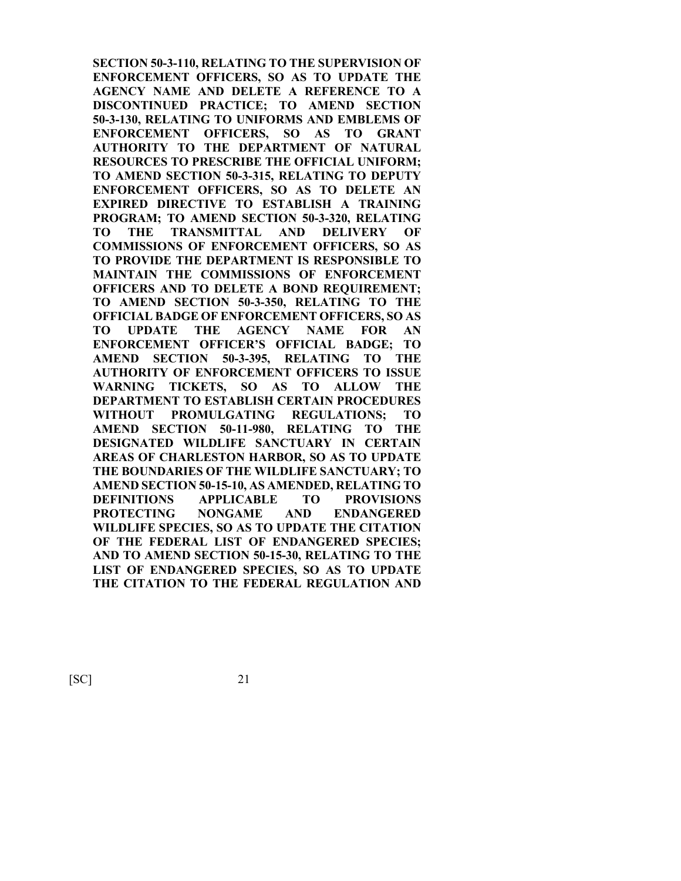**SECTION 50-3-110, RELATING TO THE SUPERVISION OF ENFORCEMENT OFFICERS, SO AS TO UPDATE THE AGENCY NAME AND DELETE A REFERENCE TO A DISCONTINUED PRACTICE; TO AMEND SECTION 50-3-130, RELATING TO UNIFORMS AND EMBLEMS OF ENFORCEMENT OFFICERS, SO AS TO GRANT AUTHORITY TO THE DEPARTMENT OF NATURAL RESOURCES TO PRESCRIBE THE OFFICIAL UNIFORM; TO AMEND SECTION 50-3-315, RELATING TO DEPUTY ENFORCEMENT OFFICERS, SO AS TO DELETE AN EXPIRED DIRECTIVE TO ESTABLISH A TRAINING PROGRAM; TO AMEND SECTION 50-3-320, RELATING TO THE TRANSMITTAL AND DELIVERY OF COMMISSIONS OF ENFORCEMENT OFFICERS, SO AS TO PROVIDE THE DEPARTMENT IS RESPONSIBLE TO MAINTAIN THE COMMISSIONS OF ENFORCEMENT OFFICERS AND TO DELETE A BOND REQUIREMENT; TO AMEND SECTION 50-3-350, RELATING TO THE OFFICIAL BADGE OF ENFORCEMENT OFFICERS, SO AS TO UPDATE THE AGENCY NAME FOR AN ENFORCEMENT OFFICER'S OFFICIAL BADGE; TO AMEND SECTION 50-3-395, RELATING TO THE AUTHORITY OF ENFORCEMENT OFFICERS TO ISSUE WARNING TICKETS, SO AS TO ALLOW THE DEPARTMENT TO ESTABLISH CERTAIN PROCEDURES WITHOUT PROMULGATING REGULATIONS; TO AMEND SECTION 50-11-980, RELATING TO THE DESIGNATED WILDLIFE SANCTUARY IN CERTAIN AREAS OF CHARLESTON HARBOR, SO AS TO UPDATE THE BOUNDARIES OF THE WILDLIFE SANCTUARY; TO AMEND SECTION 50-15-10, AS AMENDED, RELATING TO DEFINITIONS APPLICABLE TO PROVISIONS PROTECTING NONGAME AND ENDANGERED WILDLIFE SPECIES, SO AS TO UPDATE THE CITATION OF THE FEDERAL LIST OF ENDANGERED SPECIES; AND TO AMEND SECTION 50-15-30, RELATING TO THE LIST OF ENDANGERED SPECIES, SO AS TO UPDATE THE CITATION TO THE FEDERAL REGULATION AND**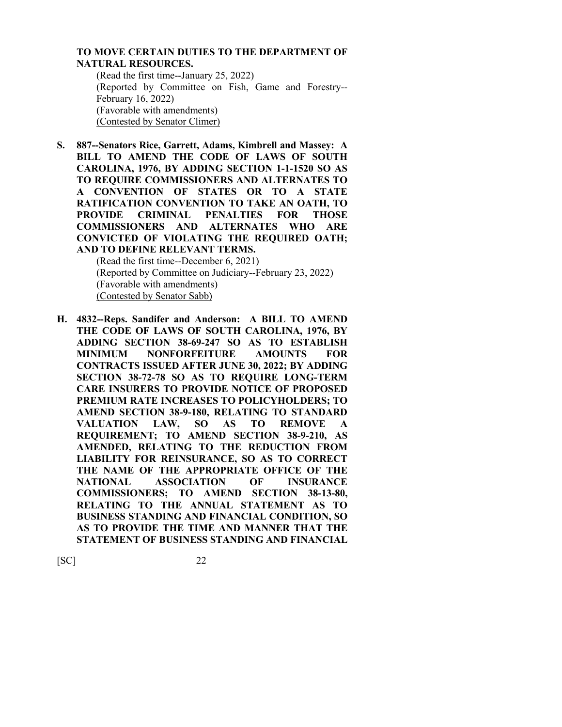**TO MOVE CERTAIN DUTIES TO THE DEPARTMENT OF NATURAL RESOURCES.**

(Read the first time--January 25, 2022)
(Reported by Committee on Fish, Game and Forestry--February 16, 2022)
(Favorable with amendments)
(Contested by Senator Climer)

**S. 887--Senators Rice, Garrett, Adams, Kimbrell and Massey: A BILL TO AMEND THE CODE OF LAWS OF SOUTH CAROLINA, 1976, BY ADDING SECTION 1-1-1520 SO AS TO REQUIRE COMMISSIONERS AND ALTERNATES TO A CONVENTION OF STATES OR TO A STATE RATIFICATION CONVENTION TO TAKE AN OATH, TO PROVIDE CRIMINAL PENALTIES FOR THOSE COMMISSIONERS AND ALTERNATES WHO ARE CONVICTED OF VIOLATING THE REQUIRED OATH; AND TO DEFINE RELEVANT TERMS.**

(Read the first time--December 6, 2021)
(Reported by Committee on Judiciary--February 23, 2022)
(Favorable with amendments)
(Contested by Senator Sabb)

**H. 4832--Reps. Sandifer and Anderson: A BILL TO AMEND THE CODE OF LAWS OF SOUTH CAROLINA, 1976, BY ADDING SECTION 38-69-247 SO AS TO ESTABLISH MINIMUM NONFORFEITURE AMOUNTS FOR CONTRACTS ISSUED AFTER JUNE 30, 2022; BY ADDING SECTION 38-72-78 SO AS TO REQUIRE LONG-TERM CARE INSURERS TO PROVIDE NOTICE OF PROPOSED PREMIUM RATE INCREASES TO POLICYHOLDERS; TO AMEND SECTION 38-9-180, RELATING TO STANDARD VALUATION LAW, SO AS TO REMOVE A REQUIREMENT; TO AMEND SECTION 38-9-210, AS AMENDED, RELATING TO THE REDUCTION FROM LIABILITY FOR REINSURANCE, SO AS TO CORRECT THE NAME OF THE APPROPRIATE OFFICE OF THE NATIONAL ASSOCIATION OF INSURANCE COMMISSIONERS; TO AMEND SECTION 38-13-80, RELATING TO THE ANNUAL STATEMENT AS TO BUSINESS STANDING AND FINANCIAL CONDITION, SO AS TO PROVIDE THE TIME AND MANNER THAT THE STATEMENT OF BUSINESS STANDING AND FINANCIAL**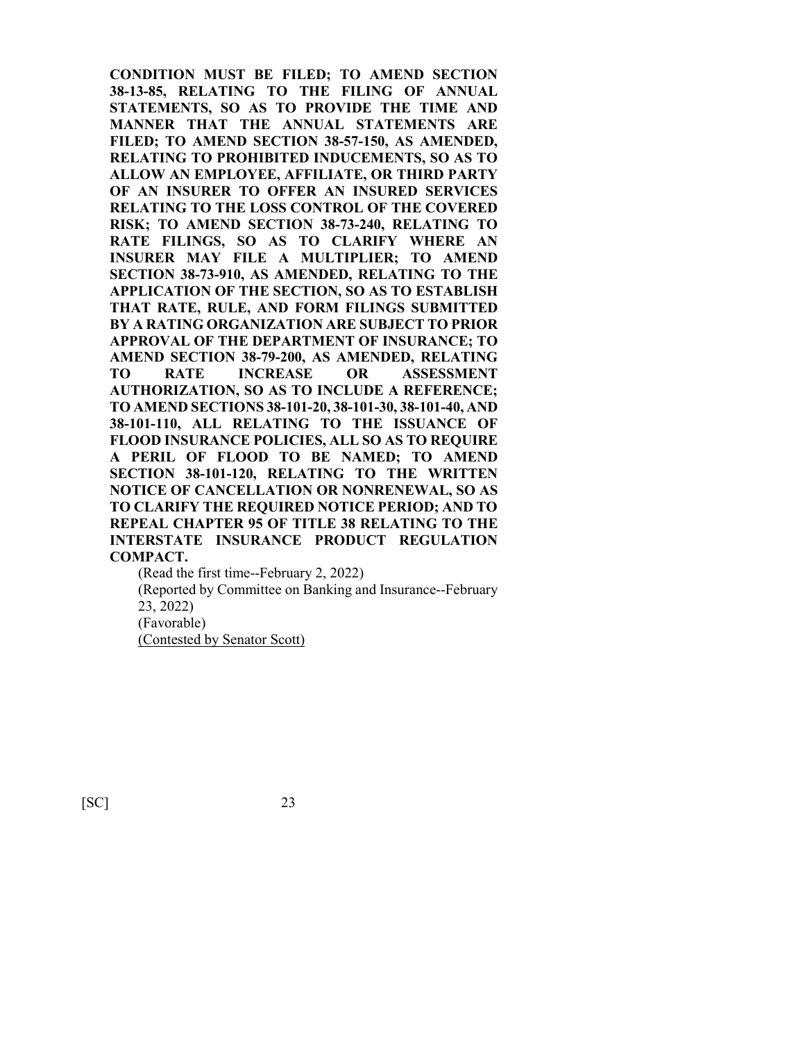**CONDITION MUST BE FILED; TO AMEND SECTION 38-13-85, RELATING TO THE FILING OF ANNUAL STATEMENTS, SO AS TO PROVIDE THE TIME AND MANNER THAT THE ANNUAL STATEMENTS ARE FILED; TO AMEND SECTION 38-57-150, AS AMENDED, RELATING TO PROHIBITED INDUCEMENTS, SO AS TO ALLOW AN EMPLOYEE, AFFILIATE, OR THIRD PARTY OF AN INSURER TO OFFER AN INSURED SERVICES RELATING TO THE LOSS CONTROL OF THE COVERED RISK; TO AMEND SECTION 38-73-240, RELATING TO RATE FILINGS, SO AS TO CLARIFY WHERE AN INSURER MAY FILE A MULTIPLIER; TO AMEND SECTION 38-73-910, AS AMENDED, RELATING TO THE APPLICATION OF THE SECTION, SO AS TO ESTABLISH THAT RATE, RULE, AND FORM FILINGS SUBMITTED BY A RATING ORGANIZATION ARE SUBJECT TO PRIOR APPROVAL OF THE DEPARTMENT OF INSURANCE; TO AMEND SECTION 38-79-200, AS AMENDED, RELATING TO RATE INCREASE OR ASSESSMENT AUTHORIZATION, SO AS TO INCLUDE A REFERENCE; TO AMEND SECTIONS 38-101-20, 38-101-30, 38-101-40, AND 38-101-110, ALL RELATING TO THE ISSUANCE OF FLOOD INSURANCE POLICIES, ALL SO AS TO REQUIRE A PERIL OF FLOOD TO BE NAMED; TO AMEND SECTION 38-101-120, RELATING TO THE WRITTEN NOTICE OF CANCELLATION OR NONRENEWAL, SO AS TO CLARIFY THE REQUIRED NOTICE PERIOD; AND TO REPEAL CHAPTER 95 OF TITLE 38 RELATING TO THE INTERSTATE INSURANCE PRODUCT REGULATION COMPACT.**

(Read the first time--February 2, 2022)
(Reported by Committee on Banking and Insurance--February 23, 2022)
(Favorable)
(Contested by Senator Scott)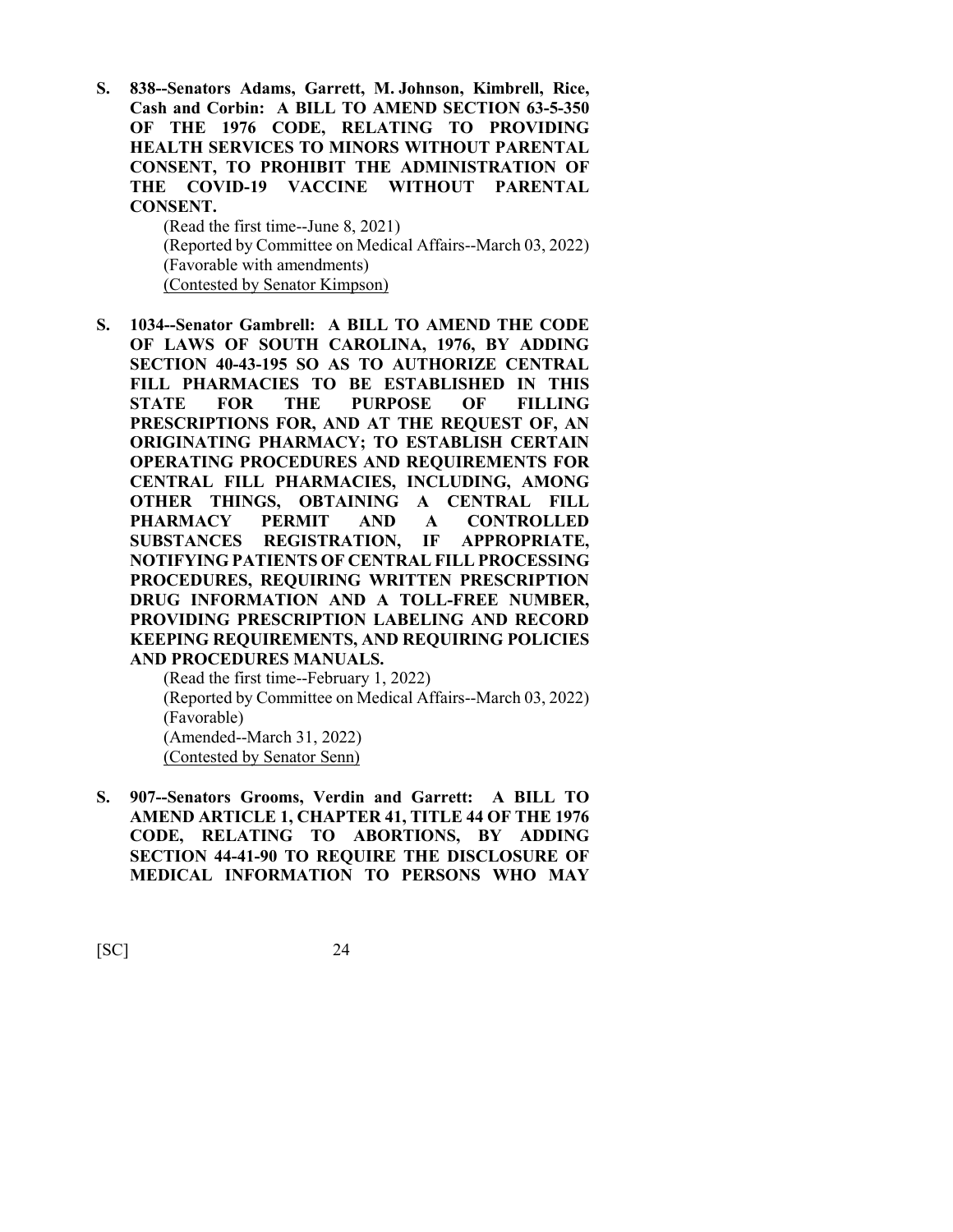**S. 838--Senators Adams, Garrett, M. Johnson, Kimbrell, Rice, Cash and Corbin: A BILL TO AMEND SECTION 63-5-350 OF THE 1976 CODE, RELATING TO PROVIDING HEALTH SERVICES TO MINORS WITHOUT PARENTAL CONSENT, TO PROHIBIT THE ADMINISTRATION OF THE COVID-19 VACCINE WITHOUT PARENTAL CONSENT.**

(Read the first time--June 8, 2021)
(Reported by Committee on Medical Affairs--March 03, 2022)
(Favorable with amendments)
(Contested by Senator Kimpson)

**S. 1034--Senator Gambrell: A BILL TO AMEND THE CODE OF LAWS OF SOUTH CAROLINA, 1976, BY ADDING SECTION 40-43-195 SO AS TO AUTHORIZE CENTRAL FILL PHARMACIES TO BE ESTABLISHED IN THIS STATE FOR THE PURPOSE OF FILLING PRESCRIPTIONS FOR, AND AT THE REQUEST OF, AN ORIGINATING PHARMACY; TO ESTABLISH CERTAIN OPERATING PROCEDURES AND REQUIREMENTS FOR CENTRAL FILL PHARMACIES, INCLUDING, AMONG OTHER THINGS, OBTAINING A CENTRAL FILL PHARMACY PERMIT AND A CONTROLLED SUBSTANCES REGISTRATION, IF APPROPRIATE, NOTIFYING PATIENTS OF CENTRAL FILL PROCESSING PROCEDURES, REQUIRING WRITTEN PRESCRIPTION DRUG INFORMATION AND A TOLL-FREE NUMBER, PROVIDING PRESCRIPTION LABELING AND RECORD KEEPING REQUIREMENTS, AND REQUIRING POLICIES AND PROCEDURES MANUALS.**

(Read the first time--February 1, 2022)
(Reported by Committee on Medical Affairs--March 03, 2022)
(Favorable)
(Amended--March 31, 2022)
(Contested by Senator Senn)

**S. 907--Senators Grooms, Verdin and Garrett: A BILL TO AMEND ARTICLE 1, CHAPTER 41, TITLE 44 OF THE 1976 CODE, RELATING TO ABORTIONS, BY ADDING SECTION 44-41-90 TO REQUIRE THE DISCLOSURE OF MEDICAL INFORMATION TO PERSONS WHO MAY**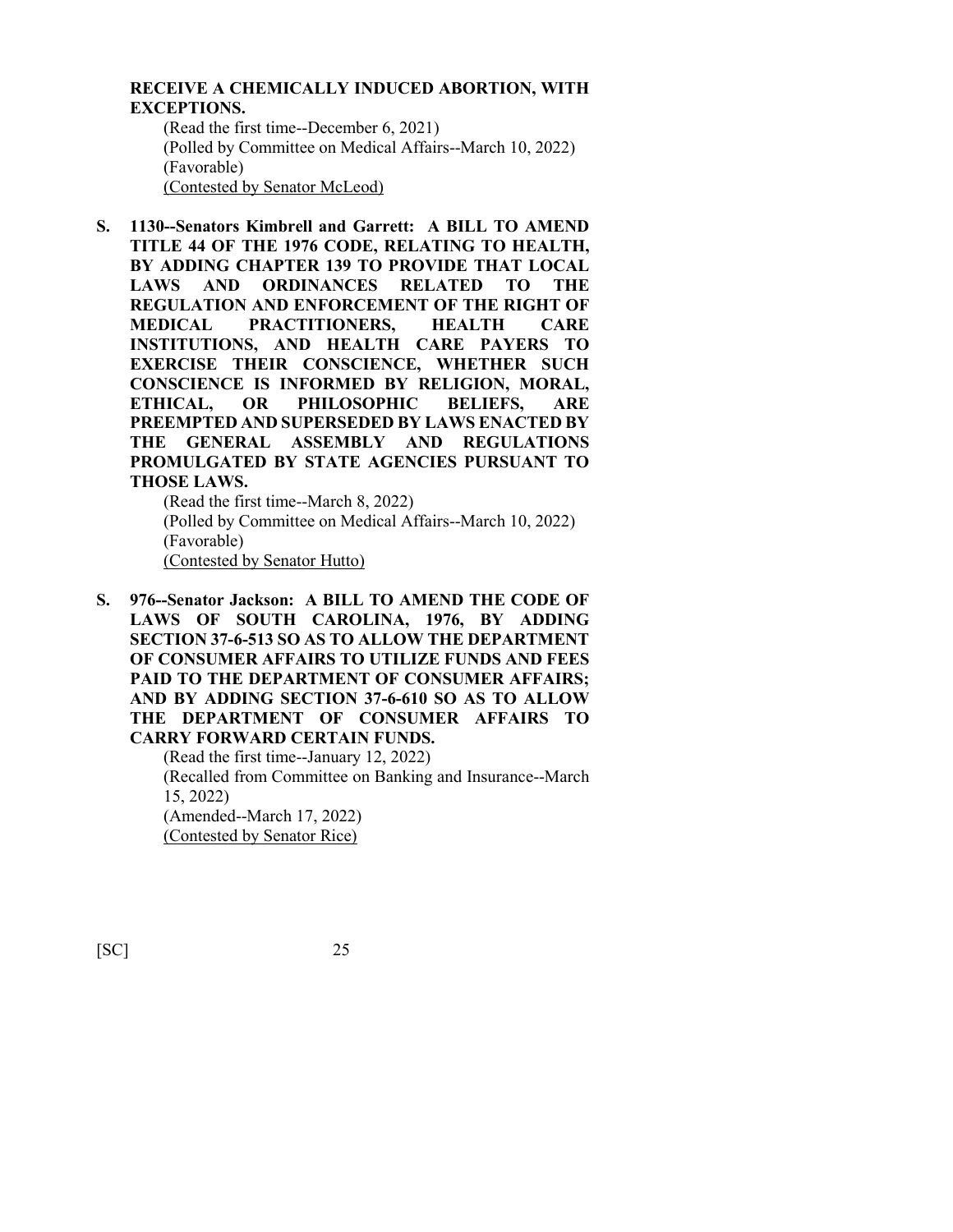**RECEIVE A CHEMICALLY INDUCED ABORTION, WITH EXCEPTIONS.**

(Read the first time--December 6, 2021)
(Polled by Committee on Medical Affairs--March 10, 2022)
(Favorable)
(Contested by Senator McLeod)

**S. 1130--Senators Kimbrell and Garrett: A BILL TO AMEND TITLE 44 OF THE 1976 CODE, RELATING TO HEALTH, BY ADDING CHAPTER 139 TO PROVIDE THAT LOCAL LAWS AND ORDINANCES RELATED TO THE REGULATION AND ENFORCEMENT OF THE RIGHT OF MEDICAL PRACTITIONERS, HEALTH CARE INSTITUTIONS, AND HEALTH CARE PAYERS TO EXERCISE THEIR CONSCIENCE, WHETHER SUCH CONSCIENCE IS INFORMED BY RELIGION, MORAL, ETHICAL, OR PHILOSOPHIC BELIEFS, ARE PREEMPTED AND SUPERSEDED BY LAWS ENACTED BY THE GENERAL ASSEMBLY AND REGULATIONS PROMULGATED BY STATE AGENCIES PURSUANT TO THOSE LAWS.**

(Read the first time--March 8, 2022)
(Polled by Committee on Medical Affairs--March 10, 2022)
(Favorable)
(Contested by Senator Hutto)

**S. 976--Senator Jackson: A BILL TO AMEND THE CODE OF LAWS OF SOUTH CAROLINA, 1976, BY ADDING SECTION 37-6-513 SO AS TO ALLOW THE DEPARTMENT OF CONSUMER AFFAIRS TO UTILIZE FUNDS AND FEES PAID TO THE DEPARTMENT OF CONSUMER AFFAIRS; AND BY ADDING SECTION 37-6-610 SO AS TO ALLOW THE DEPARTMENT OF CONSUMER AFFAIRS TO CARRY FORWARD CERTAIN FUNDS.**

(Read the first time--January 12, 2022)
(Recalled from Committee on Banking and Insurance--March 15, 2022)
(Amended--March 17, 2022)
(Contested by Senator Rice)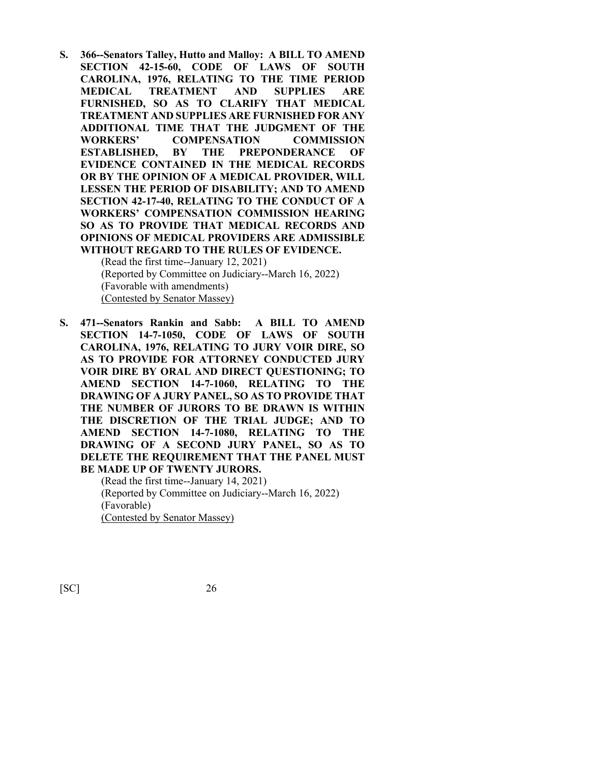**S. 366--Senators Talley, Hutto and Malloy: A BILL TO AMEND SECTION 42-15-60, CODE OF LAWS OF SOUTH CAROLINA, 1976, RELATING TO THE TIME PERIOD MEDICAL TREATMENT AND SUPPLIES ARE FURNISHED, SO AS TO CLARIFY THAT MEDICAL TREATMENT AND SUPPLIES ARE FURNISHED FOR ANY ADDITIONAL TIME THAT THE JUDGMENT OF THE WORKERS' COMPENSATION COMMISSION ESTABLISHED, BY THE PREPONDERANCE OF EVIDENCE CONTAINED IN THE MEDICAL RECORDS OR BY THE OPINION OF A MEDICAL PROVIDER, WILL LESSEN THE PERIOD OF DISABILITY; AND TO AMEND SECTION 42-17-40, RELATING TO THE CONDUCT OF A WORKERS' COMPENSATION COMMISSION HEARING SO AS TO PROVIDE THAT MEDICAL RECORDS AND OPINIONS OF MEDICAL PROVIDERS ARE ADMISSIBLE WITHOUT REGARD TO THE RULES OF EVIDENCE.**

(Read the first time--January 12, 2021)
(Reported by Committee on Judiciary--March 16, 2022)
(Favorable with amendments)
(Contested by Senator Massey)

**S. 471--Senators Rankin and Sabb: A BILL TO AMEND SECTION 14-7-1050, CODE OF LAWS OF SOUTH CAROLINA, 1976, RELATING TO JURY VOIR DIRE, SO AS TO PROVIDE FOR ATTORNEY CONDUCTED JURY VOIR DIRE BY ORAL AND DIRECT QUESTIONING; TO AMEND SECTION 14-7-1060, RELATING TO THE DRAWING OF A JURY PANEL, SO AS TO PROVIDE THAT THE NUMBER OF JURORS TO BE DRAWN IS WITHIN THE DISCRETION OF THE TRIAL JUDGE; AND TO AMEND SECTION 14-7-1080, RELATING TO THE DRAWING OF A SECOND JURY PANEL, SO AS TO DELETE THE REQUIREMENT THAT THE PANEL MUST BE MADE UP OF TWENTY JURORS.**

(Read the first time--January 14, 2021)
(Reported by Committee on Judiciary--March 16, 2022)
(Favorable)
(Contested by Senator Massey)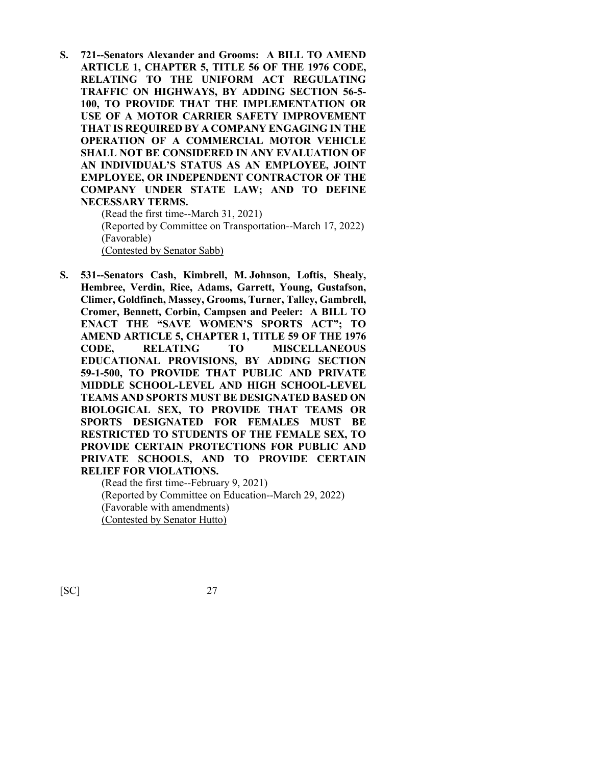**S. 721--Senators Alexander and Grooms: A BILL TO AMEND ARTICLE 1, CHAPTER 5, TITLE 56 OF THE 1976 CODE, RELATING TO THE UNIFORM ACT REGULATING TRAFFIC ON HIGHWAYS, BY ADDING SECTION 56-5-100, TO PROVIDE THAT THE IMPLEMENTATION OR USE OF A MOTOR CARRIER SAFETY IMPROVEMENT THAT IS REQUIRED BY A COMPANY ENGAGING IN THE OPERATION OF A COMMERCIAL MOTOR VEHICLE SHALL NOT BE CONSIDERED IN ANY EVALUATION OF AN INDIVIDUAL'S STATUS AS AN EMPLOYEE, JOINT EMPLOYEE, OR INDEPENDENT CONTRACTOR OF THE COMPANY UNDER STATE LAW; AND TO DEFINE NECESSARY TERMS.**

(Read the first time--March 31, 2021)
(Reported by Committee on Transportation--March 17, 2022)
(Favorable)
(Contested by Senator Sabb)

**S. 531--Senators Cash, Kimbrell, M. Johnson, Loftis, Shealy, Hembree, Verdin, Rice, Adams, Garrett, Young, Gustafson, Climer, Goldfinch, Massey, Grooms, Turner, Talley, Gambrell, Cromer, Bennett, Corbin, Campsen and Peeler: A BILL TO ENACT THE "SAVE WOMEN'S SPORTS ACT"; TO AMEND ARTICLE 5, CHAPTER 1, TITLE 59 OF THE 1976 CODE, RELATING TO MISCELLANEOUS EDUCATIONAL PROVISIONS, BY ADDING SECTION 59-1-500, TO PROVIDE THAT PUBLIC AND PRIVATE MIDDLE SCHOOL-LEVEL AND HIGH SCHOOL-LEVEL TEAMS AND SPORTS MUST BE DESIGNATED BASED ON BIOLOGICAL SEX, TO PROVIDE THAT TEAMS OR SPORTS DESIGNATED FOR FEMALES MUST BE RESTRICTED TO STUDENTS OF THE FEMALE SEX, TO PROVIDE CERTAIN PROTECTIONS FOR PUBLIC AND PRIVATE SCHOOLS, AND TO PROVIDE CERTAIN RELIEF FOR VIOLATIONS.**

(Read the first time--February 9, 2021)
(Reported by Committee on Education--March 29, 2022)
(Favorable with amendments)
(Contested by Senator Hutto)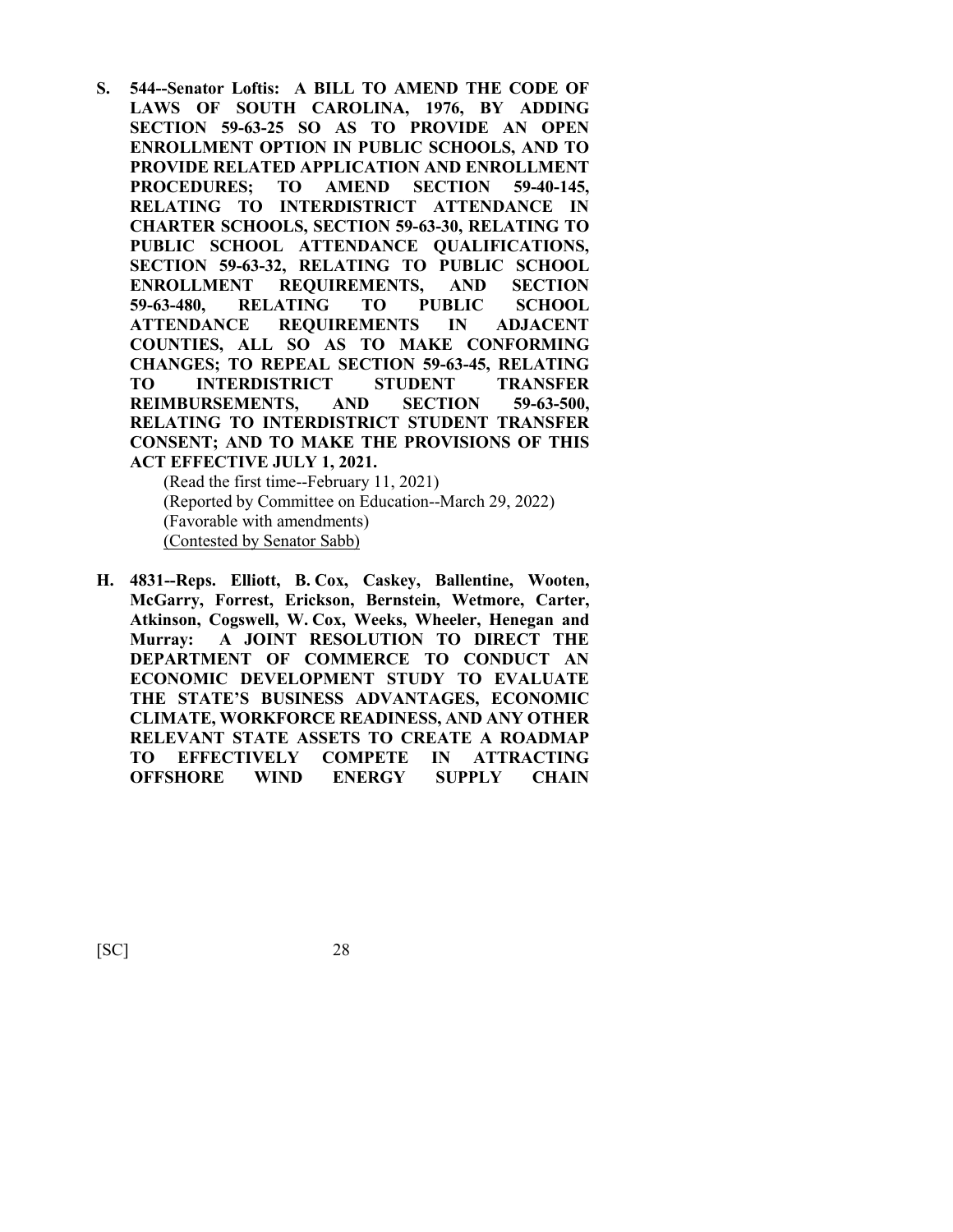**S. 544--Senator Loftis: A BILL TO AMEND THE CODE OF LAWS OF SOUTH CAROLINA, 1976, BY ADDING SECTION 59-63-25 SO AS TO PROVIDE AN OPEN ENROLLMENT OPTION IN PUBLIC SCHOOLS, AND TO PROVIDE RELATED APPLICATION AND ENROLLMENT PROCEDURES; TO AMEND SECTION 59-40-145, RELATING TO INTERDISTRICT ATTENDANCE IN CHARTER SCHOOLS, SECTION 59-63-30, RELATING TO PUBLIC SCHOOL ATTENDANCE QUALIFICATIONS, SECTION 59-63-32, RELATING TO PUBLIC SCHOOL ENROLLMENT REQUIREMENTS, AND SECTION 59-63-480, RELATING TO PUBLIC SCHOOL ATTENDANCE REQUIREMENTS IN ADJACENT COUNTIES, ALL SO AS TO MAKE CONFORMING CHANGES; TO REPEAL SECTION 59-63-45, RELATING TO INTERDISTRICT STUDENT TRANSFER REIMBURSEMENTS, AND SECTION 59-63-500, RELATING TO INTERDISTRICT STUDENT TRANSFER CONSENT; AND TO MAKE THE PROVISIONS OF THIS ACT EFFECTIVE JULY 1, 2021.**

(Read the first time--February 11, 2021)
(Reported by Committee on Education--March 29, 2022)
(Favorable with amendments)
(Contested by Senator Sabb)

**H. 4831--Reps. Elliott, B. Cox, Caskey, Ballentine, Wooten, McGarry, Forrest, Erickson, Bernstein, Wetmore, Carter, Atkinson, Cogswell, W. Cox, Weeks, Wheeler, Henegan and Murray: A JOINT RESOLUTION TO DIRECT THE DEPARTMENT OF COMMERCE TO CONDUCT AN ECONOMIC DEVELOPMENT STUDY TO EVALUATE THE STATE'S BUSINESS ADVANTAGES, ECONOMIC CLIMATE, WORKFORCE READINESS, AND ANY OTHER RELEVANT STATE ASSETS TO CREATE A ROADMAP TO EFFECTIVELY COMPETE IN ATTRACTING OFFSHORE WIND ENERGY SUPPLY CHAIN**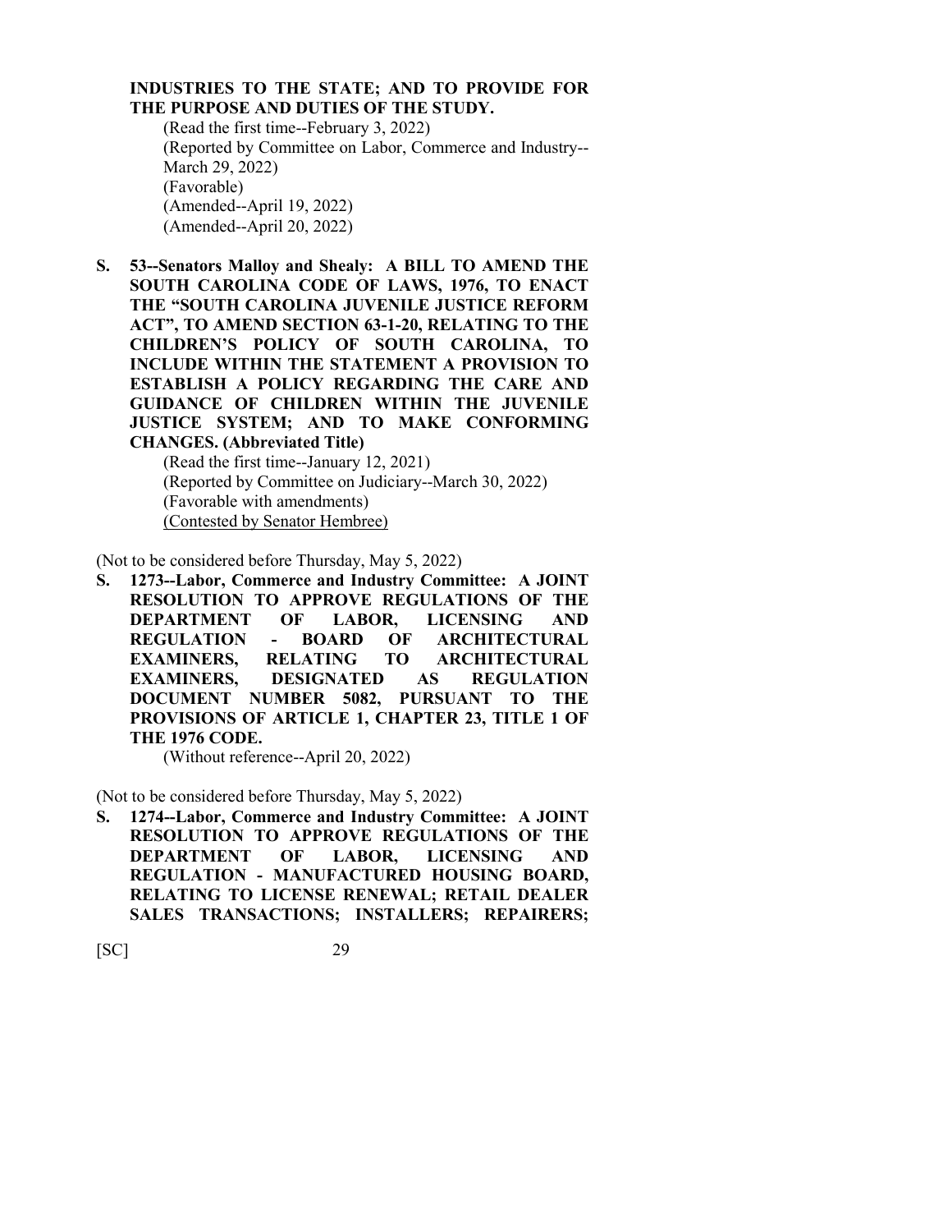**INDUSTRIES TO THE STATE; AND TO PROVIDE FOR THE PURPOSE AND DUTIES OF THE STUDY.**

(Read the first time--February 3, 2022)
(Reported by Committee on Labor, Commerce and Industry--March 29, 2022)
(Favorable)
(Amended--April 19, 2022)
(Amended--April 20, 2022)

**S. 53--Senators Malloy and Shealy: A BILL TO AMEND THE SOUTH CAROLINA CODE OF LAWS, 1976, TO ENACT THE "SOUTH CAROLINA JUVENILE JUSTICE REFORM ACT", TO AMEND SECTION 63-1-20, RELATING TO THE CHILDREN'S POLICY OF SOUTH CAROLINA, TO INCLUDE WITHIN THE STATEMENT A PROVISION TO ESTABLISH A POLICY REGARDING THE CARE AND GUIDANCE OF CHILDREN WITHIN THE JUVENILE JUSTICE SYSTEM; AND TO MAKE CONFORMING CHANGES. (Abbreviated Title)**

(Read the first time--January 12, 2021)
(Reported by Committee on Judiciary--March 30, 2022)
(Favorable with amendments)
<u>(Contested by Senator Hembree)</u>

(Not to be considered before Thursday, May 5, 2022)

**S. 1273--Labor, Commerce and Industry Committee: A JOINT RESOLUTION TO APPROVE REGULATIONS OF THE DEPARTMENT OF LABOR, LICENSING AND REGULATION - BOARD OF ARCHITECTURAL EXAMINERS, RELATING TO ARCHITECTURAL EXAMINERS, DESIGNATED AS REGULATION DOCUMENT NUMBER 5082, PURSUANT TO THE PROVISIONS OF ARTICLE 1, CHAPTER 23, TITLE 1 OF THE 1976 CODE.**

(Without reference--April 20, 2022)

(Not to be considered before Thursday, May 5, 2022)

**S. 1274--Labor, Commerce and Industry Committee: A JOINT RESOLUTION TO APPROVE REGULATIONS OF THE DEPARTMENT OF LABOR, LICENSING AND REGULATION - MANUFACTURED HOUSING BOARD, RELATING TO LICENSE RENEWAL; RETAIL DEALER SALES TRANSACTIONS; INSTALLERS; REPAIRERS;**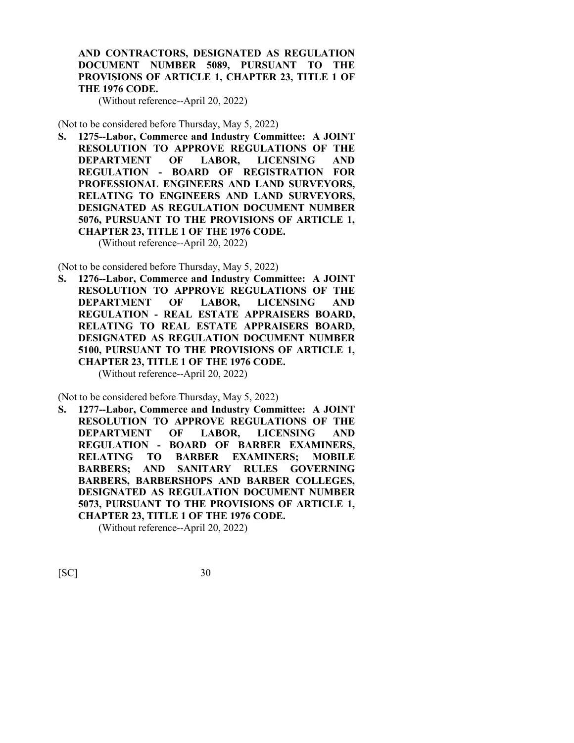**AND CONTRACTORS, DESIGNATED AS REGULATION DOCUMENT NUMBER 5089, PURSUANT TO THE PROVISIONS OF ARTICLE 1, CHAPTER 23, TITLE 1 OF THE 1976 CODE.**
(Without reference--April 20, 2022)

(Not to be considered before Thursday, May 5, 2022)

**S. 1275--Labor, Commerce and Industry Committee: A JOINT RESOLUTION TO APPROVE REGULATIONS OF THE DEPARTMENT OF LABOR, LICENSING AND REGULATION - BOARD OF REGISTRATION FOR PROFESSIONAL ENGINEERS AND LAND SURVEYORS, RELATING TO ENGINEERS AND LAND SURVEYORS, DESIGNATED AS REGULATION DOCUMENT NUMBER 5076, PURSUANT TO THE PROVISIONS OF ARTICLE 1, CHAPTER 23, TITLE 1 OF THE 1976 CODE.**
(Without reference--April 20, 2022)

(Not to be considered before Thursday, May 5, 2022)

**S. 1276--Labor, Commerce and Industry Committee: A JOINT RESOLUTION TO APPROVE REGULATIONS OF THE DEPARTMENT OF LABOR, LICENSING AND REGULATION - REAL ESTATE APPRAISERS BOARD, RELATING TO REAL ESTATE APPRAISERS BOARD, DESIGNATED AS REGULATION DOCUMENT NUMBER 5100, PURSUANT TO THE PROVISIONS OF ARTICLE 1, CHAPTER 23, TITLE 1 OF THE 1976 CODE.**
(Without reference--April 20, 2022)

(Not to be considered before Thursday, May 5, 2022)

**S. 1277--Labor, Commerce and Industry Committee: A JOINT RESOLUTION TO APPROVE REGULATIONS OF THE DEPARTMENT OF LABOR, LICENSING AND REGULATION - BOARD OF BARBER EXAMINERS, RELATING TO BARBER EXAMINERS; MOBILE BARBERS; AND SANITARY RULES GOVERNING BARBERS, BARBERSHOPS AND BARBER COLLEGES, DESIGNATED AS REGULATION DOCUMENT NUMBER 5073, PURSUANT TO THE PROVISIONS OF ARTICLE 1, CHAPTER 23, TITLE 1 OF THE 1976 CODE.**
(Without reference--April 20, 2022)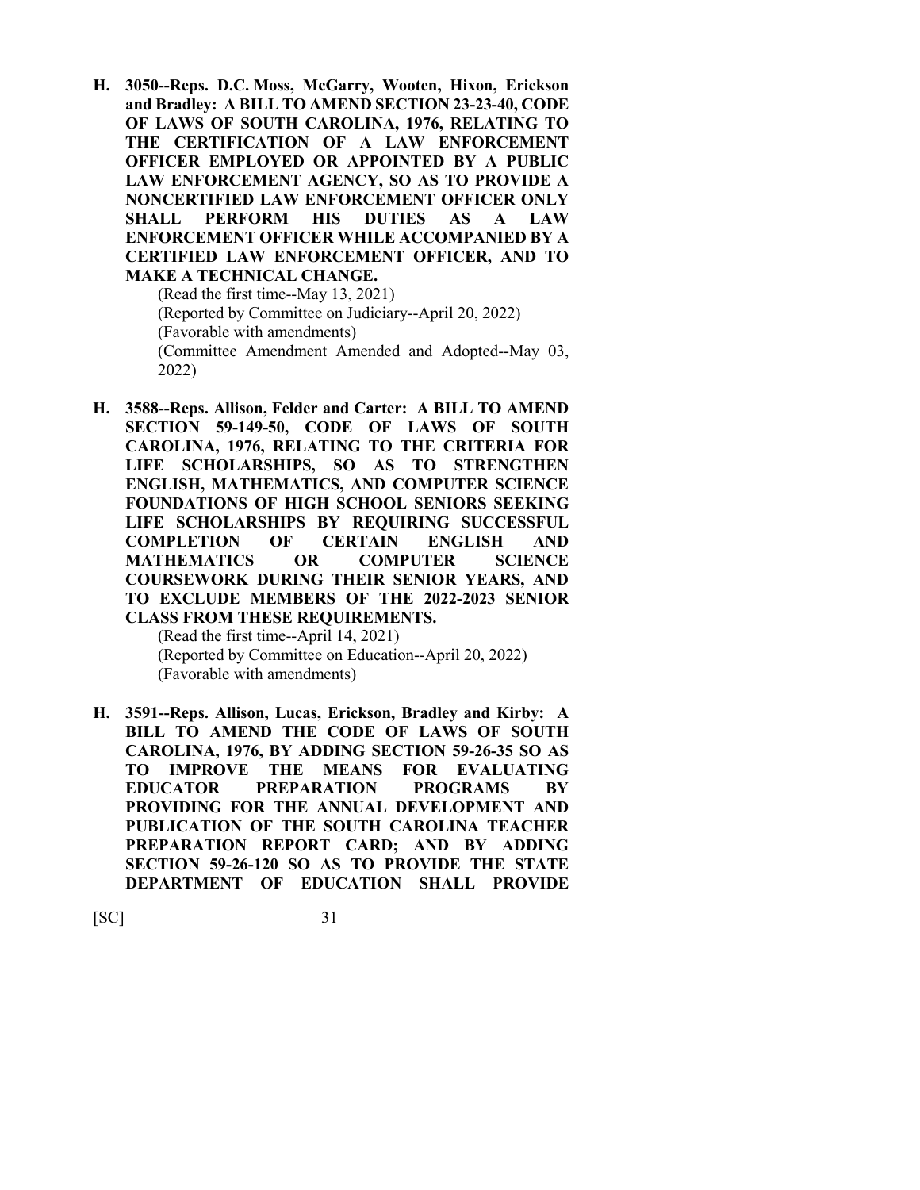**H. 3050--Reps. D.C. Moss, McGarry, Wooten, Hixon, Erickson and Bradley: A BILL TO AMEND SECTION 23-23-40, CODE OF LAWS OF SOUTH CAROLINA, 1976, RELATING TO THE CERTIFICATION OF A LAW ENFORCEMENT OFFICER EMPLOYED OR APPOINTED BY A PUBLIC LAW ENFORCEMENT AGENCY, SO AS TO PROVIDE A NONCERTIFIED LAW ENFORCEMENT OFFICER ONLY SHALL PERFORM HIS DUTIES AS A LAW ENFORCEMENT OFFICER WHILE ACCOMPANIED BY A CERTIFIED LAW ENFORCEMENT OFFICER, AND TO MAKE A TECHNICAL CHANGE.**

(Read the first time--May 13, 2021)
(Reported by Committee on Judiciary--April 20, 2022)
(Favorable with amendments)
(Committee Amendment Amended and Adopted--May 03, 2022)

**H. 3588--Reps. Allison, Felder and Carter: A BILL TO AMEND SECTION 59-149-50, CODE OF LAWS OF SOUTH CAROLINA, 1976, RELATING TO THE CRITERIA FOR LIFE SCHOLARSHIPS, SO AS TO STRENGTHEN ENGLISH, MATHEMATICS, AND COMPUTER SCIENCE FOUNDATIONS OF HIGH SCHOOL SENIORS SEEKING LIFE SCHOLARSHIPS BY REQUIRING SUCCESSFUL COMPLETION OF CERTAIN ENGLISH AND MATHEMATICS OR COMPUTER SCIENCE COURSEWORK DURING THEIR SENIOR YEARS, AND TO EXCLUDE MEMBERS OF THE 2022-2023 SENIOR CLASS FROM THESE REQUIREMENTS.**

(Read the first time--April 14, 2021)
(Reported by Committee on Education--April 20, 2022)
(Favorable with amendments)

**H. 3591--Reps. Allison, Lucas, Erickson, Bradley and Kirby: A BILL TO AMEND THE CODE OF LAWS OF SOUTH CAROLINA, 1976, BY ADDING SECTION 59-26-35 SO AS TO IMPROVE THE MEANS FOR EVALUATING EDUCATOR PREPARATION PROGRAMS BY PROVIDING FOR THE ANNUAL DEVELOPMENT AND PUBLICATION OF THE SOUTH CAROLINA TEACHER PREPARATION REPORT CARD; AND BY ADDING SECTION 59-26-120 SO AS TO PROVIDE THE STATE DEPARTMENT OF EDUCATION SHALL PROVIDE**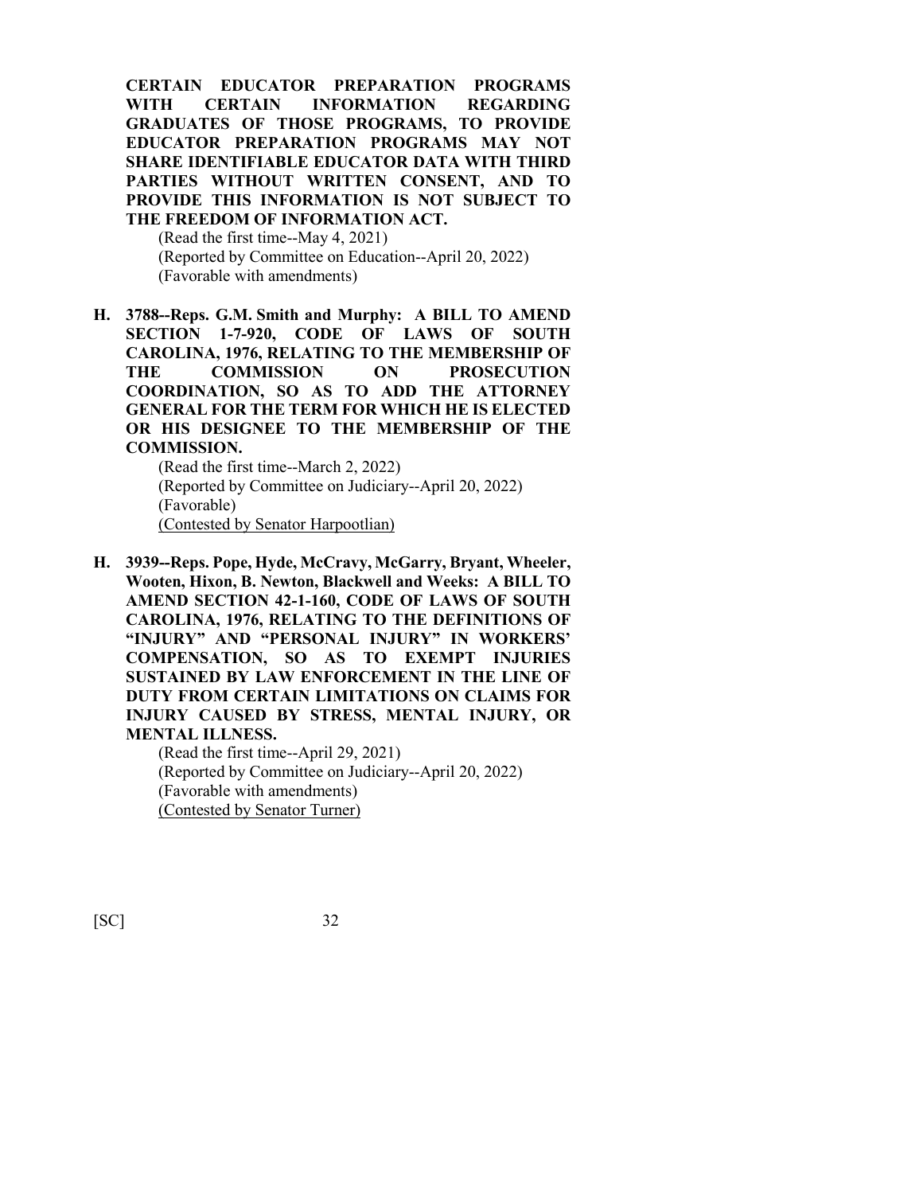**CERTAIN EDUCATOR PREPARATION PROGRAMS WITH CERTAIN INFORMATION REGARDING GRADUATES OF THOSE PROGRAMS, TO PROVIDE EDUCATOR PREPARATION PROGRAMS MAY NOT SHARE IDENTIFIABLE EDUCATOR DATA WITH THIRD PARTIES WITHOUT WRITTEN CONSENT, AND TO PROVIDE THIS INFORMATION IS NOT SUBJECT TO THE FREEDOM OF INFORMATION ACT.**

(Read the first time--May 4, 2021)
(Reported by Committee on Education--April 20, 2022)
(Favorable with amendments)

**H. 3788--Reps. G.M. Smith and Murphy: A BILL TO AMEND SECTION 1-7-920, CODE OF LAWS OF SOUTH CAROLINA, 1976, RELATING TO THE MEMBERSHIP OF THE COMMISSION ON PROSECUTION COORDINATION, SO AS TO ADD THE ATTORNEY GENERAL FOR THE TERM FOR WHICH HE IS ELECTED OR HIS DESIGNEE TO THE MEMBERSHIP OF THE COMMISSION.**

(Read the first time--March 2, 2022)
(Reported by Committee on Judiciary--April 20, 2022)
(Favorable)
<u>(Contested by Senator Harpootlian)</u>

**H. 3939--Reps. Pope, Hyde, McCravy, McGarry, Bryant, Wheeler, Wooten, Hixon, B. Newton, Blackwell and Weeks: A BILL TO AMEND SECTION 42-1-160, CODE OF LAWS OF SOUTH CAROLINA, 1976, RELATING TO THE DEFINITIONS OF "INJURY" AND "PERSONAL INJURY" IN WORKERS' COMPENSATION, SO AS TO EXEMPT INJURIES SUSTAINED BY LAW ENFORCEMENT IN THE LINE OF DUTY FROM CERTAIN LIMITATIONS ON CLAIMS FOR INJURY CAUSED BY STRESS, MENTAL INJURY, OR MENTAL ILLNESS.**

(Read the first time--April 29, 2021)
(Reported by Committee on Judiciary--April 20, 2022)
(Favorable with amendments)
<u>(Contested by Senator Turner)</u>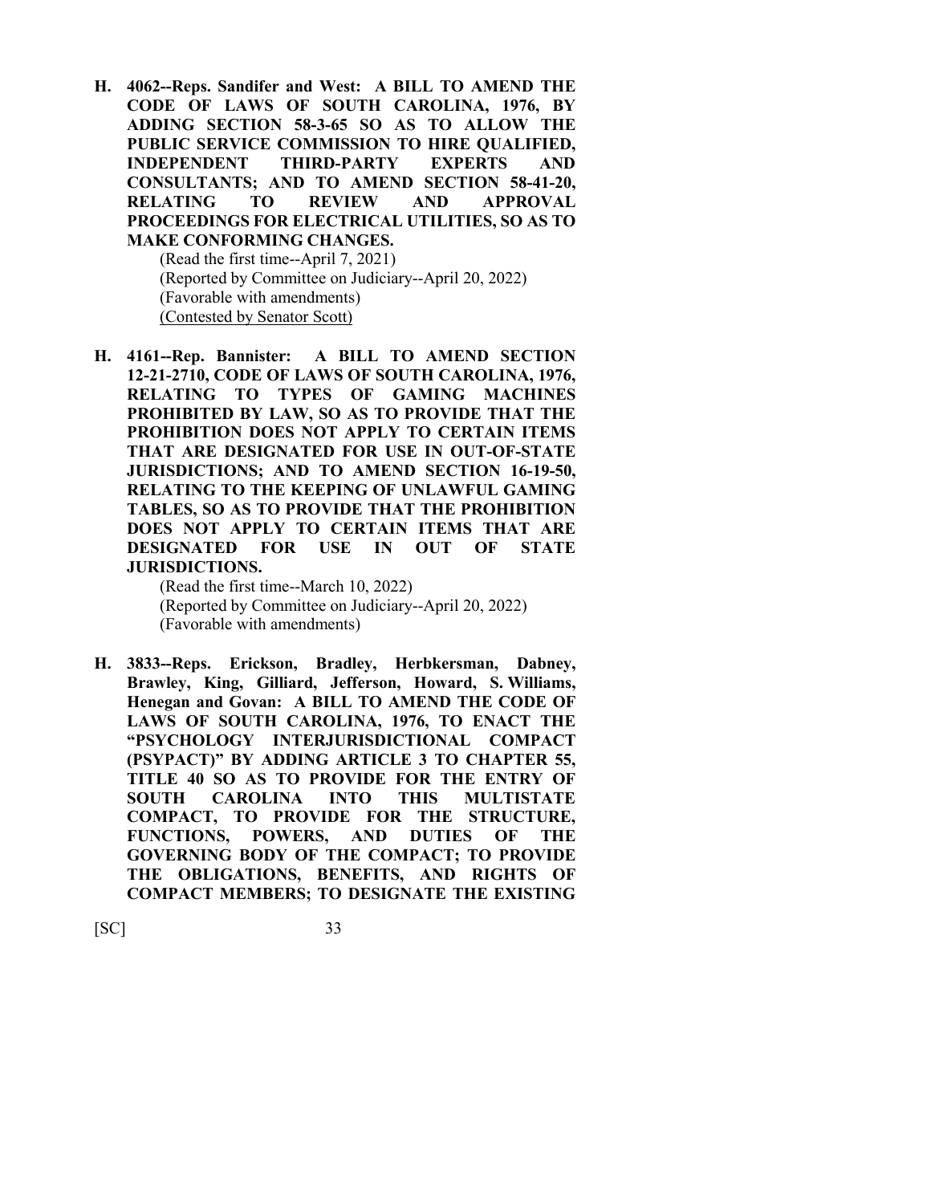**H. 4062--Reps. Sandifer and West: A BILL TO AMEND THE CODE OF LAWS OF SOUTH CAROLINA, 1976, BY ADDING SECTION 58-3-65 SO AS TO ALLOW THE PUBLIC SERVICE COMMISSION TO HIRE QUALIFIED, INDEPENDENT THIRD-PARTY EXPERTS AND CONSULTANTS; AND TO AMEND SECTION 58-41-20, RELATING TO REVIEW AND APPROVAL PROCEEDINGS FOR ELECTRICAL UTILITIES, SO AS TO MAKE CONFORMING CHANGES.**

(Read the first time--April 7, 2021)
(Reported by Committee on Judiciary--April 20, 2022)
(Favorable with amendments)
<u>(Contested by Senator Scott)</u>

**H. 4161--Rep. Bannister: A BILL TO AMEND SECTION 12-21-2710, CODE OF LAWS OF SOUTH CAROLINA, 1976, RELATING TO TYPES OF GAMING MACHINES PROHIBITED BY LAW, SO AS TO PROVIDE THAT THE PROHIBITION DOES NOT APPLY TO CERTAIN ITEMS THAT ARE DESIGNATED FOR USE IN OUT-OF-STATE JURISDICTIONS; AND TO AMEND SECTION 16-19-50, RELATING TO THE KEEPING OF UNLAWFUL GAMING TABLES, SO AS TO PROVIDE THAT THE PROHIBITION DOES NOT APPLY TO CERTAIN ITEMS THAT ARE DESIGNATED FOR USE IN OUT OF STATE JURISDICTIONS.**

(Read the first time--March 10, 2022)
(Reported by Committee on Judiciary--April 20, 2022)
(Favorable with amendments)

**H. 3833--Reps. Erickson, Bradley, Herbkersman, Dabney, Brawley, King, Gilliard, Jefferson, Howard, S. Williams, Henegan and Govan: A BILL TO AMEND THE CODE OF LAWS OF SOUTH CAROLINA, 1976, TO ENACT THE "PSYCHOLOGY INTERJURISDICTIONAL COMPACT (PSYPACT)" BY ADDING ARTICLE 3 TO CHAPTER 55, TITLE 40 SO AS TO PROVIDE FOR THE ENTRY OF SOUTH CAROLINA INTO THIS MULTISTATE COMPACT, TO PROVIDE FOR THE STRUCTURE, FUNCTIONS, POWERS, AND DUTIES OF THE GOVERNING BODY OF THE COMPACT; TO PROVIDE THE OBLIGATIONS, BENEFITS, AND RIGHTS OF COMPACT MEMBERS; TO DESIGNATE THE EXISTING**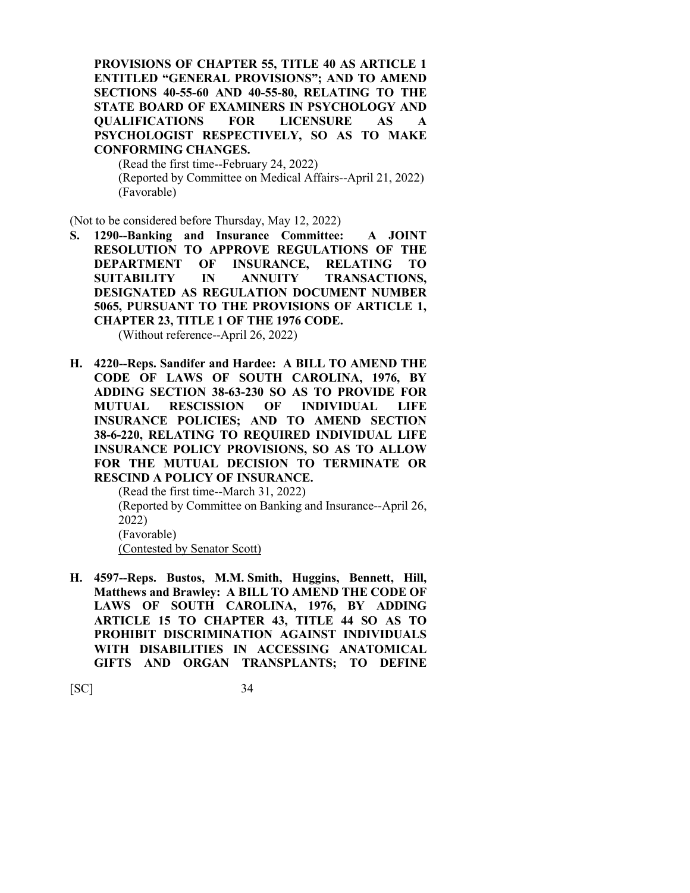**PROVISIONS OF CHAPTER 55, TITLE 40 AS ARTICLE 1 ENTITLED "GENERAL PROVISIONS"; AND TO AMEND SECTIONS 40-55-60 AND 40-55-80, RELATING TO THE STATE BOARD OF EXAMINERS IN PSYCHOLOGY AND QUALIFICATIONS FOR LICENSURE AS A PSYCHOLOGIST RESPECTIVELY, SO AS TO MAKE CONFORMING CHANGES.**

(Read the first time--February 24, 2022)
(Reported by Committee on Medical Affairs--April 21, 2022)
(Favorable)

(Not to be considered before Thursday, May 12, 2022)

**S. 1290--Banking and Insurance Committee: A JOINT RESOLUTION TO APPROVE REGULATIONS OF THE DEPARTMENT OF INSURANCE, RELATING TO SUITABILITY IN ANNUITY TRANSACTIONS, DESIGNATED AS REGULATION DOCUMENT NUMBER 5065, PURSUANT TO THE PROVISIONS OF ARTICLE 1, CHAPTER 23, TITLE 1 OF THE 1976 CODE.**

(Without reference--April 26, 2022)

**H. 4220--Reps. Sandifer and Hardee: A BILL TO AMEND THE CODE OF LAWS OF SOUTH CAROLINA, 1976, BY ADDING SECTION 38-63-230 SO AS TO PROVIDE FOR MUTUAL RESCISSION OF INDIVIDUAL LIFE INSURANCE POLICIES; AND TO AMEND SECTION 38-6-220, RELATING TO REQUIRED INDIVIDUAL LIFE INSURANCE POLICY PROVISIONS, SO AS TO ALLOW FOR THE MUTUAL DECISION TO TERMINATE OR RESCIND A POLICY OF INSURANCE.**

(Read the first time--March 31, 2022)
(Reported by Committee on Banking and Insurance--April 26, 2022)
(Favorable)
(Contested by Senator Scott)

**H. 4597--Reps. Bustos, M.M. Smith, Huggins, Bennett, Hill, Matthews and Brawley: A BILL TO AMEND THE CODE OF LAWS OF SOUTH CAROLINA, 1976, BY ADDING ARTICLE 15 TO CHAPTER 43, TITLE 44 SO AS TO PROHIBIT DISCRIMINATION AGAINST INDIVIDUALS WITH DISABILITIES IN ACCESSING ANATOMICAL GIFTS AND ORGAN TRANSPLANTS; TO DEFINE**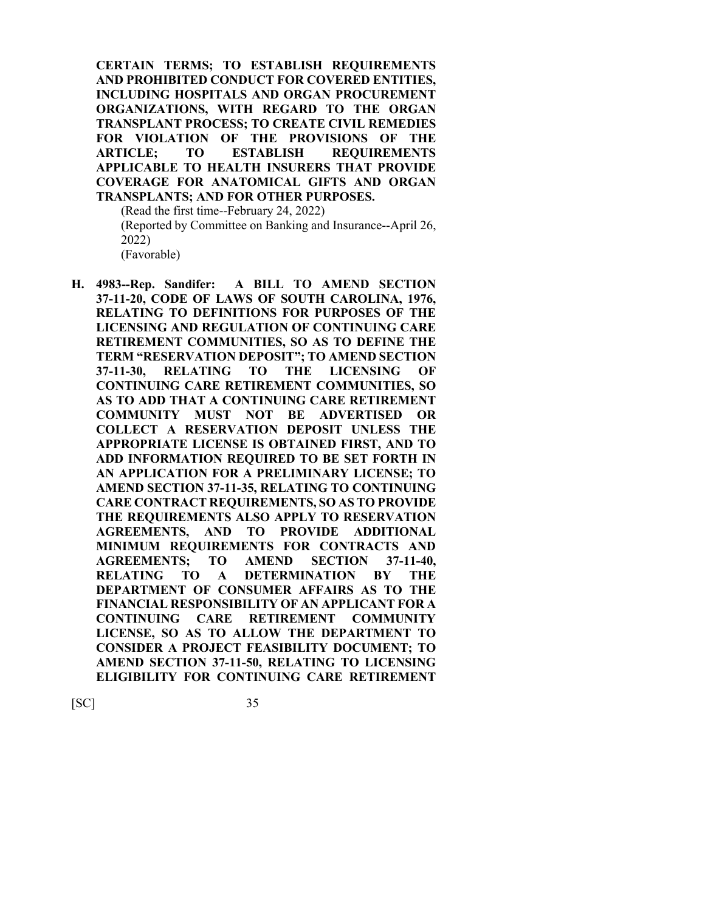**CERTAIN TERMS; TO ESTABLISH REQUIREMENTS AND PROHIBITED CONDUCT FOR COVERED ENTITIES, INCLUDING HOSPITALS AND ORGAN PROCUREMENT ORGANIZATIONS, WITH REGARD TO THE ORGAN TRANSPLANT PROCESS; TO CREATE CIVIL REMEDIES FOR VIOLATION OF THE PROVISIONS OF THE ARTICLE; TO ESTABLISH REQUIREMENTS APPLICABLE TO HEALTH INSURERS THAT PROVIDE COVERAGE FOR ANATOMICAL GIFTS AND ORGAN TRANSPLANTS; AND FOR OTHER PURPOSES.**

(Read the first time--February 24, 2022)
(Reported by Committee on Banking and Insurance--April 26, 2022)
(Favorable)

**H. 4983--Rep. Sandifer: A BILL TO AMEND SECTION 37-11-20, CODE OF LAWS OF SOUTH CAROLINA, 1976, RELATING TO DEFINITIONS FOR PURPOSES OF THE LICENSING AND REGULATION OF CONTINUING CARE RETIREMENT COMMUNITIES, SO AS TO DEFINE THE TERM "RESERVATION DEPOSIT"; TO AMEND SECTION 37-11-30, RELATING TO THE LICENSING OF CONTINUING CARE RETIREMENT COMMUNITIES, SO AS TO ADD THAT A CONTINUING CARE RETIREMENT COMMUNITY MUST NOT BE ADVERTISED OR COLLECT A RESERVATION DEPOSIT UNLESS THE APPROPRIATE LICENSE IS OBTAINED FIRST, AND TO ADD INFORMATION REQUIRED TO BE SET FORTH IN AN APPLICATION FOR A PRELIMINARY LICENSE; TO AMEND SECTION 37-11-35, RELATING TO CONTINUING CARE CONTRACT REQUIREMENTS, SO AS TO PROVIDE THE REQUIREMENTS ALSO APPLY TO RESERVATION AGREEMENTS, AND TO PROVIDE ADDITIONAL MINIMUM REQUIREMENTS FOR CONTRACTS AND AGREEMENTS; TO AMEND SECTION 37-11-40, RELATING TO A DETERMINATION BY THE DEPARTMENT OF CONSUMER AFFAIRS AS TO THE FINANCIAL RESPONSIBILITY OF AN APPLICANT FOR A CONTINUING CARE RETIREMENT COMMUNITY LICENSE, SO AS TO ALLOW THE DEPARTMENT TO CONSIDER A PROJECT FEASIBILITY DOCUMENT; TO AMEND SECTION 37-11-50, RELATING TO LICENSING ELIGIBILITY FOR CONTINUING CARE RETIREMENT**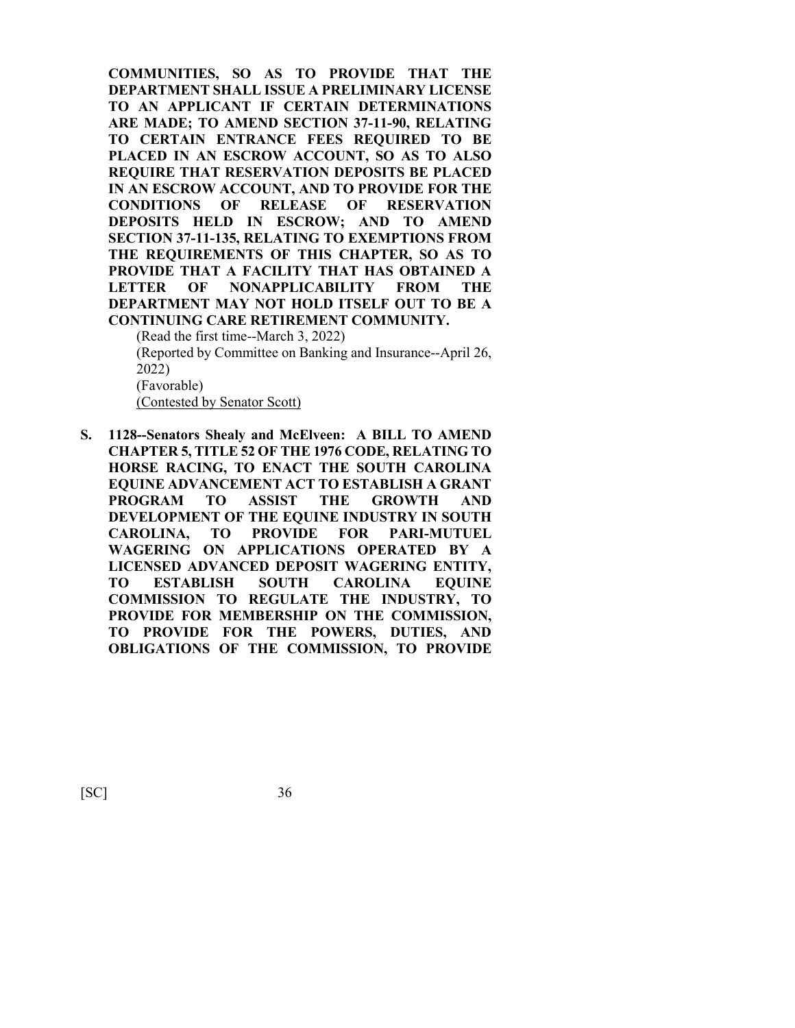**COMMUNITIES, SO AS TO PROVIDE THAT THE DEPARTMENT SHALL ISSUE A PRELIMINARY LICENSE TO AN APPLICANT IF CERTAIN DETERMINATIONS ARE MADE; TO AMEND SECTION 37-11-90, RELATING TO CERTAIN ENTRANCE FEES REQUIRED TO BE PLACED IN AN ESCROW ACCOUNT, SO AS TO ALSO REQUIRE THAT RESERVATION DEPOSITS BE PLACED IN AN ESCROW ACCOUNT, AND TO PROVIDE FOR THE CONDITIONS OF RELEASE OF RESERVATION DEPOSITS HELD IN ESCROW; AND TO AMEND SECTION 37-11-135, RELATING TO EXEMPTIONS FROM THE REQUIREMENTS OF THIS CHAPTER, SO AS TO PROVIDE THAT A FACILITY THAT HAS OBTAINED A LETTER OF NONAPPLICABILITY FROM THE DEPARTMENT MAY NOT HOLD ITSELF OUT TO BE A CONTINUING CARE RETIREMENT COMMUNITY.**

(Read the first time--March 3, 2022)
(Reported by Committee on Banking and Insurance--April 26, 2022)
(Favorable)
<u>(Contested by Senator Scott)</u>

**S. 1128--Senators Shealy and McElveen: A BILL TO AMEND CHAPTER 5, TITLE 52 OF THE 1976 CODE, RELATING TO HORSE RACING, TO ENACT THE SOUTH CAROLINA EQUINE ADVANCEMENT ACT TO ESTABLISH A GRANT PROGRAM TO ASSIST THE GROWTH AND DEVELOPMENT OF THE EQUINE INDUSTRY IN SOUTH CAROLINA, TO PROVIDE FOR PARI-MUTUEL WAGERING ON APPLICATIONS OPERATED BY A LICENSED ADVANCED DEPOSIT WAGERING ENTITY, TO ESTABLISH SOUTH CAROLINA EQUINE COMMISSION TO REGULATE THE INDUSTRY, TO PROVIDE FOR MEMBERSHIP ON THE COMMISSION, TO PROVIDE FOR THE POWERS, DUTIES, AND OBLIGATIONS OF THE COMMISSION, TO PROVIDE**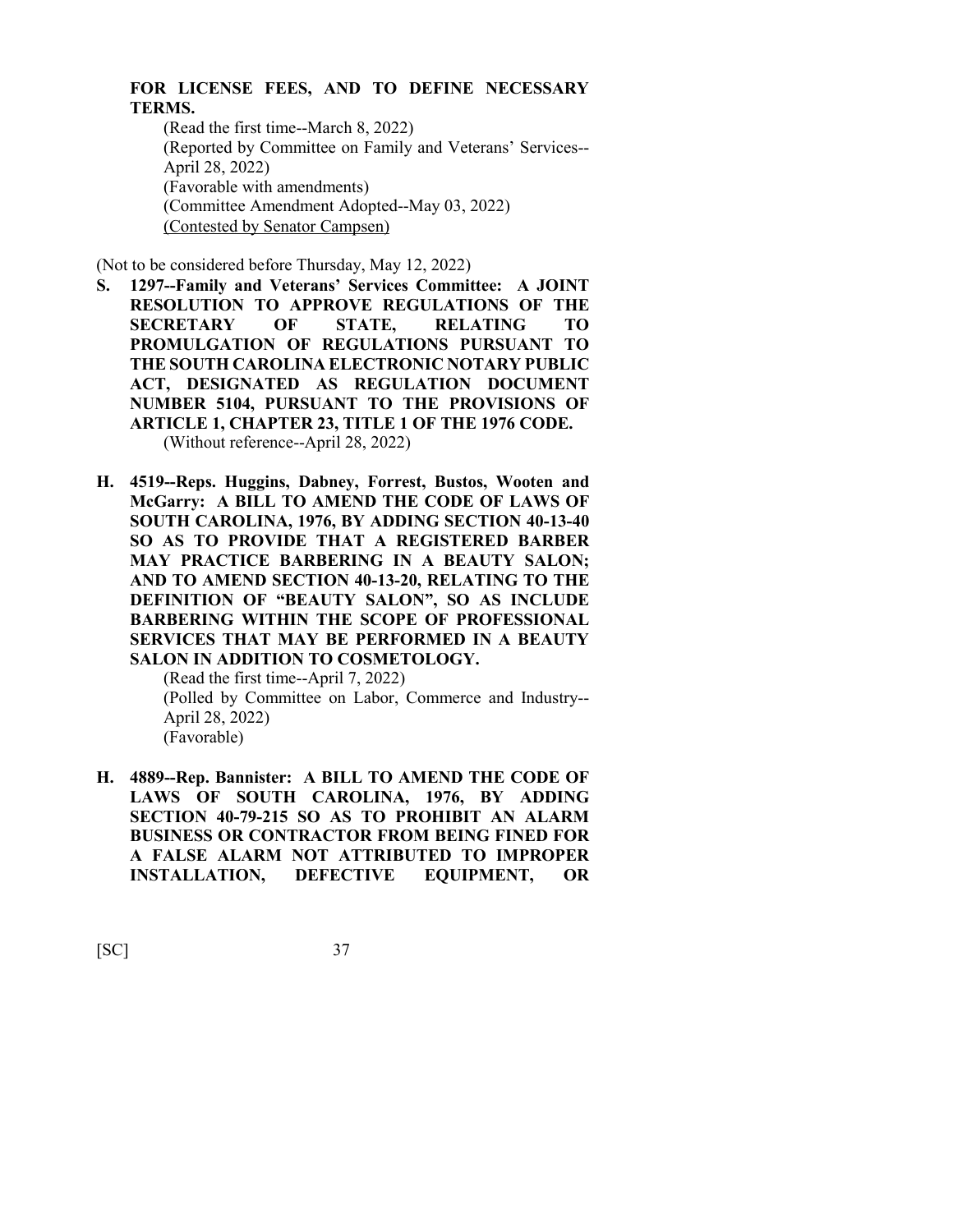**FOR LICENSE FEES, AND TO DEFINE NECESSARY TERMS.**

(Read the first time--March 8, 2022)
(Reported by Committee on Family and Veterans' Services--April 28, 2022)
(Favorable with amendments)
(Committee Amendment Adopted--May 03, 2022)
(Contested by Senator Campsen)

(Not to be considered before Thursday, May 12, 2022)

**S. 1297--Family and Veterans' Services Committee: A JOINT RESOLUTION TO APPROVE REGULATIONS OF THE SECRETARY OF STATE, RELATING TO PROMULGATION OF REGULATIONS PURSUANT TO THE SOUTH CAROLINA ELECTRONIC NOTARY PUBLIC ACT, DESIGNATED AS REGULATION DOCUMENT NUMBER 5104, PURSUANT TO THE PROVISIONS OF ARTICLE 1, CHAPTER 23, TITLE 1 OF THE 1976 CODE.**

(Without reference--April 28, 2022)

**H. 4519--Reps. Huggins, Dabney, Forrest, Bustos, Wooten and McGarry: A BILL TO AMEND THE CODE OF LAWS OF SOUTH CAROLINA, 1976, BY ADDING SECTION 40-13-40 SO AS TO PROVIDE THAT A REGISTERED BARBER MAY PRACTICE BARBERING IN A BEAUTY SALON; AND TO AMEND SECTION 40-13-20, RELATING TO THE DEFINITION OF "BEAUTY SALON", SO AS INCLUDE BARBERING WITHIN THE SCOPE OF PROFESSIONAL SERVICES THAT MAY BE PERFORMED IN A BEAUTY SALON IN ADDITION TO COSMETOLOGY.**

(Read the first time--April 7, 2022)
(Polled by Committee on Labor, Commerce and Industry--April 28, 2022)
(Favorable)

**H. 4889--Rep. Bannister: A BILL TO AMEND THE CODE OF LAWS OF SOUTH CAROLINA, 1976, BY ADDING SECTION 40-79-215 SO AS TO PROHIBIT AN ALARM BUSINESS OR CONTRACTOR FROM BEING FINED FOR A FALSE ALARM NOT ATTRIBUTED TO IMPROPER INSTALLATION, DEFECTIVE EQUIPMENT, OR**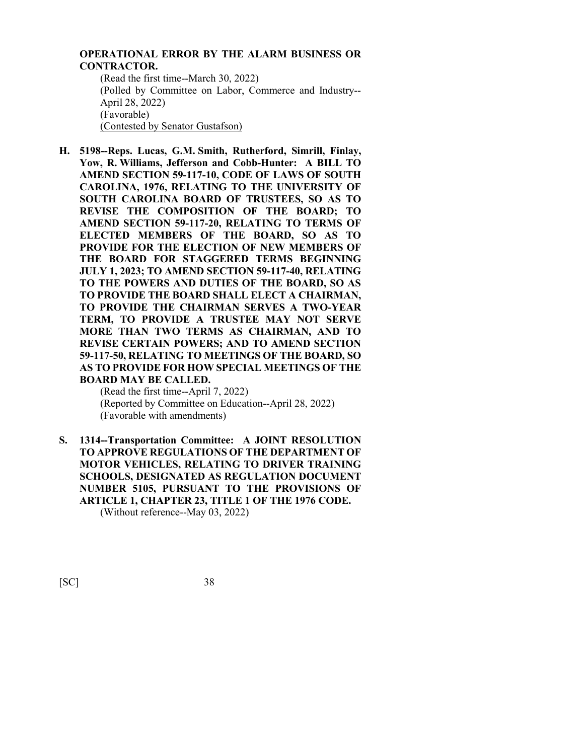**OPERATIONAL ERROR BY THE ALARM BUSINESS OR CONTRACTOR.**

(Read the first time--March 30, 2022)
(Polled by Committee on Labor, Commerce and Industry--April 28, 2022)
(Favorable)
<u>(Contested by Senator Gustafson)</u>

**H. 5198--Reps. Lucas, G.M. Smith, Rutherford, Simrill, Finlay, Yow, R. Williams, Jefferson and Cobb-Hunter: A BILL TO AMEND SECTION 59-117-10, CODE OF LAWS OF SOUTH CAROLINA, 1976, RELATING TO THE UNIVERSITY OF SOUTH CAROLINA BOARD OF TRUSTEES, SO AS TO REVISE THE COMPOSITION OF THE BOARD; TO AMEND SECTION 59-117-20, RELATING TO TERMS OF ELECTED MEMBERS OF THE BOARD, SO AS TO PROVIDE FOR THE ELECTION OF NEW MEMBERS OF THE BOARD FOR STAGGERED TERMS BEGINNING JULY 1, 2023; TO AMEND SECTION 59-117-40, RELATING TO THE POWERS AND DUTIES OF THE BOARD, SO AS TO PROVIDE THE BOARD SHALL ELECT A CHAIRMAN, TO PROVIDE THE CHAIRMAN SERVES A TWO-YEAR TERM, TO PROVIDE A TRUSTEE MAY NOT SERVE MORE THAN TWO TERMS AS CHAIRMAN, AND TO REVISE CERTAIN POWERS; AND TO AMEND SECTION 59-117-50, RELATING TO MEETINGS OF THE BOARD, SO AS TO PROVIDE FOR HOW SPECIAL MEETINGS OF THE BOARD MAY BE CALLED.**

(Read the first time--April 7, 2022)
(Reported by Committee on Education--April 28, 2022)
(Favorable with amendments)

**S. 1314--Transportation Committee: A JOINT RESOLUTION TO APPROVE REGULATIONS OF THE DEPARTMENT OF MOTOR VEHICLES, RELATING TO DRIVER TRAINING SCHOOLS, DESIGNATED AS REGULATION DOCUMENT NUMBER 5105, PURSUANT TO THE PROVISIONS OF ARTICLE 1, CHAPTER 23, TITLE 1 OF THE 1976 CODE.**

(Without reference--May 03, 2022)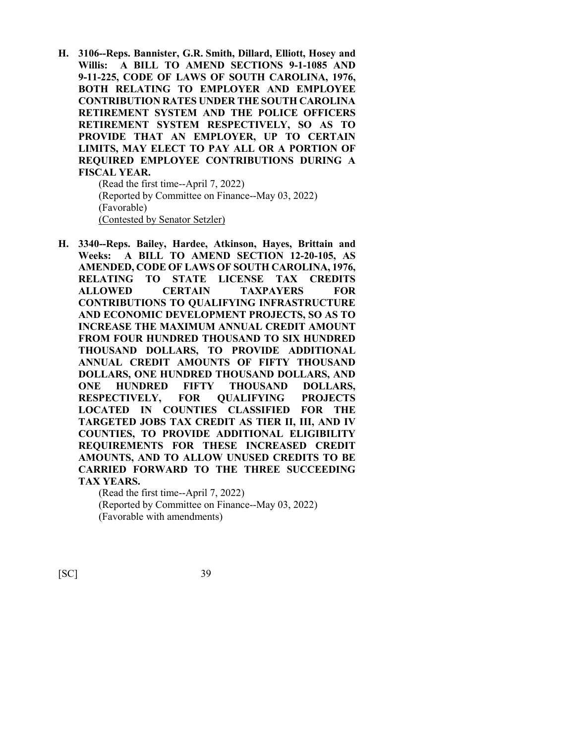**H. 3106--Reps. Bannister, G.R. Smith, Dillard, Elliott, Hosey and Willis: A BILL TO AMEND SECTIONS 9-1-1085 AND 9-11-225, CODE OF LAWS OF SOUTH CAROLINA, 1976, BOTH RELATING TO EMPLOYER AND EMPLOYEE CONTRIBUTION RATES UNDER THE SOUTH CAROLINA RETIREMENT SYSTEM AND THE POLICE OFFICERS RETIREMENT SYSTEM RESPECTIVELY, SO AS TO PROVIDE THAT AN EMPLOYER, UP TO CERTAIN LIMITS, MAY ELECT TO PAY ALL OR A PORTION OF REQUIRED EMPLOYEE CONTRIBUTIONS DURING A FISCAL YEAR.**

(Read the first time--April 7, 2022)
(Reported by Committee on Finance--May 03, 2022)
(Favorable)
(Contested by Senator Setzler)

**H. 3340--Reps. Bailey, Hardee, Atkinson, Hayes, Brittain and Weeks: A BILL TO AMEND SECTION 12-20-105, AS AMENDED, CODE OF LAWS OF SOUTH CAROLINA, 1976, RELATING TO STATE LICENSE TAX CREDITS ALLOWED CERTAIN TAXPAYERS FOR CONTRIBUTIONS TO QUALIFYING INFRASTRUCTURE AND ECONOMIC DEVELOPMENT PROJECTS, SO AS TO INCREASE THE MAXIMUM ANNUAL CREDIT AMOUNT FROM FOUR HUNDRED THOUSAND TO SIX HUNDRED THOUSAND DOLLARS, TO PROVIDE ADDITIONAL ANNUAL CREDIT AMOUNTS OF FIFTY THOUSAND DOLLARS, ONE HUNDRED THOUSAND DOLLARS, AND ONE HUNDRED FIFTY THOUSAND DOLLARS, RESPECTIVELY, FOR QUALIFYING PROJECTS LOCATED IN COUNTIES CLASSIFIED FOR THE TARGETED JOBS TAX CREDIT AS TIER II, III, AND IV COUNTIES, TO PROVIDE ADDITIONAL ELIGIBILITY REQUIREMENTS FOR THESE INCREASED CREDIT AMOUNTS, AND TO ALLOW UNUSED CREDITS TO BE CARRIED FORWARD TO THE THREE SUCCEEDING TAX YEARS.**

(Read the first time--April 7, 2022)
(Reported by Committee on Finance--May 03, 2022)
(Favorable with amendments)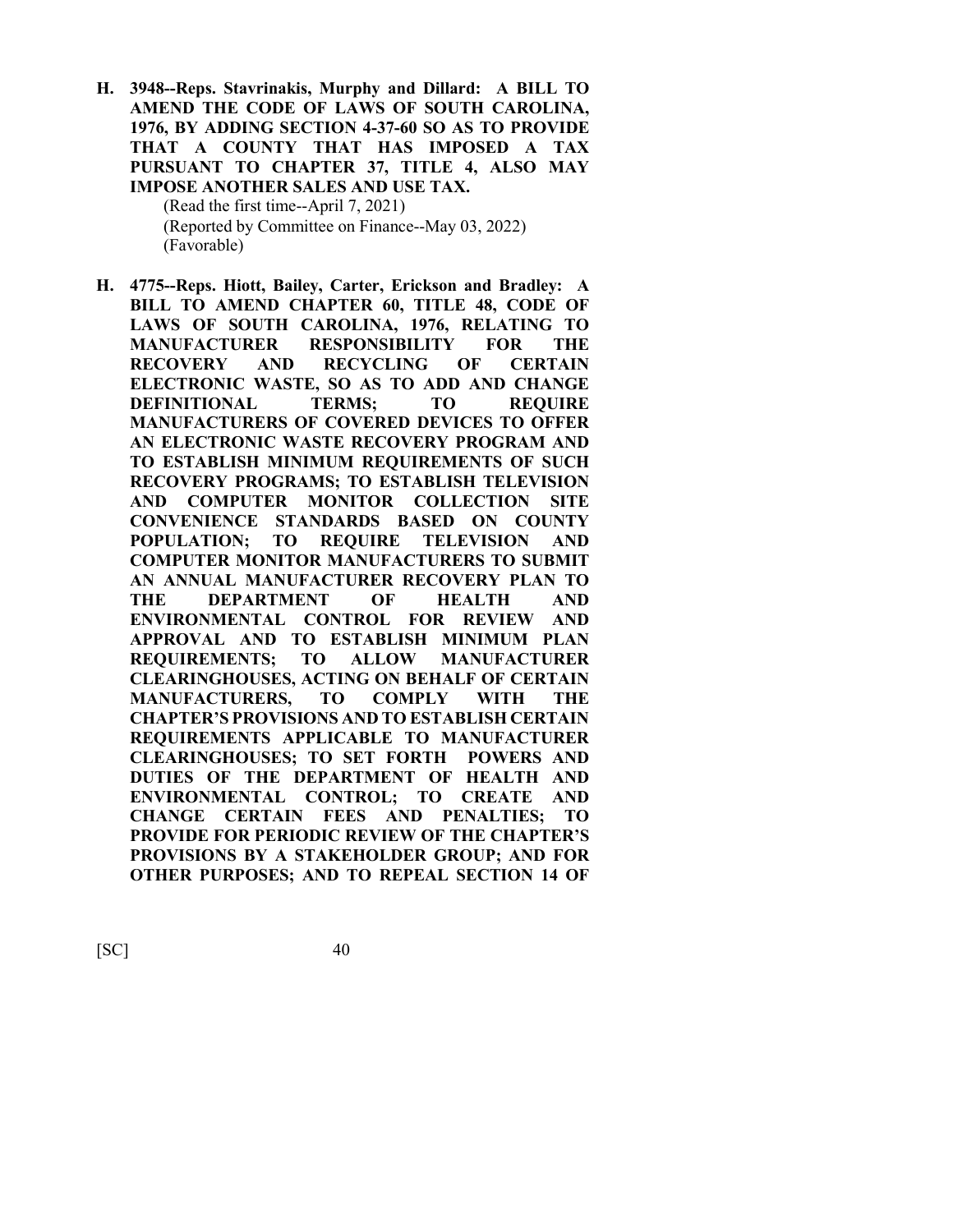**H. 3948--Reps. Stavrinakis, Murphy and Dillard: A BILL TO AMEND THE CODE OF LAWS OF SOUTH CAROLINA, 1976, BY ADDING SECTION 4-37-60 SO AS TO PROVIDE THAT A COUNTY THAT HAS IMPOSED A TAX PURSUANT TO CHAPTER 37, TITLE 4, ALSO MAY IMPOSE ANOTHER SALES AND USE TAX.**

(Read the first time--April 7, 2021)
(Reported by Committee on Finance--May 03, 2022)
(Favorable)

**H. 4775--Reps. Hiott, Bailey, Carter, Erickson and Bradley: A BILL TO AMEND CHAPTER 60, TITLE 48, CODE OF LAWS OF SOUTH CAROLINA, 1976, RELATING TO MANUFACTURER RESPONSIBILITY FOR THE RECOVERY AND RECYCLING OF CERTAIN ELECTRONIC WASTE, SO AS TO ADD AND CHANGE DEFINITIONAL TERMS; TO REQUIRE MANUFACTURERS OF COVERED DEVICES TO OFFER AN ELECTRONIC WASTE RECOVERY PROGRAM AND TO ESTABLISH MINIMUM REQUIREMENTS OF SUCH RECOVERY PROGRAMS; TO ESTABLISH TELEVISION AND COMPUTER MONITOR COLLECTION SITE CONVENIENCE STANDARDS BASED ON COUNTY POPULATION; TO REQUIRE TELEVISION AND COMPUTER MONITOR MANUFACTURERS TO SUBMIT AN ANNUAL MANUFACTURER RECOVERY PLAN TO THE DEPARTMENT OF HEALTH AND ENVIRONMENTAL CONTROL FOR REVIEW AND APPROVAL AND TO ESTABLISH MINIMUM PLAN REQUIREMENTS; TO ALLOW MANUFACTURER CLEARINGHOUSES, ACTING ON BEHALF OF CERTAIN MANUFACTURERS, TO COMPLY WITH THE CHAPTER'S PROVISIONS AND TO ESTABLISH CERTAIN REQUIREMENTS APPLICABLE TO MANUFACTURER CLEARINGHOUSES; TO SET FORTH POWERS AND DUTIES OF THE DEPARTMENT OF HEALTH AND ENVIRONMENTAL CONTROL; TO CREATE AND CHANGE CERTAIN FEES AND PENALTIES; TO PROVIDE FOR PERIODIC REVIEW OF THE CHAPTER'S PROVISIONS BY A STAKEHOLDER GROUP; AND FOR OTHER PURPOSES; AND TO REPEAL SECTION 14 OF**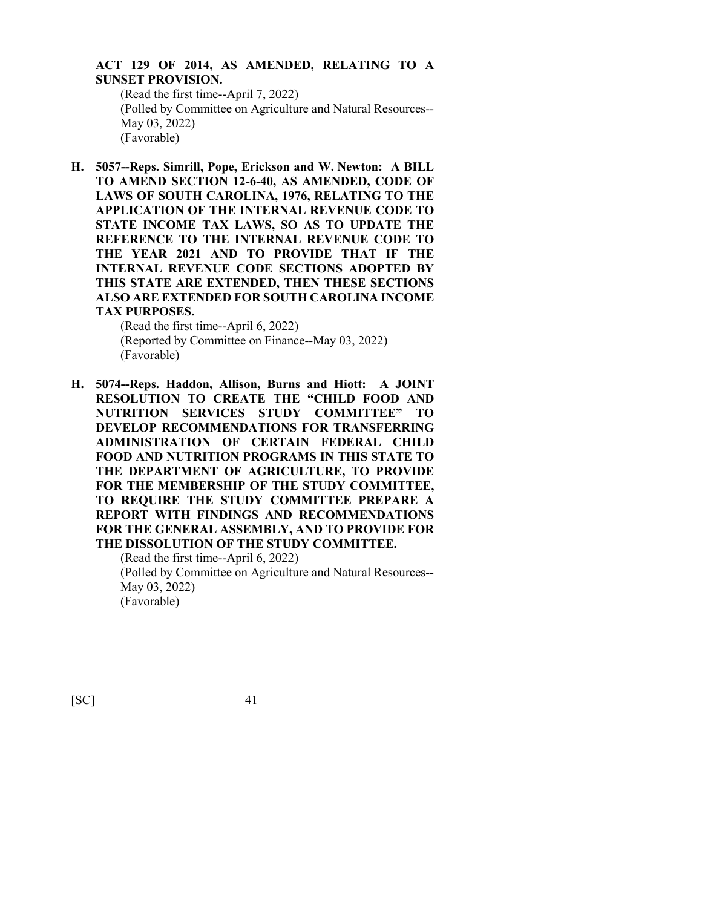**ACT 129 OF 2014, AS AMENDED, RELATING TO A SUNSET PROVISION.**

(Read the first time--April 7, 2022)
(Polled by Committee on Agriculture and Natural Resources--May 03, 2022)
(Favorable)

**H. 5057--Reps. Simrill, Pope, Erickson and W. Newton: A BILL TO AMEND SECTION 12-6-40, AS AMENDED, CODE OF LAWS OF SOUTH CAROLINA, 1976, RELATING TO THE APPLICATION OF THE INTERNAL REVENUE CODE TO STATE INCOME TAX LAWS, SO AS TO UPDATE THE REFERENCE TO THE INTERNAL REVENUE CODE TO THE YEAR 2021 AND TO PROVIDE THAT IF THE INTERNAL REVENUE CODE SECTIONS ADOPTED BY THIS STATE ARE EXTENDED, THEN THESE SECTIONS ALSO ARE EXTENDED FOR SOUTH CAROLINA INCOME TAX PURPOSES.**

(Read the first time--April 6, 2022)
(Reported by Committee on Finance--May 03, 2022)
(Favorable)

**H. 5074--Reps. Haddon, Allison, Burns and Hiott: A JOINT RESOLUTION TO CREATE THE "CHILD FOOD AND NUTRITION SERVICES STUDY COMMITTEE" TO DEVELOP RECOMMENDATIONS FOR TRANSFERRING ADMINISTRATION OF CERTAIN FEDERAL CHILD FOOD AND NUTRITION PROGRAMS IN THIS STATE TO THE DEPARTMENT OF AGRICULTURE, TO PROVIDE FOR THE MEMBERSHIP OF THE STUDY COMMITTEE, TO REQUIRE THE STUDY COMMITTEE PREPARE A REPORT WITH FINDINGS AND RECOMMENDATIONS FOR THE GENERAL ASSEMBLY, AND TO PROVIDE FOR THE DISSOLUTION OF THE STUDY COMMITTEE.**

(Read the first time--April 6, 2022)
(Polled by Committee on Agriculture and Natural Resources--May 03, 2022)
(Favorable)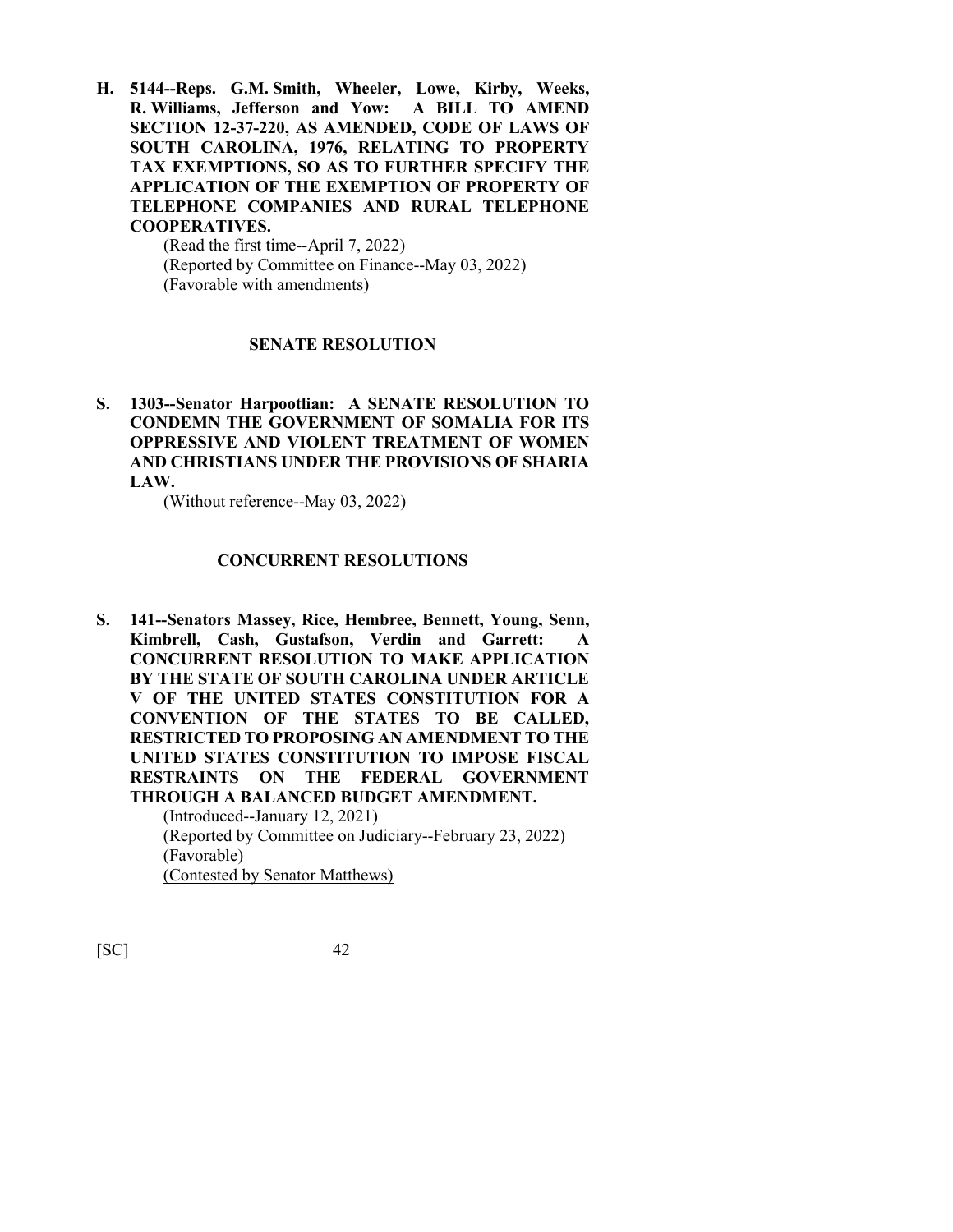**H. 5144--Reps. G.M. Smith, Wheeler, Lowe, Kirby, Weeks, R. Williams, Jefferson and Yow: A BILL TO AMEND SECTION 12-37-220, AS AMENDED, CODE OF LAWS OF SOUTH CAROLINA, 1976, RELATING TO PROPERTY TAX EXEMPTIONS, SO AS TO FURTHER SPECIFY THE APPLICATION OF THE EXEMPTION OF PROPERTY OF TELEPHONE COMPANIES AND RURAL TELEPHONE COOPERATIVES.**

(Read the first time--April 7, 2022)
(Reported by Committee on Finance--May 03, 2022)
(Favorable with amendments)

## SENATE RESOLUTION

**S. 1303--Senator Harpootlian: A SENATE RESOLUTION TO CONDEMN THE GOVERNMENT OF SOMALIA FOR ITS OPPRESSIVE AND VIOLENT TREATMENT OF WOMEN AND CHRISTIANS UNDER THE PROVISIONS OF SHARIA LAW.**

(Without reference--May 03, 2022)

## CONCURRENT RESOLUTIONS

**S. 141--Senators Massey, Rice, Hembree, Bennett, Young, Senn, Kimbrell, Cash, Gustafson, Verdin and Garrett: A CONCURRENT RESOLUTION TO MAKE APPLICATION BY THE STATE OF SOUTH CAROLINA UNDER ARTICLE V OF THE UNITED STATES CONSTITUTION FOR A CONVENTION OF THE STATES TO BE CALLED, RESTRICTED TO PROPOSING AN AMENDMENT TO THE UNITED STATES CONSTITUTION TO IMPOSE FISCAL RESTRAINTS ON THE FEDERAL GOVERNMENT THROUGH A BALANCED BUDGET AMENDMENT.**

(Introduced--January 12, 2021)
(Reported by Committee on Judiciary--February 23, 2022)
(Favorable)
(Contested by Senator Matthews)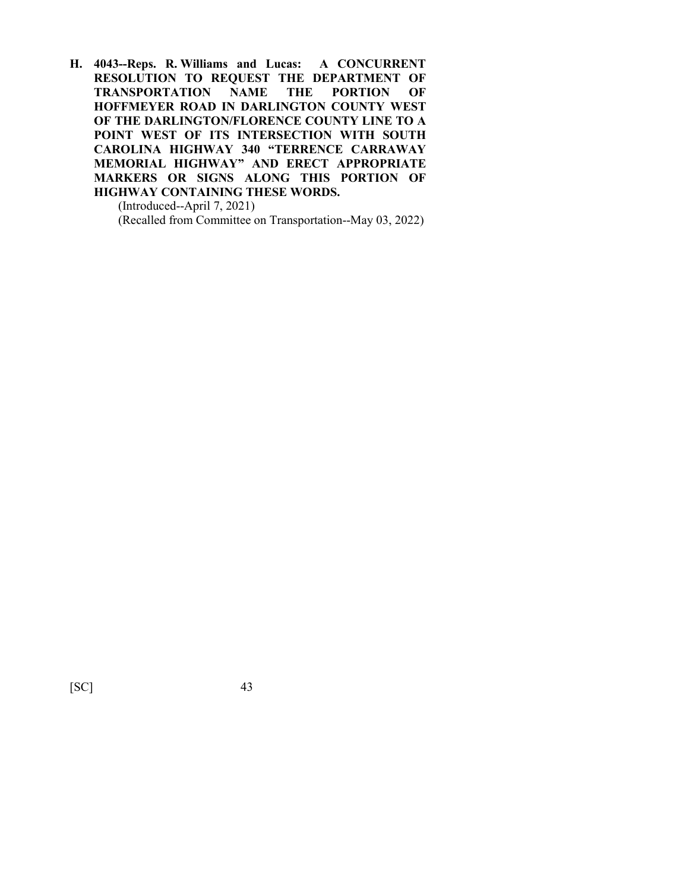**H. 4043--Reps. R. Williams and Lucas: A CONCURRENT RESOLUTION TO REQUEST THE DEPARTMENT OF TRANSPORTATION NAME THE PORTION OF HOFFMEYER ROAD IN DARLINGTON COUNTY WEST OF THE DARLINGTON/FLORENCE COUNTY LINE TO A POINT WEST OF ITS INTERSECTION WITH SOUTH CAROLINA HIGHWAY 340 "TERRENCE CARRAWAY MEMORIAL HIGHWAY" AND ERECT APPROPRIATE MARKERS OR SIGNS ALONG THIS PORTION OF HIGHWAY CONTAINING THESE WORDS.**

(Introduced--April 7, 2021)

(Recalled from Committee on Transportation--May 03, 2022)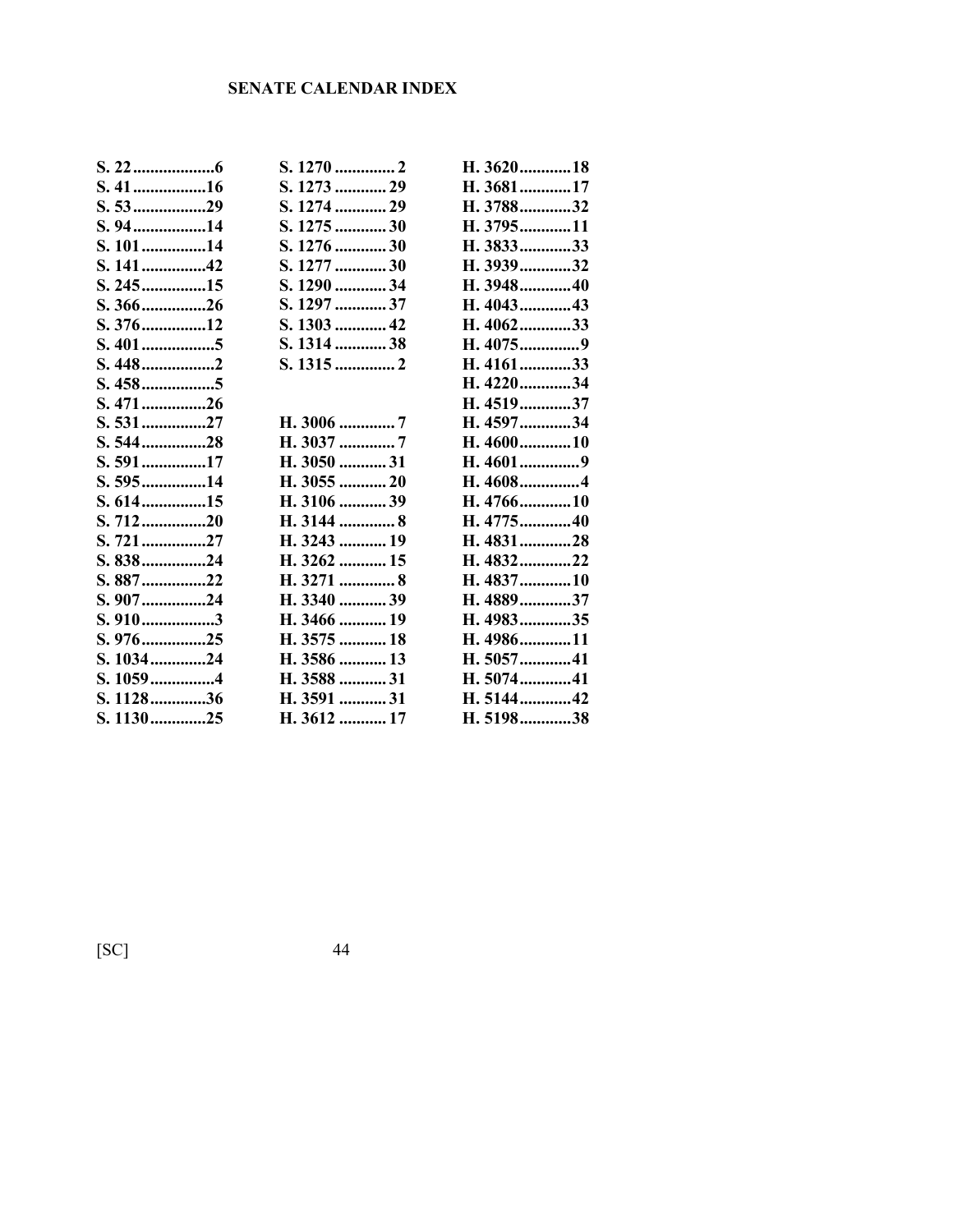# SENATE CALENDAR INDEX

S. 22 ...................6
S. 41 .................16
S. 53 .................29
S. 94 .................14
S. 101 ...............14
S. 141 ...............42
S. 245 ...............15
S. 366 ...............26
S. 376 ...............12
S. 401 .................5
S. 448 .................2
S. 458 .................5
S. 471 ...............26
S. 531 ...............27
S. 544 ...............28
S. 591 ...............17
S. 595 ...............14
S. 614 ...............15
S. 712 ...............20
S. 721 ...............27
S. 838 ...............24
S. 887 ...............22
S. 907 ...............24
S. 910 .................3
S. 976 ...............25
S. 1034 .............24
S. 1059 ...............4
S. 1128 .............36
S. 1130 .............25

S. 1270 .............. 2
S. 1273 ............ 29
S. 1274 ............ 29
S. 1275 ............ 30
S. 1276 ............ 30
S. 1277 ............ 30
S. 1290 ............ 34
S. 1297 ............ 37
S. 1303 ............ 42
S. 1314 ............ 38
S. 1315 .............. 2

H. 3006 ............. 7
H. 3037 ............. 7
H. 3050 ........... 31
H. 3055 ........... 20
H. 3106 ........... 39
H. 3144 ............. 8
H. 3243 ........... 19
H. 3262 ........... 15
H. 3271 ............. 8
H. 3340 ........... 39
H. 3466 ........... 19
H. 3575 ........... 18
H. 3586 ........... 13
H. 3588 ........... 31
H. 3591 ........... 31
H. 3612 ........... 17

H. 3620............18
H. 3681............17
H. 3788............32
H. 3795............11
H. 3833............33
H. 3939............32
H. 3948............40
H. 4043............43
H. 4062............33
H. 4075..............9
H. 4161............33
H. 4220............34
H. 4519............37
H. 4597............34
H. 4600............10
H. 4601..............9
H. 4608..............4
H. 4766............10
H. 4775............40
H. 4831............28
H. 4832............22
H. 4837............10
H. 4889............37
H. 4983............35
H. 4986............11
H. 5057............41
H. 5074............41
H. 5144............42
H. 5198............38